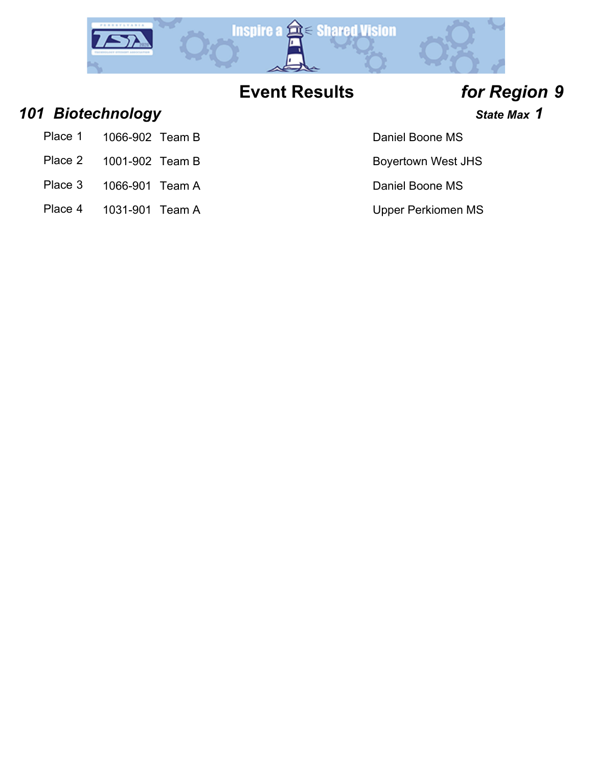# Event Results *for Region 9*

## *101 Biotechnology*

***State Max 1***

| | | | |
|---|---|---|---|
| Place 1 | 1066-902 | Team B | Daniel Boone MS |
| Place 2 | 1001-902 | Team B | Boyertown West JHS |
| Place 3 | 1066-901 | Team A | Daniel Boone MS |
| Place 4 | 1031-901 | Team A | Upper Perkiomen MS |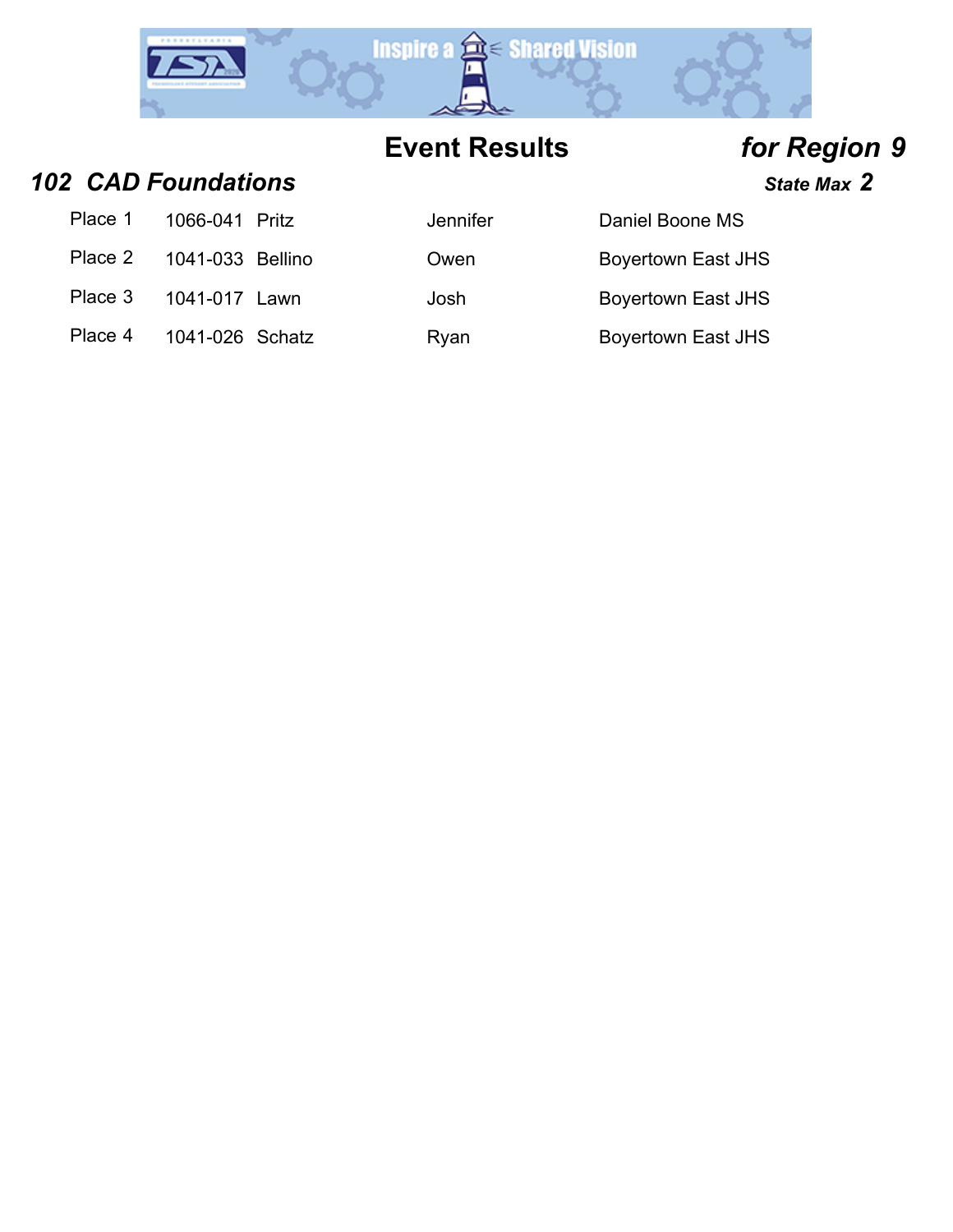# Event Results *for Region 9*

## *102 CAD Foundations*

***State Max 2***

| Place | ID | Last Name | First Name | School |
|---|---|---|---|---|
| Place 1 | 1066-041 | Pritz | Jennifer | Daniel Boone MS |
| Place 2 | 1041-033 | Bellino | Owen | Boyertown East JHS |
| Place 3 | 1041-017 | Lawn | Josh | Boyertown East JHS |
| Place 4 | 1041-026 | Schatz | Ryan | Boyertown East JHS |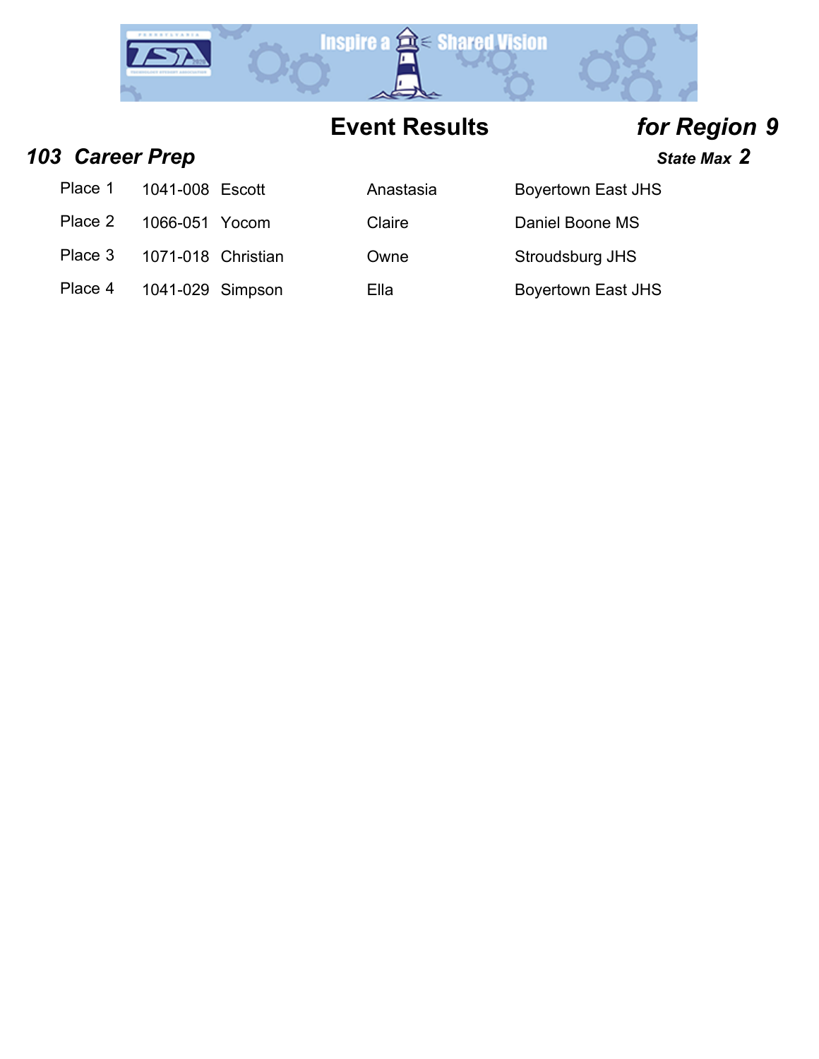# Event Results *for Region 9*

## *103 Career Prep*

***State Max 2***

| Place | ID | Last Name | First Name | School |
| --- | --- | --- | --- | --- |
| Place 1 | 1041-008 | Escott | Anastasia | Boyertown East JHS |
| Place 2 | 1066-051 | Yocom | Claire | Daniel Boone MS |
| Place 3 | 1071-018 | Christian | Owne | Stroudsburg JHS |
| Place 4 | 1041-029 | Simpson | Ella | Boyertown East JHS |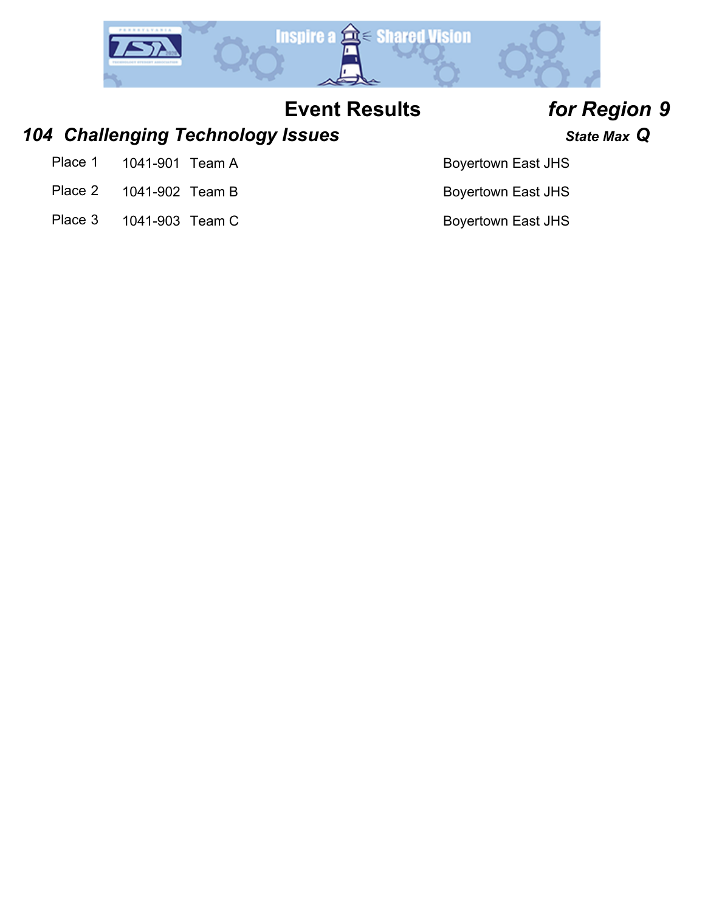# Event Results *for Region 9*

## *104 Challenging Technology Issues* 

***State Max Q***

| Place | ID | Team | School |
|---|---|---|---|
| Place 1 | 1041-901 | Team A | Boyertown East JHS |
| Place 2 | 1041-902 | Team B | Boyertown East JHS |
| Place 3 | 1041-903 | Team C | Boyertown East JHS |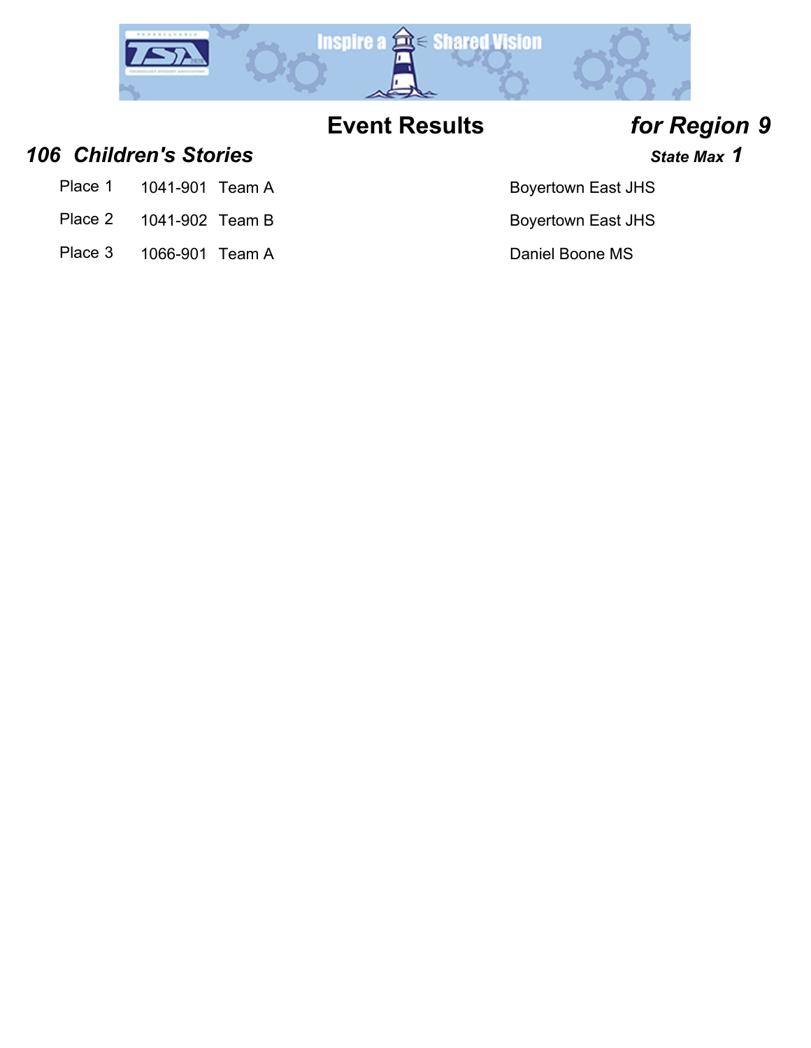# Event Results *for Region 9*

## *106 Children's Stories*

***State Max 1***

| Place | ID | Team | School |
|---|---|---|---|
| Place 1 | 1041-901 | Team A | Boyertown East JHS |
| Place 2 | 1041-902 | Team B | Boyertown East JHS |
| Place 3 | 1066-901 | Team A | Daniel Boone MS |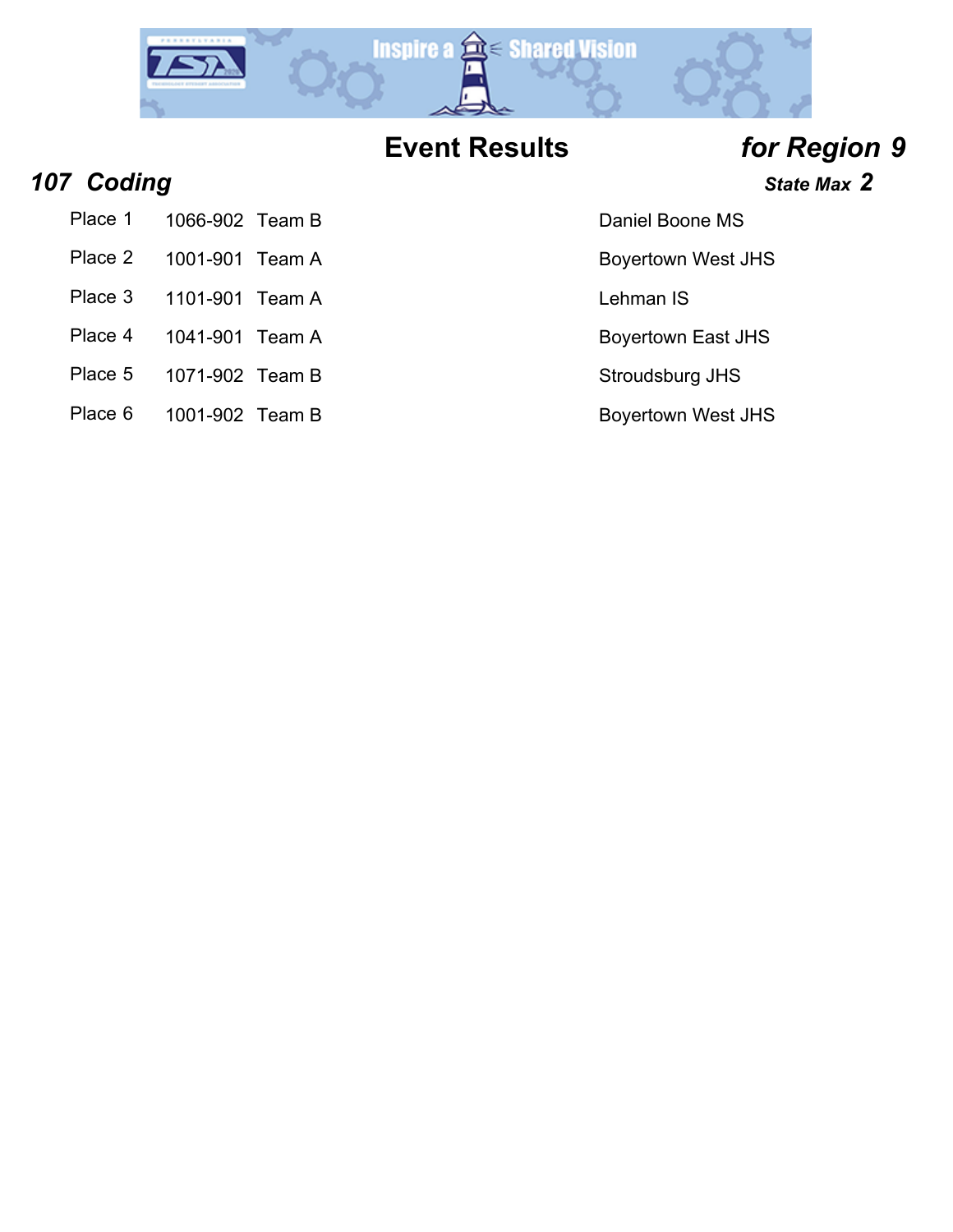# Event Results *for Region 9*

## *107 Coding*

***State Max 2***

| Place | ID | Team | School |
|---|---|---|---|
| Place 1 | 1066-902 | Team B | Daniel Boone MS |
| Place 2 | 1001-901 | Team A | Boyertown West JHS |
| Place 3 | 1101-901 | Team A | Lehman IS |
| Place 4 | 1041-901 | Team A | Boyertown East JHS |
| Place 5 | 1071-902 | Team B | Stroudsburg JHS |
| Place 6 | 1001-902 | Team B | Boyertown West JHS |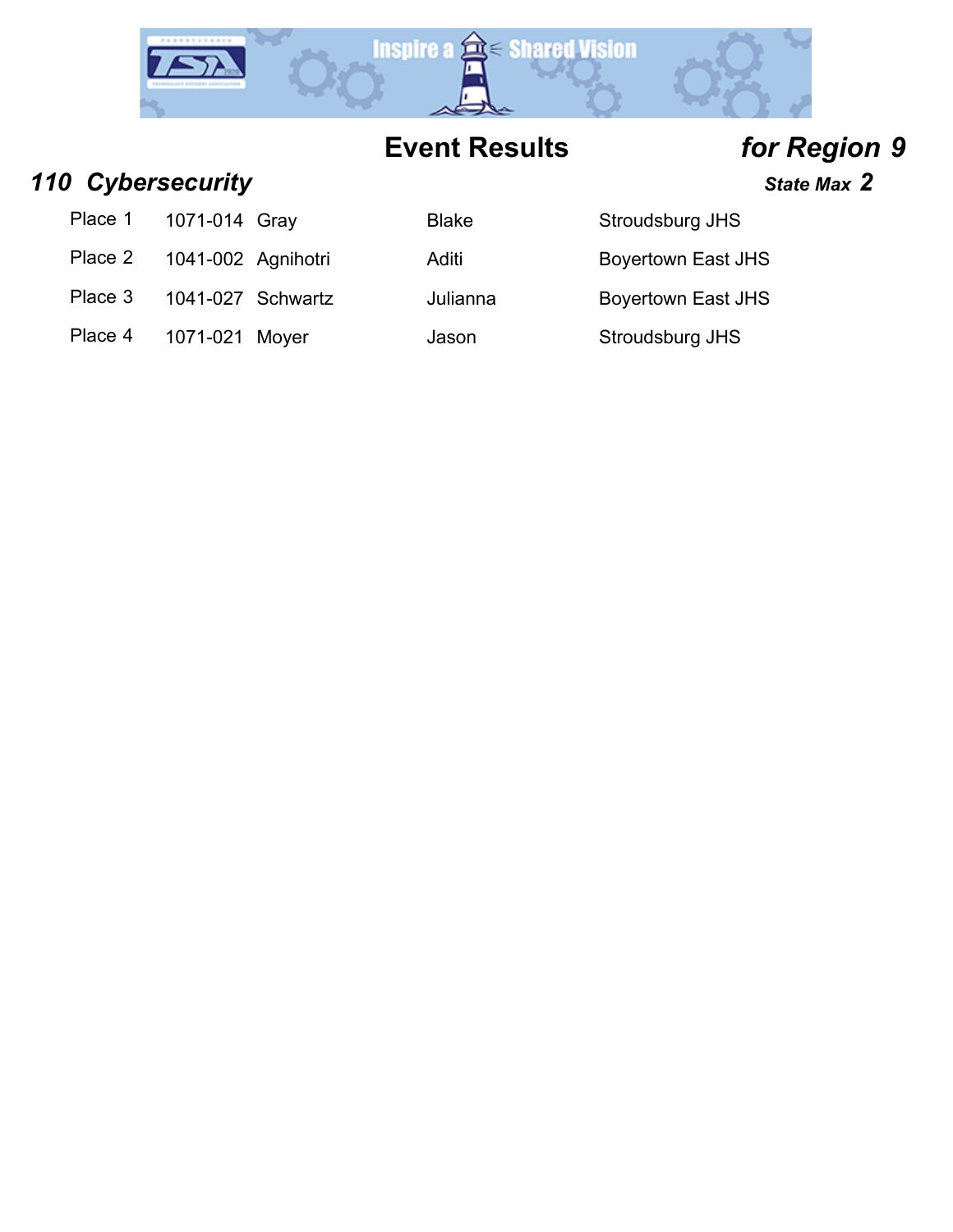## Event Results *for Region 9*

### *110 Cybersecurity*

***State Max 2***

| Place | ID | Last Name | First Name | School |
|---|---|---|---|---|
| Place 1 | 1071-014 | Gray | Blake | Stroudsburg JHS |
| Place 2 | 1041-002 | Agnihotri | Aditi | Boyertown East JHS |
| Place 3 | 1041-027 | Schwartz | Julianna | Boyertown East JHS |
| Place 4 | 1071-021 | Moyer | Jason | Stroudsburg JHS |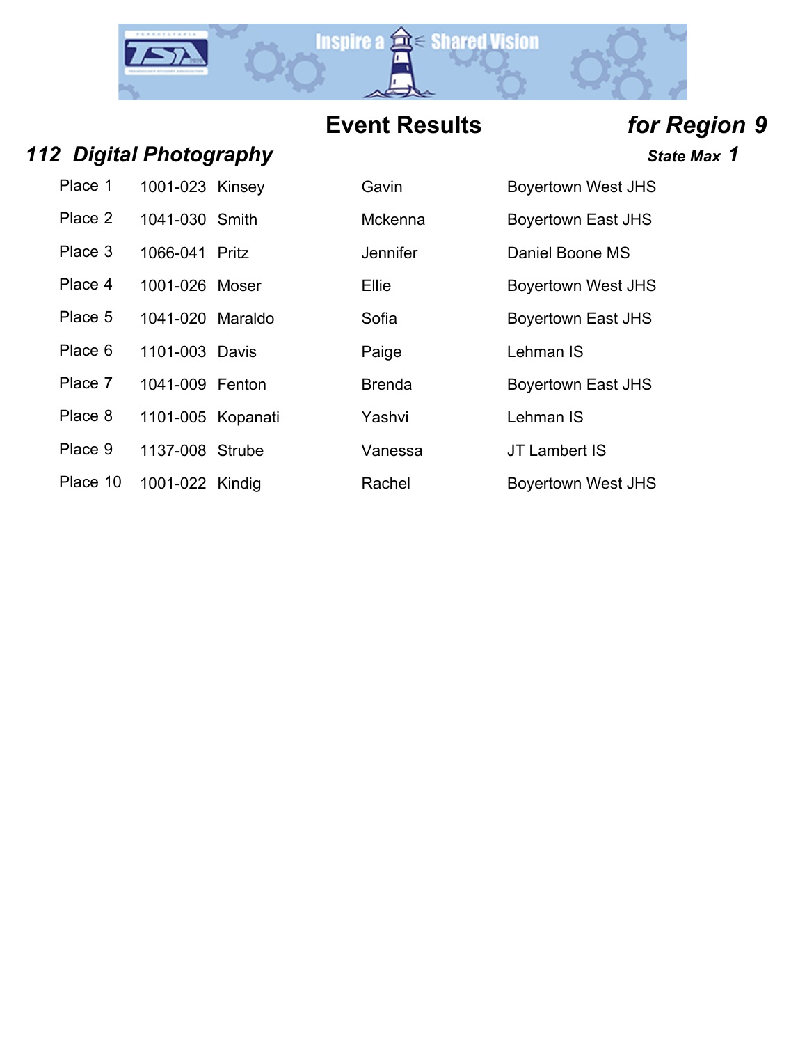## Event Results *for Region 9*

### *112 Digital Photography*

***State Max 1***

| Place | ID | Last Name | First Name | School |
|---|---|---|---|---|
| Place 1 | 1001-023 | Kinsey | Gavin | Boyertown West JHS |
| Place 2 | 1041-030 | Smith | Mckenna | Boyertown East JHS |
| Place 3 | 1066-041 | Pritz | Jennifer | Daniel Boone MS |
| Place 4 | 1001-026 | Moser | Ellie | Boyertown West JHS |
| Place 5 | 1041-020 | Maraldo | Sofia | Boyertown East JHS |
| Place 6 | 1101-003 | Davis | Paige | Lehman IS |
| Place 7 | 1041-009 | Fenton | Brenda | Boyertown East JHS |
| Place 8 | 1101-005 | Kopanati | Yashvi | Lehman IS |
| Place 9 | 1137-008 | Strube | Vanessa | JT Lambert IS |
| Place 10 | 1001-022 | Kindig | Rachel | Boyertown West JHS |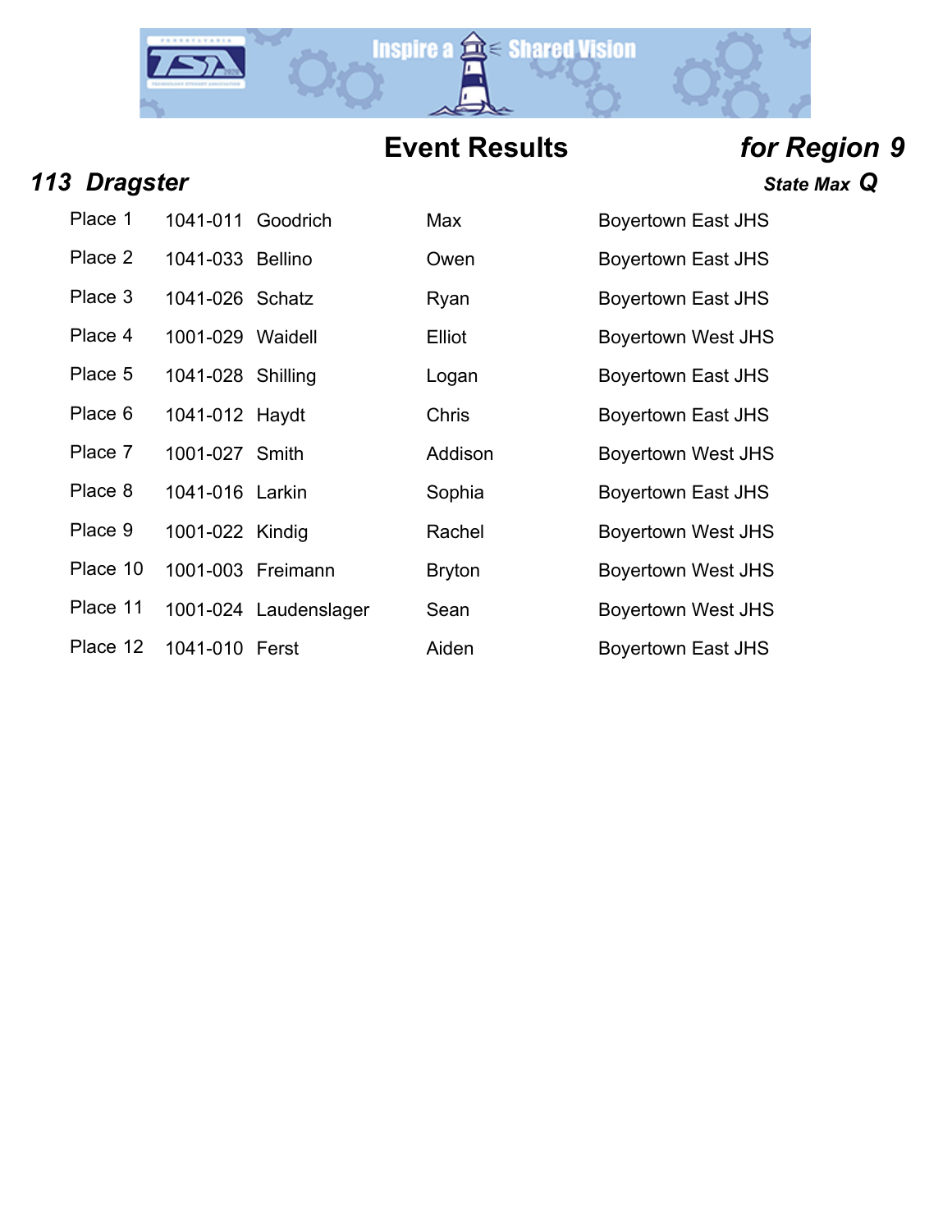## Event Results

***for Region 9***

### *113 Dragster*

***State Max Q***

| Place | ID | Last Name | First Name | School |
|---|---|---|---|---|
| Place 1 | 1041-011 | Goodrich | Max | Boyertown East JHS |
| Place 2 | 1041-033 | Bellino | Owen | Boyertown East JHS |
| Place 3 | 1041-026 | Schatz | Ryan | Boyertown East JHS |
| Place 4 | 1001-029 | Waidell | Elliot | Boyertown West JHS |
| Place 5 | 1041-028 | Shilling | Logan | Boyertown East JHS |
| Place 6 | 1041-012 | Haydt | Chris | Boyertown East JHS |
| Place 7 | 1001-027 | Smith | Addison | Boyertown West JHS |
| Place 8 | 1041-016 | Larkin | Sophia | Boyertown East JHS |
| Place 9 | 1001-022 | Kindig | Rachel | Boyertown West JHS |
| Place 10 | 1001-003 | Freimann | Bryton | Boyertown West JHS |
| Place 11 | 1001-024 | Laudenslager | Sean | Boyertown West JHS |
| Place 12 | 1041-010 | Ferst | Aiden | Boyertown East JHS |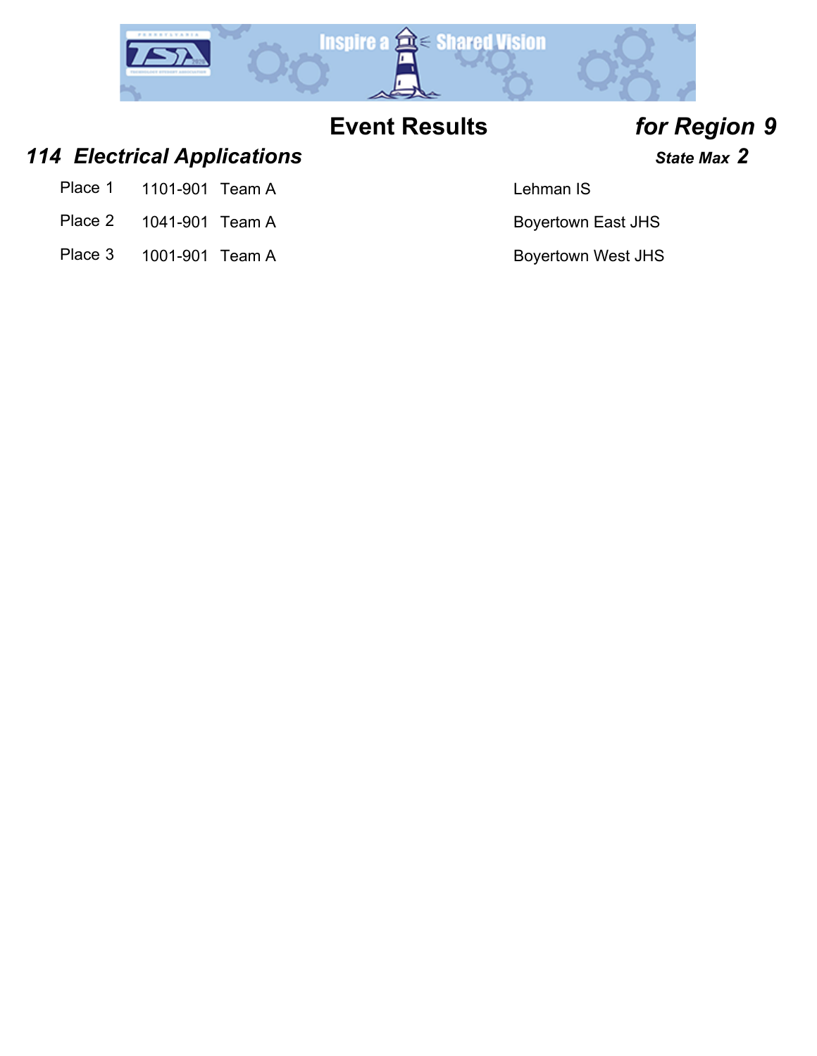# Event Results *for Region 9*

## *114 Electrical Applications*

***State Max 2***

| Place | ID | Team | School |
|---|---|---|---|
| Place 1 | 1101-901 | Team A | Lehman IS |
| Place 2 | 1041-901 | Team A | Boyertown East JHS |
| Place 3 | 1001-901 | Team A | Boyertown West JHS |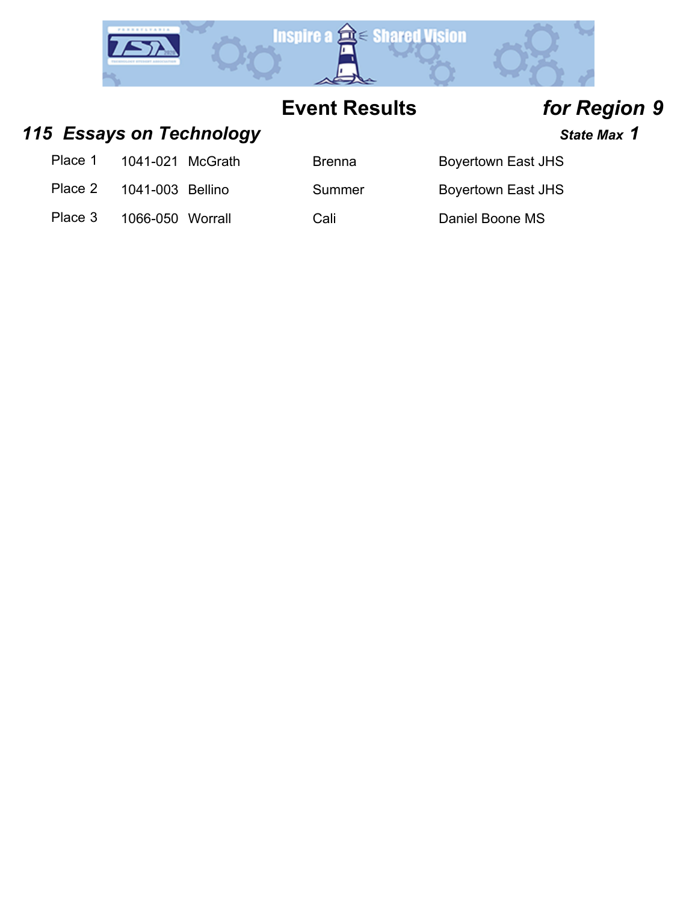# Event Results *for Region 9*

## *115 Essays on Technology*

***State Max 1***

| Place | ID | Last Name | First Name | School |
|---|---|---|---|---|
| Place 1 | 1041-021 | McGrath | Brenna | Boyertown East JHS |
| Place 2 | 1041-003 | Bellino | Summer | Boyertown East JHS |
| Place 3 | 1066-050 | Worrall | Cali | Daniel Boone MS |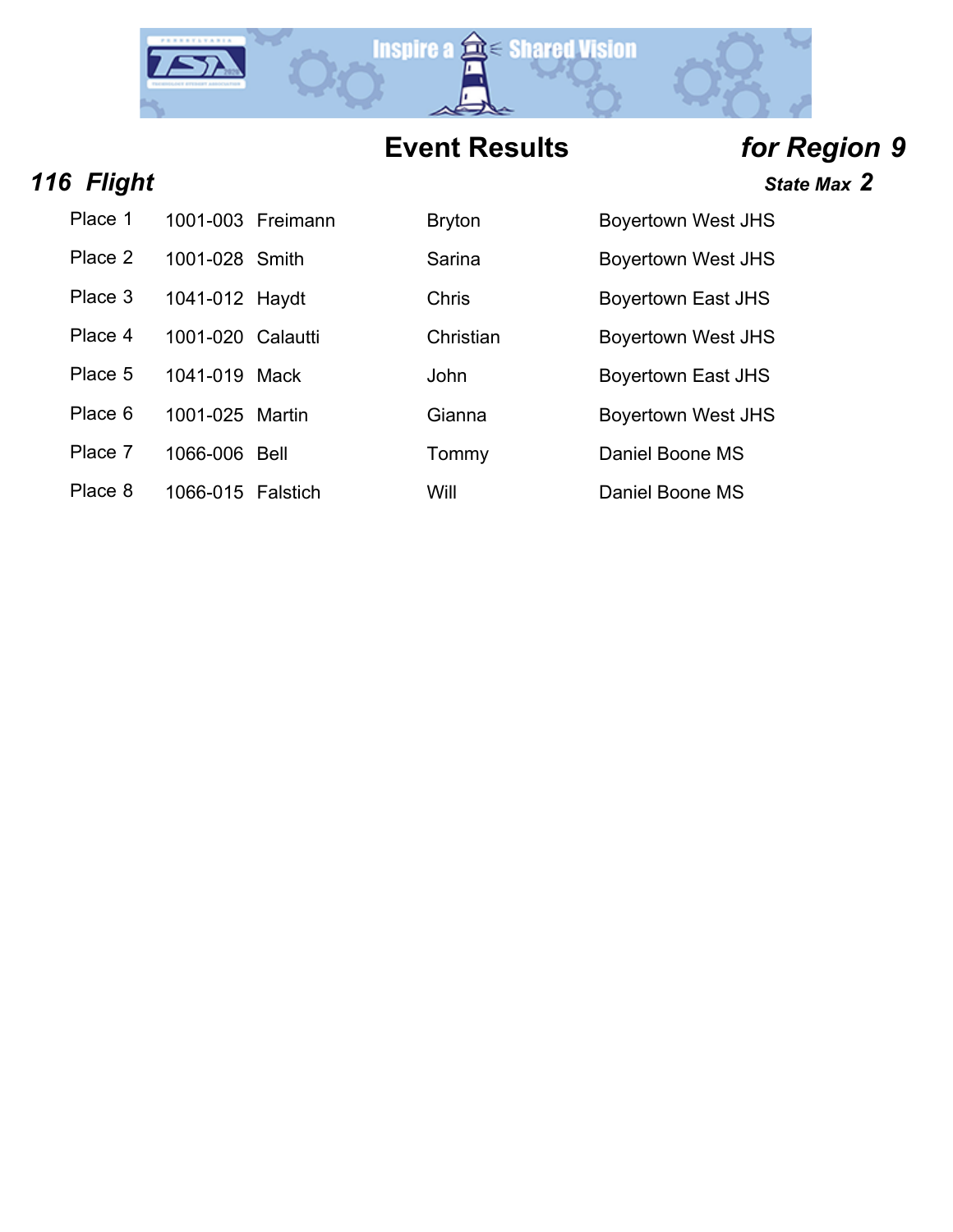# Event Results *for Region 9*

## *116 Flight*

***State Max 2***

| | | | | |
|---|---|---|---|---|
| Place 1 | 1001-003 | Freimann | Bryton | Boyertown West JHS |
| Place 2 | 1001-028 | Smith | Sarina | Boyertown West JHS |
| Place 3 | 1041-012 | Haydt | Chris | Boyertown East JHS |
| Place 4 | 1001-020 | Calautti | Christian | Boyertown West JHS |
| Place 5 | 1041-019 | Mack | John | Boyertown East JHS |
| Place 6 | 1001-025 | Martin | Gianna | Boyertown West JHS |
| Place 7 | 1066-006 | Bell | Tommy | Daniel Boone MS |
| Place 8 | 1066-015 | Falstich | Will | Daniel Boone MS |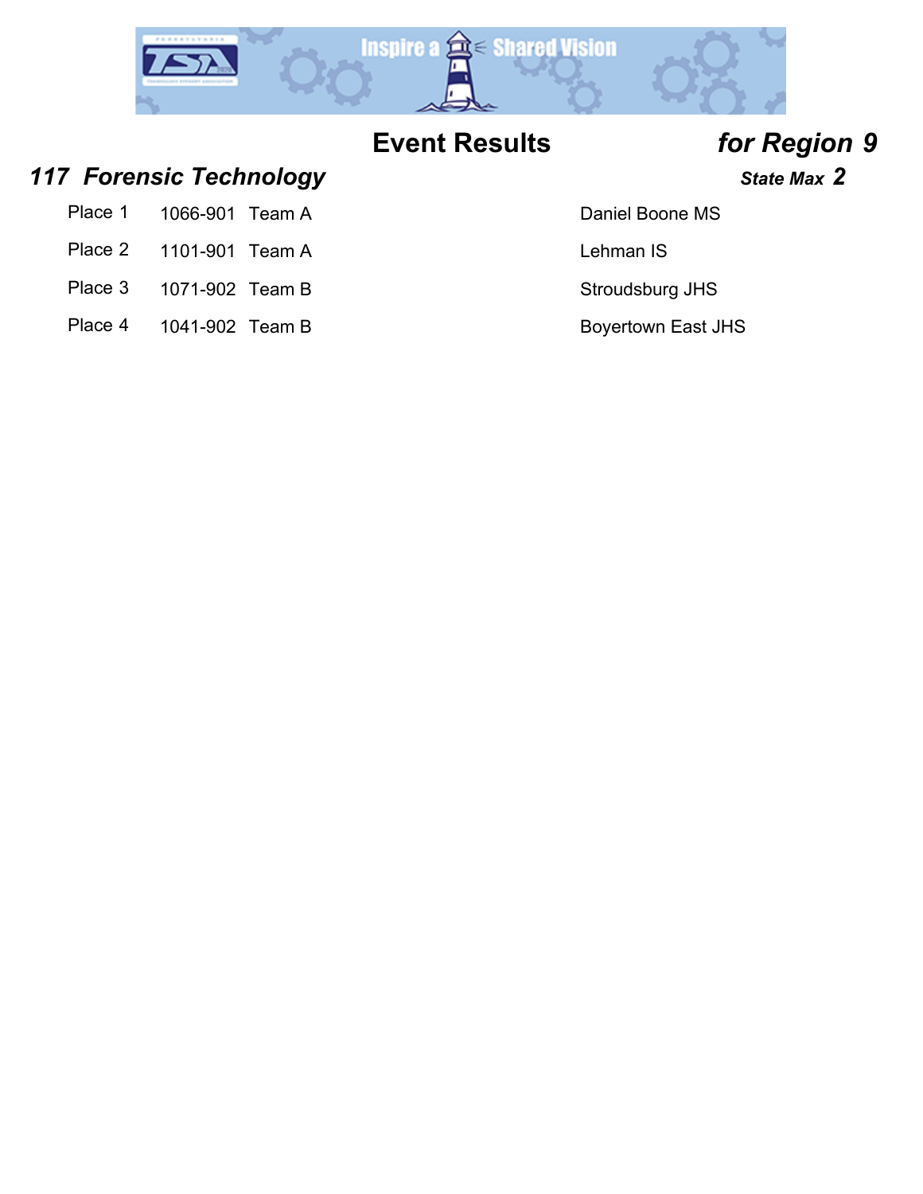# Event Results *for Region 9*

## *117 Forensic Technology*

***State Max 2***

| Place | ID | Team | School |
|---|---|---|---|
| Place 1 | 1066-901 | Team A | Daniel Boone MS |
| Place 2 | 1101-901 | Team A | Lehman IS |
| Place 3 | 1071-902 | Team B | Stroudsburg JHS |
| Place 4 | 1041-902 | Team B | Boyertown East JHS |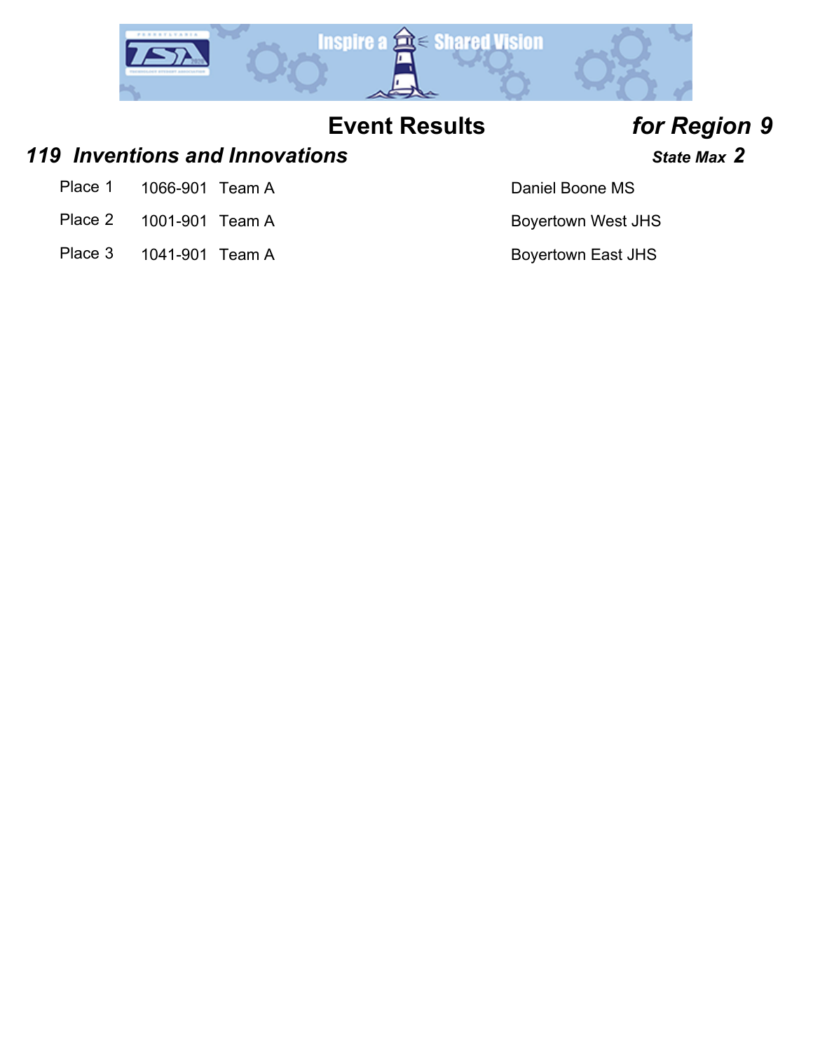# Event Results *for Region 9*

## *119 Inventions and Innovations*

***State Max* 2**

| Place | ID | Team | School |
|---|---|---|---|
| Place 1 | 1066-901 | Team A | Daniel Boone MS |
| Place 2 | 1001-901 | Team A | Boyertown West JHS |
| Place 3 | 1041-901 | Team A | Boyertown East JHS |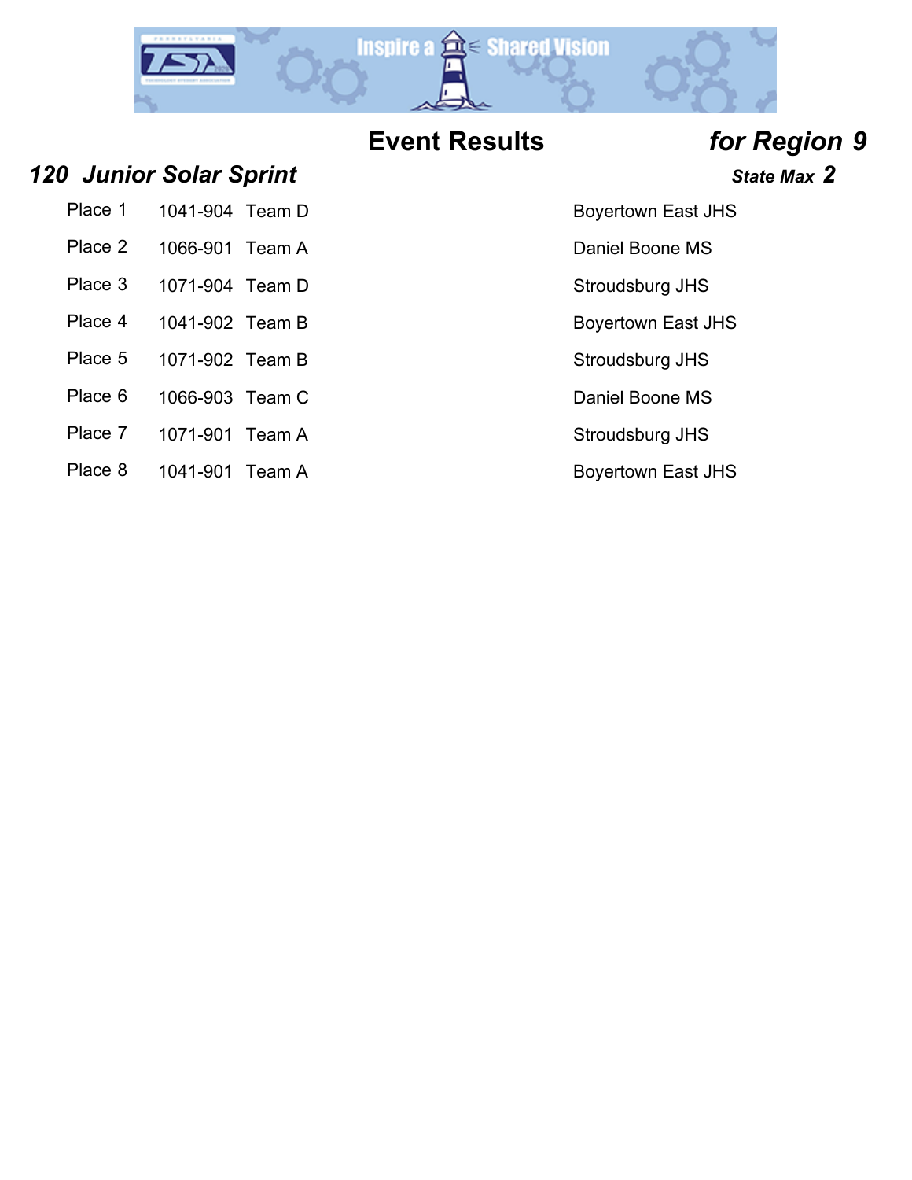## Event Results *for Region 9*

### *120 Junior Solar Sprint*

***State Max 2***

| Place | ID | Team | School |
|---|---|---|---|
| Place 1 | 1041-904 | Team D | Boyertown East JHS |
| Place 2 | 1066-901 | Team A | Daniel Boone MS |
| Place 3 | 1071-904 | Team D | Stroudsburg JHS |
| Place 4 | 1041-902 | Team B | Boyertown East JHS |
| Place 5 | 1071-902 | Team B | Stroudsburg JHS |
| Place 6 | 1066-903 | Team C | Daniel Boone MS |
| Place 7 | 1071-901 | Team A | Stroudsburg JHS |
| Place 8 | 1041-901 | Team A | Boyertown East JHS |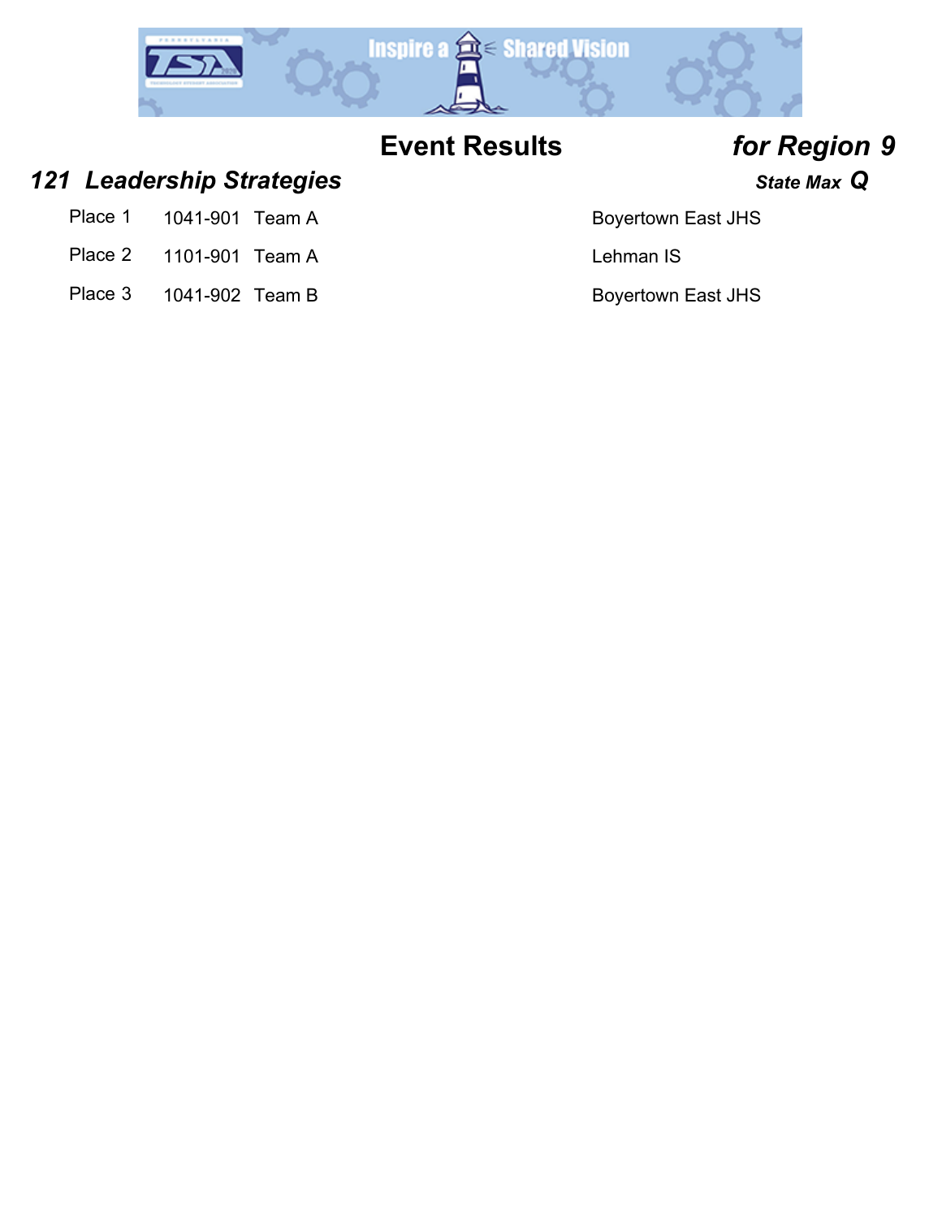# Event Results *for Region 9*

## *121 Leadership Strategies*

***State Max Q***

| Place | ID | Team | School |
|---|---|---|---|
| Place 1 | 1041-901 | Team A | Boyertown East JHS |
| Place 2 | 1101-901 | Team A | Lehman IS |
| Place 3 | 1041-902 | Team B | Boyertown East JHS |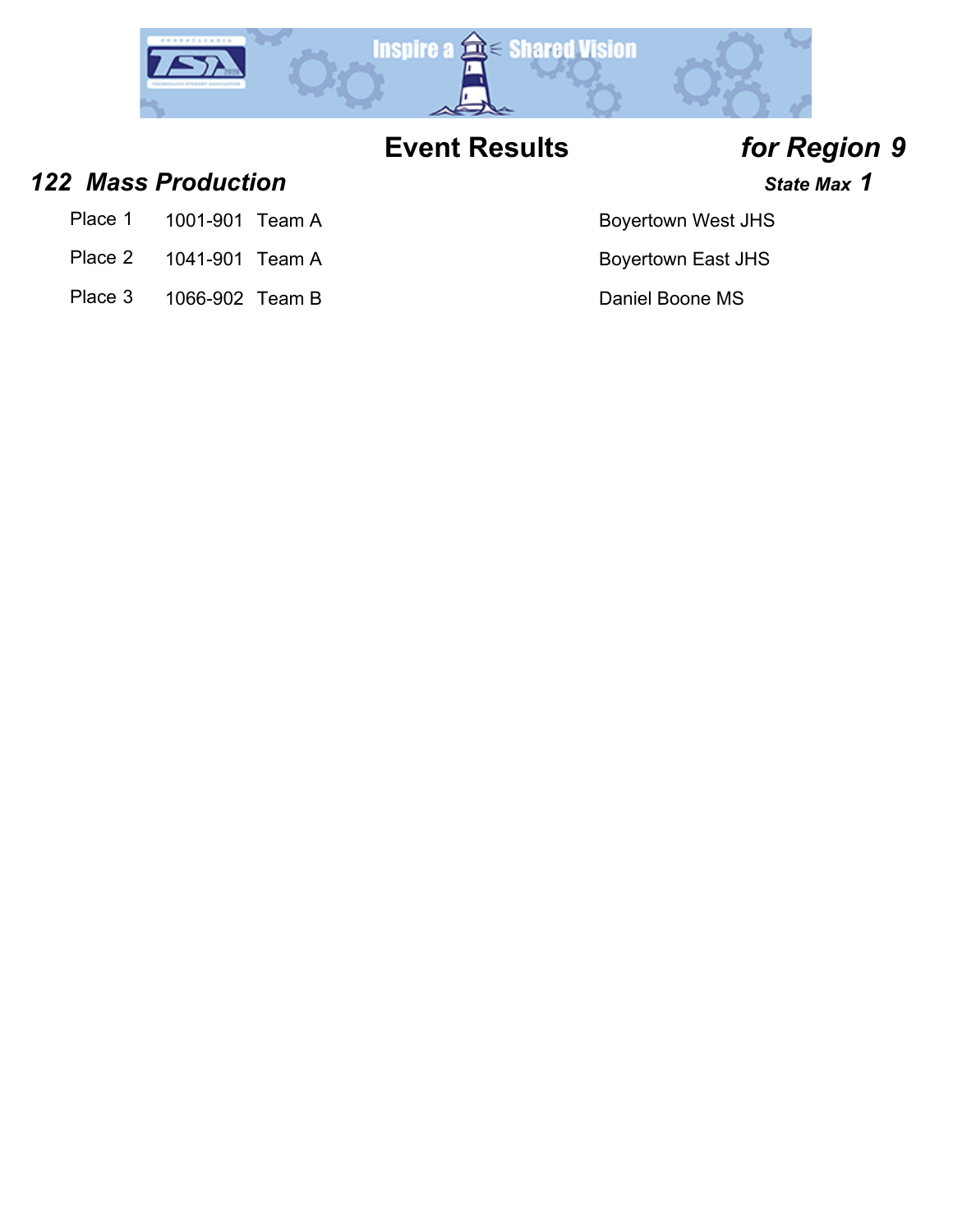# Event Results *for Region 9*

## *122 Mass Production*

***State Max 1***

| Place | ID | Team | School |
|---|---|---|---|
| Place 1 | 1001-901 | Team A | Boyertown West JHS |
| Place 2 | 1041-901 | Team A | Boyertown East JHS |
| Place 3 | 1066-902 | Team B | Daniel Boone MS |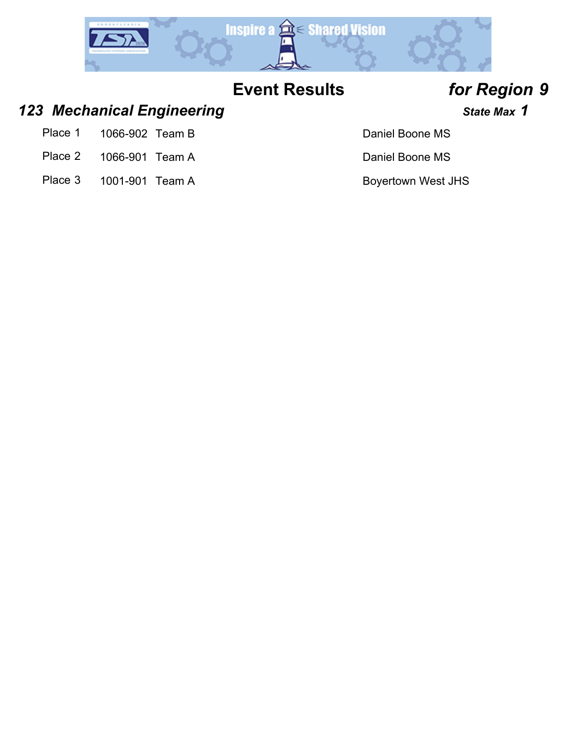## Event Results *for Region 9*

### *123 Mechanical Engineering* ***State Max 1***

| Place | ID | Team | School |
|---|---|---|---|
| Place 1 | 1066-902 | Team B | Daniel Boone MS |
| Place 2 | 1066-901 | Team A | Daniel Boone MS |
| Place 3 | 1001-901 | Team A | Boyertown West JHS |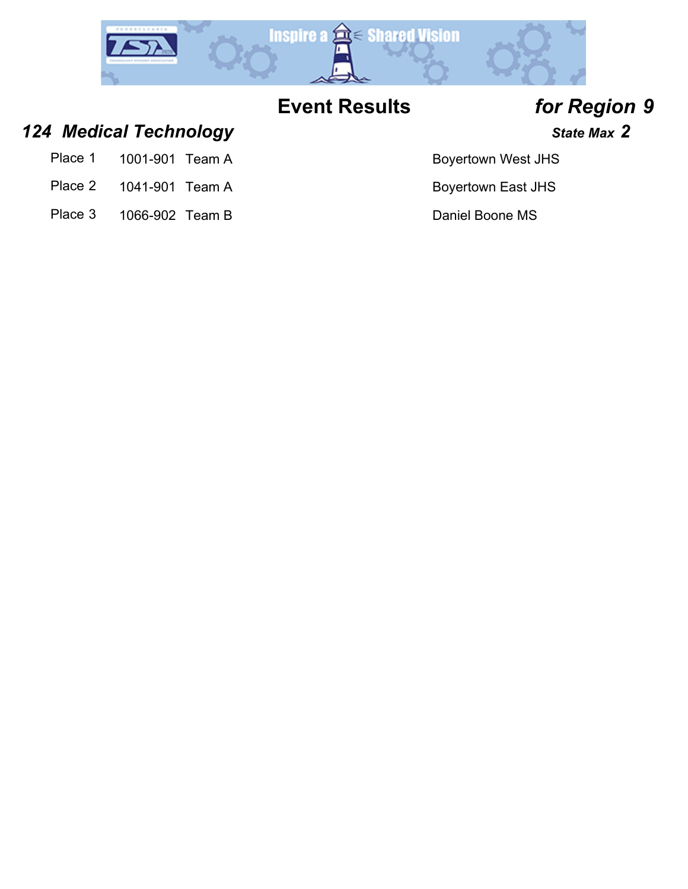# Event Results *for Region 9*

## *124 Medical Technology*

***State Max 2***

| Place | ID | Team | School |
|---|---|---|---|
| Place 1 | 1001-901 | Team A | Boyertown West JHS |
| Place 2 | 1041-901 | Team A | Boyertown East JHS |
| Place 3 | 1066-902 | Team B | Daniel Boone MS |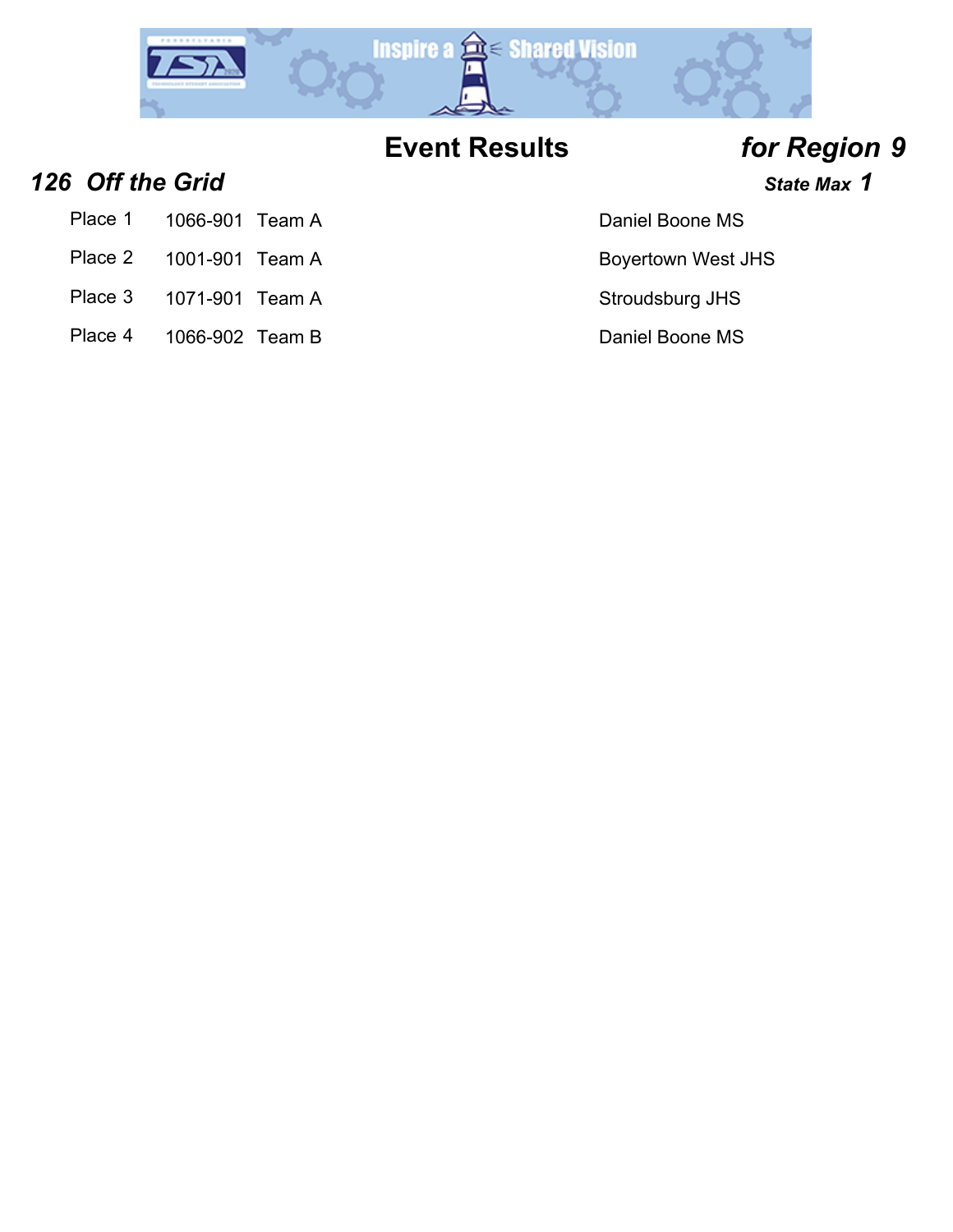# Event Results *for Region 9*

## *126 Off the Grid*

***State Max 1***

| Place | ID | Team | School |
| --- | --- | --- | --- |
| Place 1 | 1066-901 | Team A | Daniel Boone MS |
| Place 2 | 1001-901 | Team A | Boyertown West JHS |
| Place 3 | 1071-901 | Team A | Stroudsburg JHS |
| Place 4 | 1066-902 | Team B | Daniel Boone MS |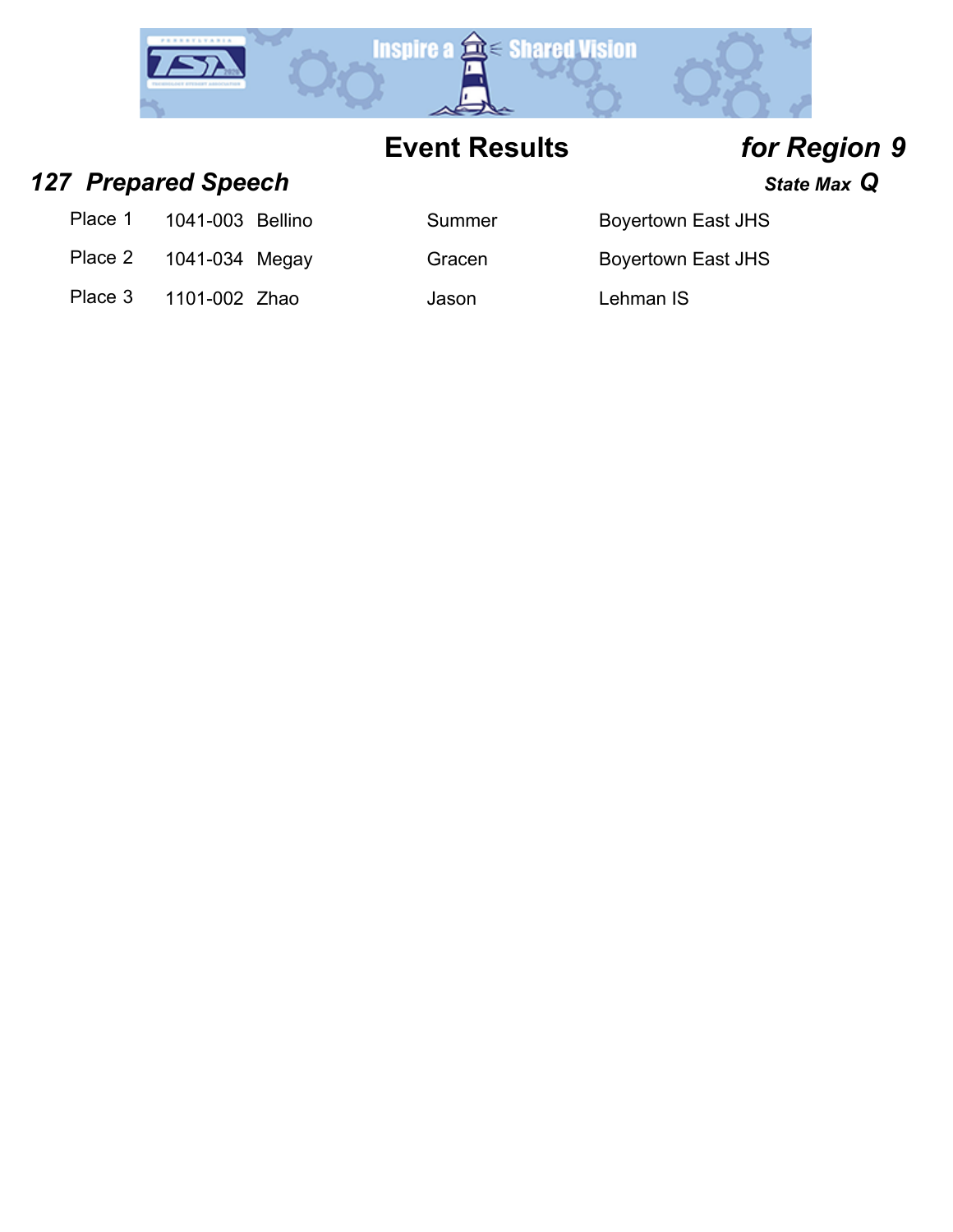# Event Results *for Region 9*

## *127 Prepared Speech*

***State Max Q***

| Place | ID | Last Name | First Name | School |
|---|---|---|---|---|
| Place 1 | 1041-003 | Bellino | Summer | Boyertown East JHS |
| Place 2 | 1041-034 | Megay | Gracen | Boyertown East JHS |
| Place 3 | 1101-002 | Zhao | Jason | Lehman IS |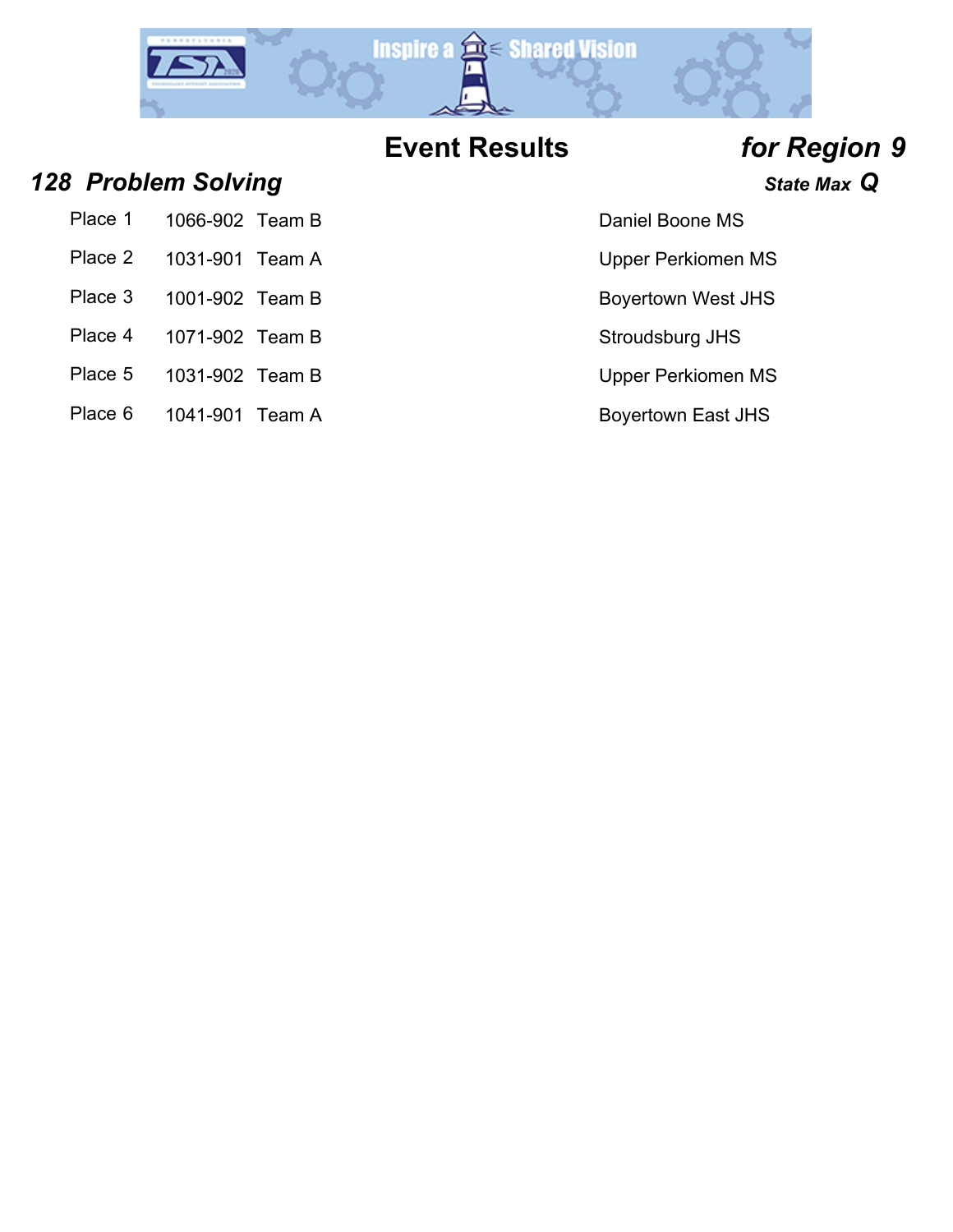# Event Results *for Region 9*

## *128 Problem Solving*

***State Max Q***

| Place | ID | Team | School |
|---|---|---|---|
| Place 1 | 1066-902 | Team B | Daniel Boone MS |
| Place 2 | 1031-901 | Team A | Upper Perkiomen MS |
| Place 3 | 1001-902 | Team B | Boyertown West JHS |
| Place 4 | 1071-902 | Team B | Stroudsburg JHS |
| Place 5 | 1031-902 | Team B | Upper Perkiomen MS |
| Place 6 | 1041-901 | Team A | Boyertown East JHS |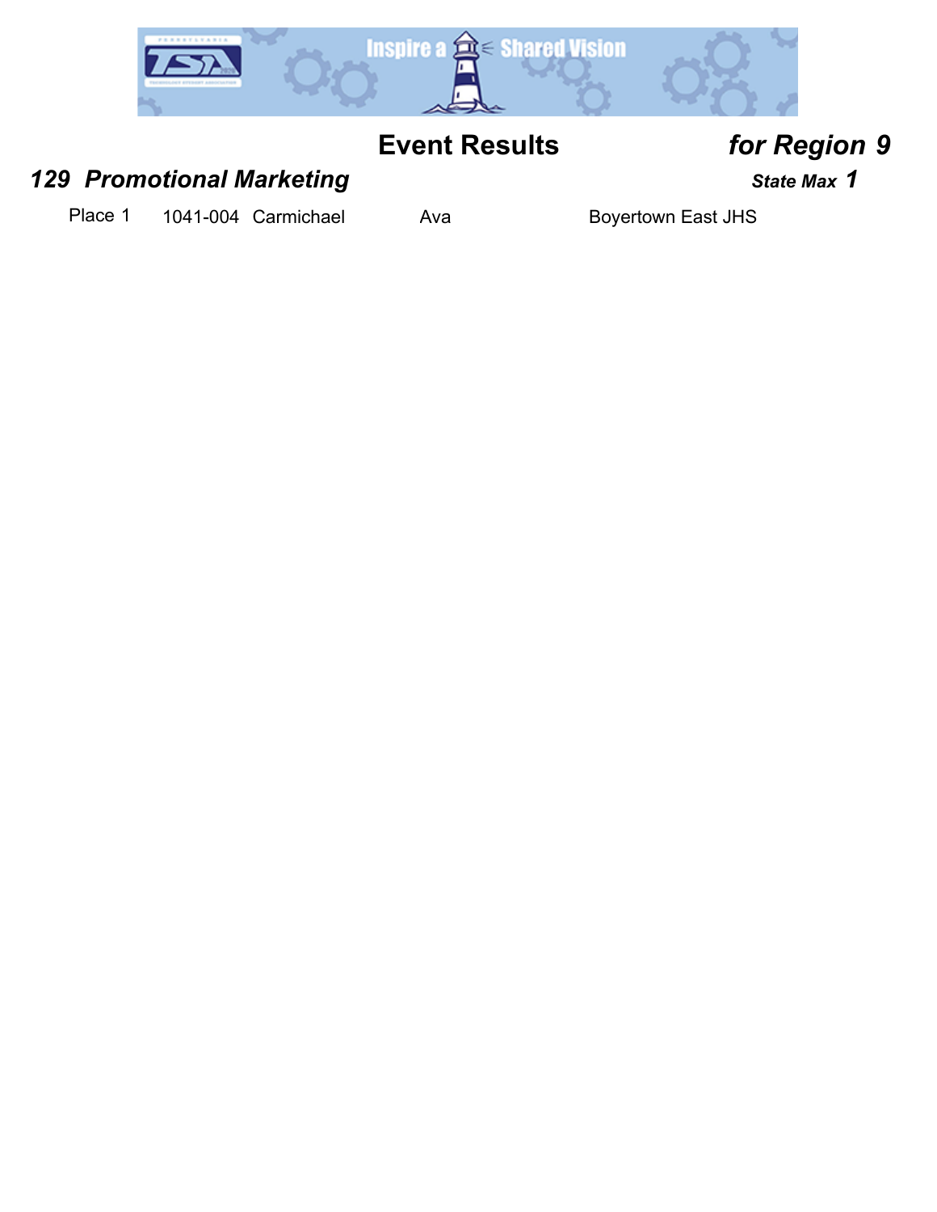# Event Results *for Region 9*

## *129 Promotional Marketing*

***State Max 1***

| Place | ID | Last Name | First Name | School |
|---|---|---|---|---|
| Place 1 | 1041-004 | Carmichael | Ava | Boyertown East JHS |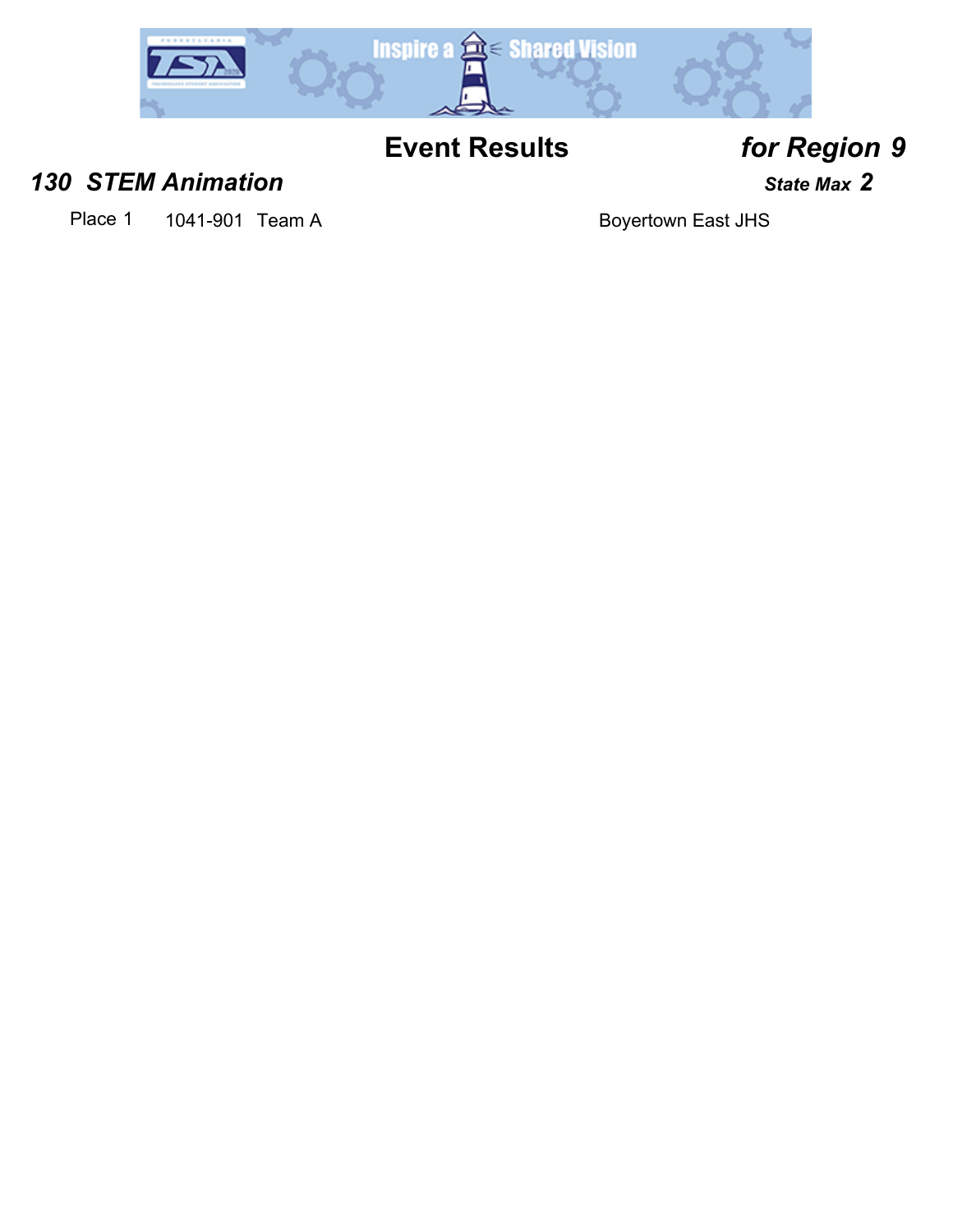# Event Results *for Region 9*

## *130 STEM Animation*

***State Max 2***

| Place | ID | Team | School |
|---|---|---|---|
| Place 1 | 1041-901 | Team A | Boyertown East JHS |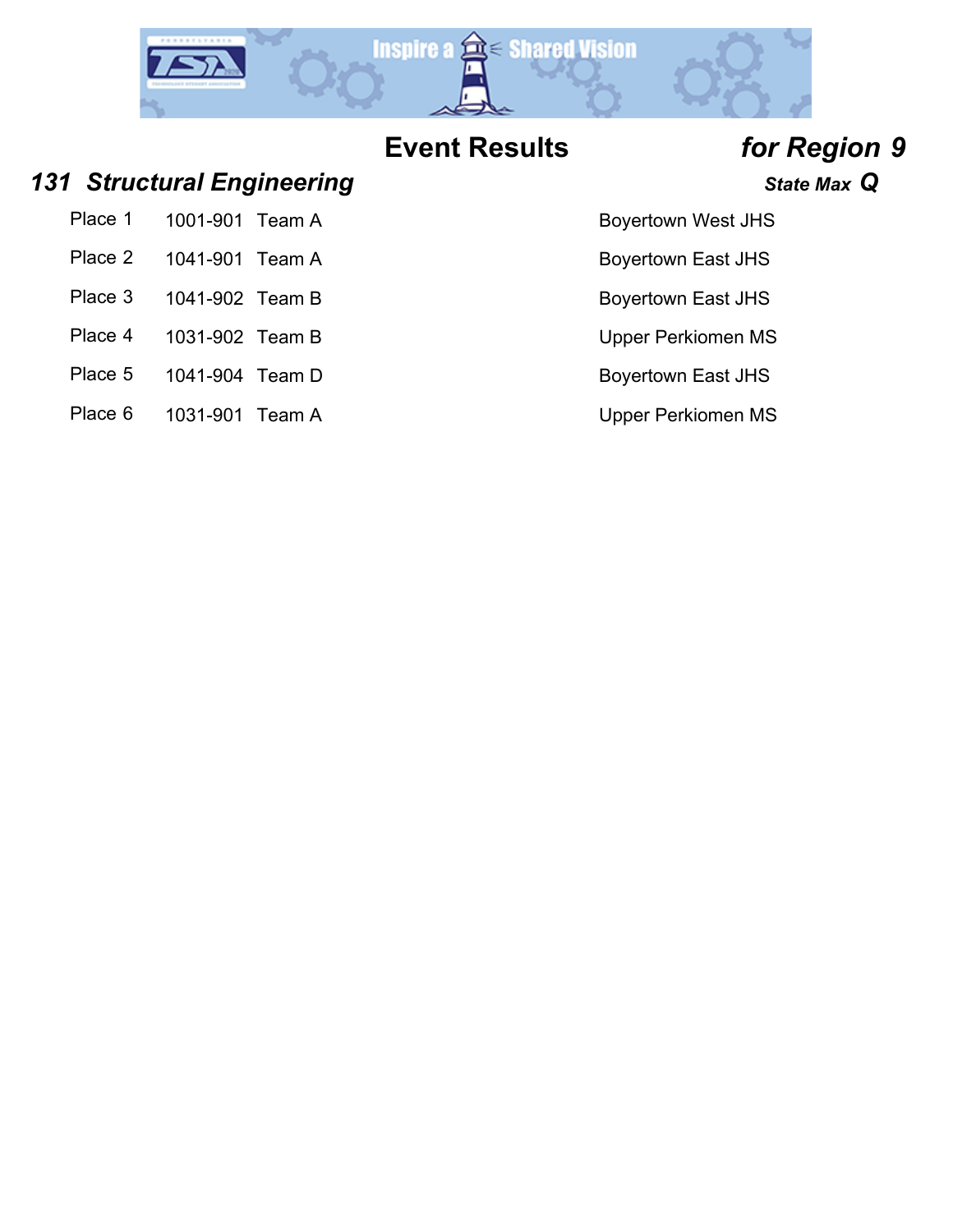# Event Results *for Region 9*

## *131 Structural Engineering*

***State Max Q***

| Place | ID | Team | School |
|---|---|---|---|
| Place 1 | 1001-901 | Team A | Boyertown West JHS |
| Place 2 | 1041-901 | Team A | Boyertown East JHS |
| Place 3 | 1041-902 | Team B | Boyertown East JHS |
| Place 4 | 1031-902 | Team B | Upper Perkiomen MS |
| Place 5 | 1041-904 | Team D | Boyertown East JHS |
| Place 6 | 1031-901 | Team A | Upper Perkiomen MS |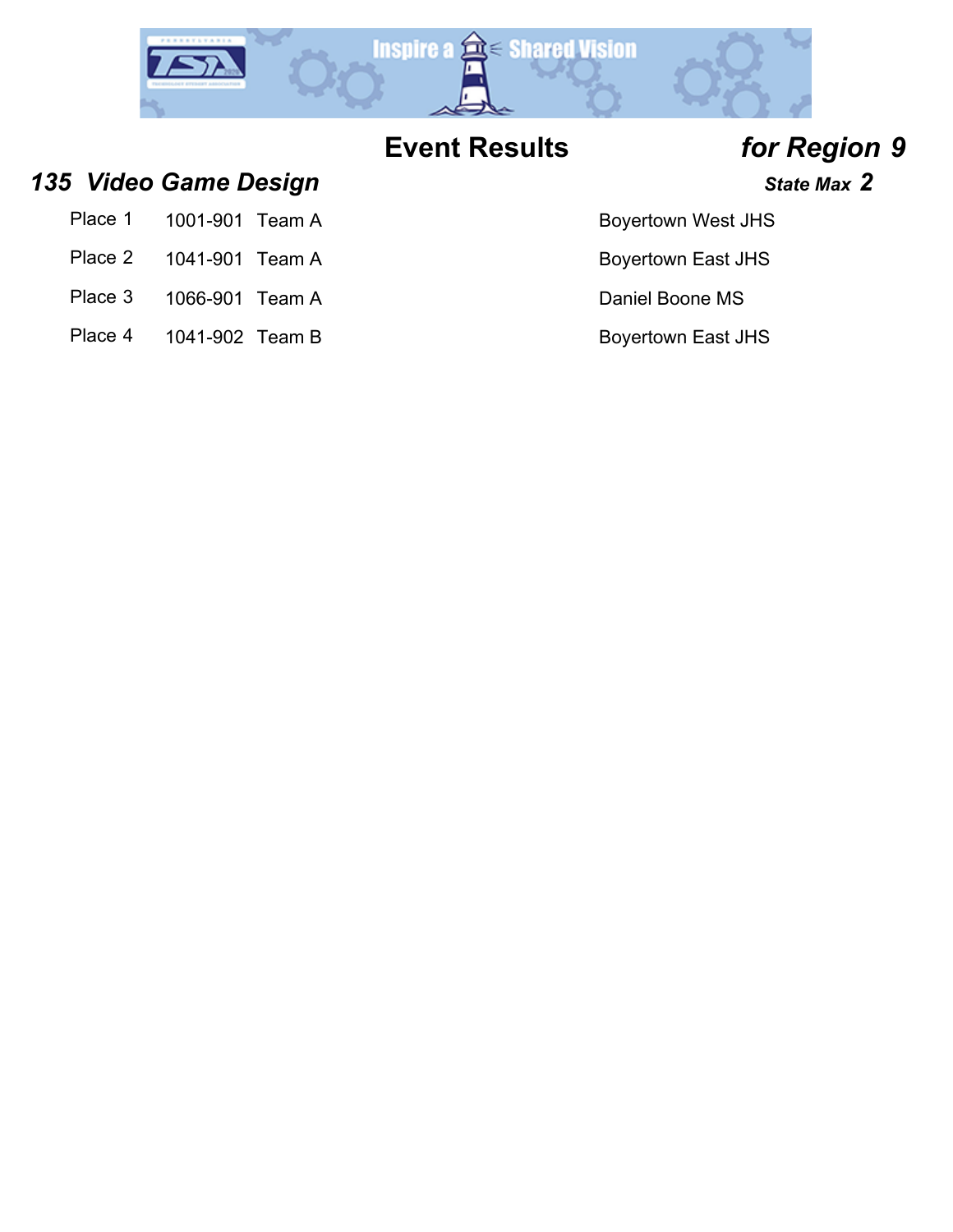# Event Results *for Region 9*

## *135 Video Game Design*

***State Max* 2**

| Place | ID | Team | School |
|---|---|---|---|
| Place 1 | 1001-901 | Team A | Boyertown West JHS |
| Place 2 | 1041-901 | Team A | Boyertown East JHS |
| Place 3 | 1066-901 | Team A | Daniel Boone MS |
| Place 4 | 1041-902 | Team B | Boyertown East JHS |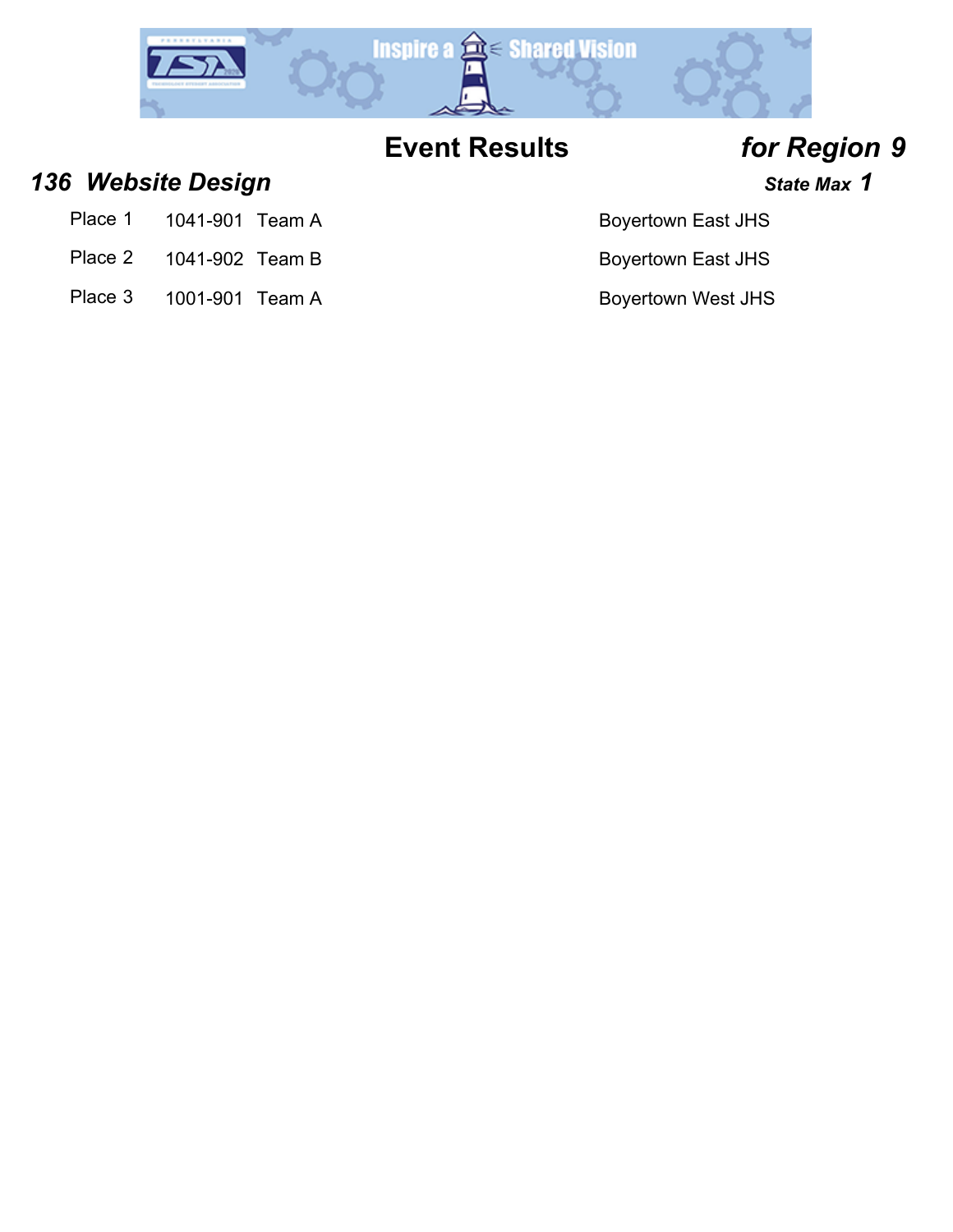# Event Results *for Region 9*

## *136 Website Design*

***State Max 1***

| Place | ID | Team | School |
|---|---|---|---|
| Place 1 | 1041-901 | Team A | Boyertown East JHS |
| Place 2 | 1041-902 | Team B | Boyertown East JHS |
| Place 3 | 1001-901 | Team A | Boyertown West JHS |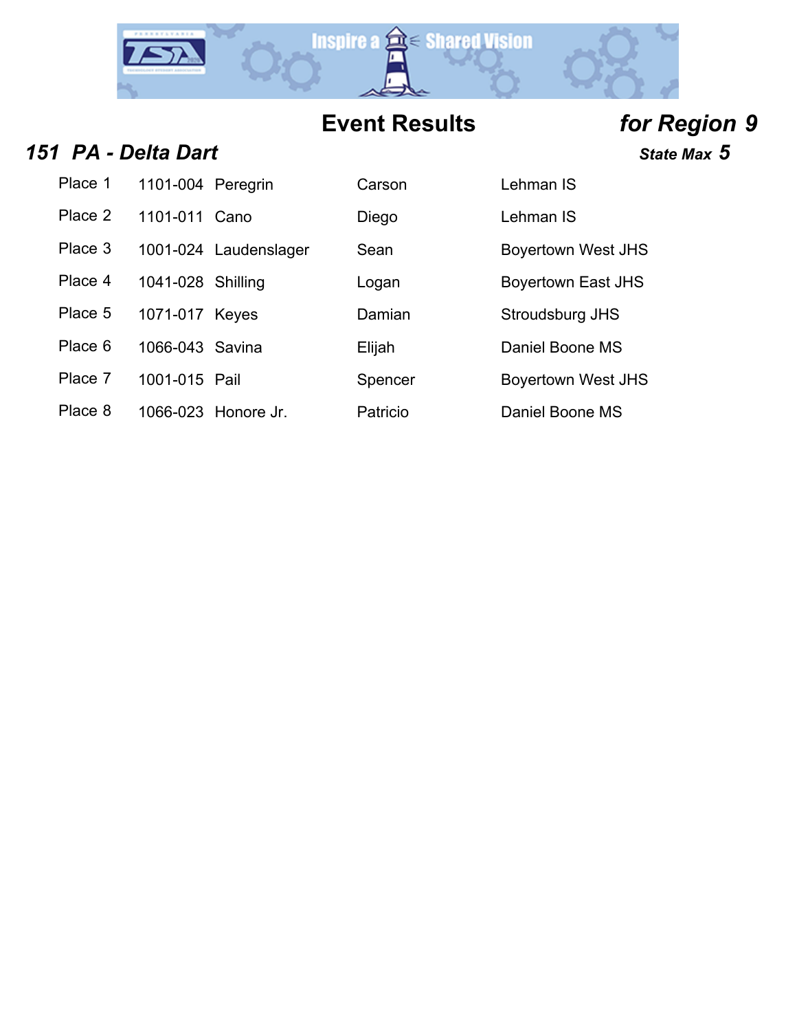## Event Results *for Region 9*

### *151 PA - Delta Dart*

***State Max 5***

| Place | ID | Last Name | First Name | School |
|---|---|---|---|---|
| Place 1 | 1101-004 | Peregrin | Carson | Lehman IS |
| Place 2 | 1101-011 | Cano | Diego | Lehman IS |
| Place 3 | 1001-024 | Laudenslager | Sean | Boyertown West JHS |
| Place 4 | 1041-028 | Shilling | Logan | Boyertown East JHS |
| Place 5 | 1071-017 | Keyes | Damian | Stroudsburg JHS |
| Place 6 | 1066-043 | Savina | Elijah | Daniel Boone MS |
| Place 7 | 1001-015 | Pail | Spencer | Boyertown West JHS |
| Place 8 | 1066-023 | Honore Jr. | Patricio | Daniel Boone MS |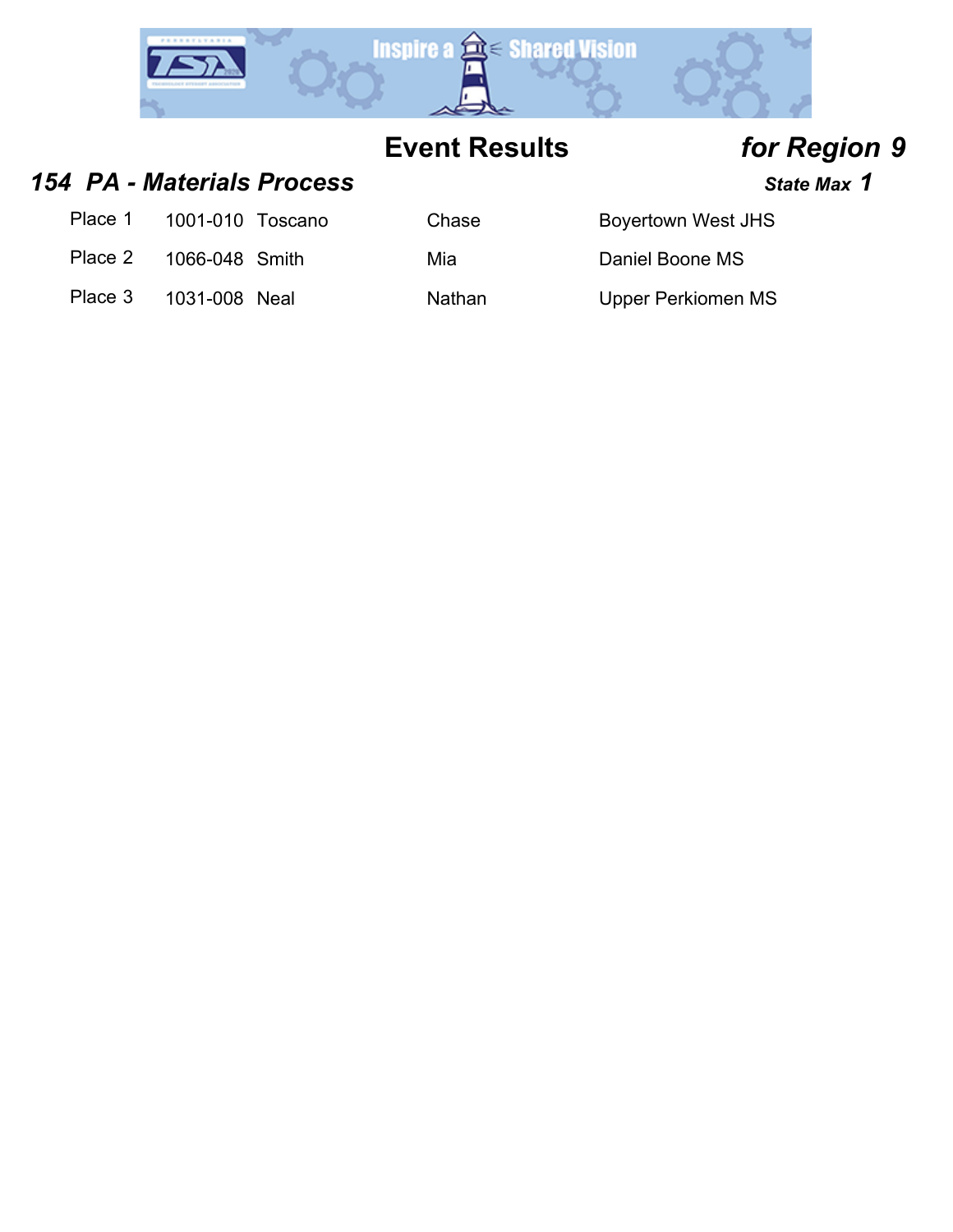# Event Results *for Region 9*

## *154 PA - Materials Process*

***State Max 1***

| | | | | |
|---|---|---|---|---|
| Place 1 | 1001-010 | Toscano | Chase | Boyertown West JHS |
| Place 2 | 1066-048 | Smith | Mia | Daniel Boone MS |
| Place 3 | 1031-008 | Neal | Nathan | Upper Perkiomen MS |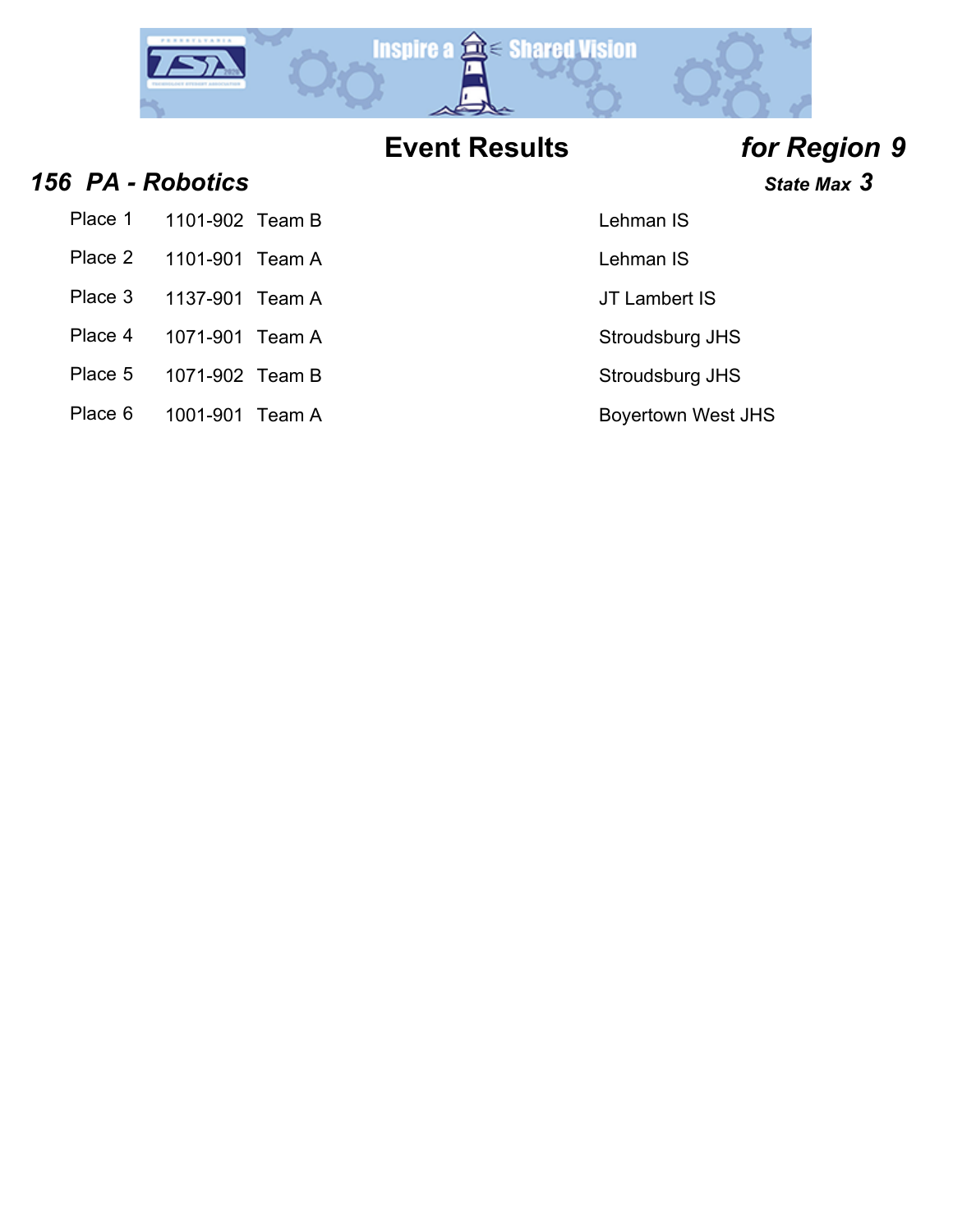# Event Results *for Region 9*

## *156 PA - Robotics*

***State Max 3***

| Place | ID | Team | School |
|---|---|---|---|
| Place 1 | 1101-902 | Team B | Lehman IS |
| Place 2 | 1101-901 | Team A | Lehman IS |
| Place 3 | 1137-901 | Team A | JT Lambert IS |
| Place 4 | 1071-901 | Team A | Stroudsburg JHS |
| Place 5 | 1071-902 | Team B | Stroudsburg JHS |
| Place 6 | 1001-901 | Team A | Boyertown West JHS |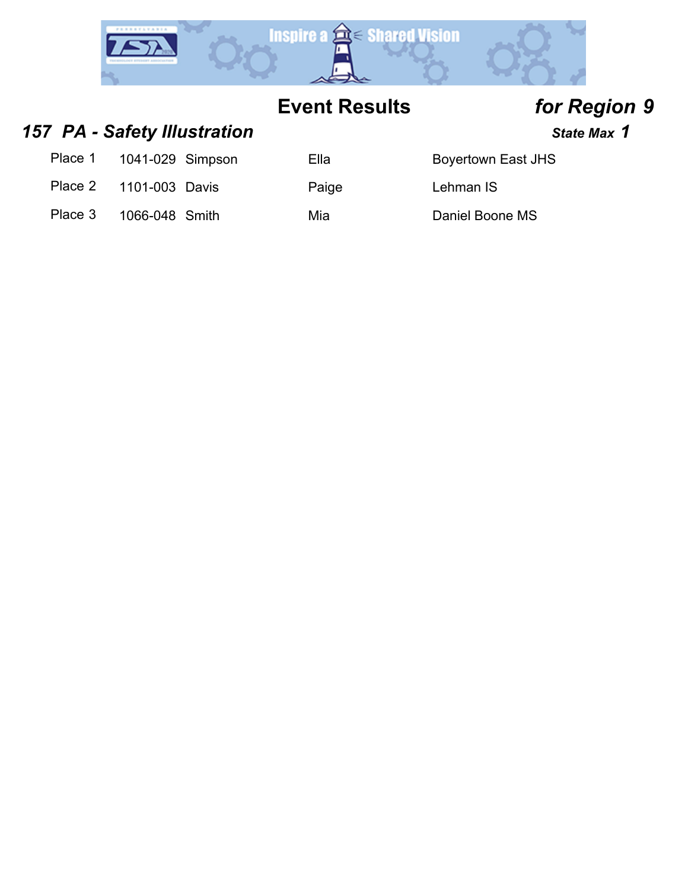# Event Results *for Region 9*

## *157 PA - Safety Illustration*

***State Max 1***

| Place | ID | Last Name | First Name | School |
|---|---|---|---|---|
| Place 1 | 1041-029 | Simpson | Ella | Boyertown East JHS |
| Place 2 | 1101-003 | Davis | Paige | Lehman IS |
| Place 3 | 1066-048 | Smith | Mia | Daniel Boone MS |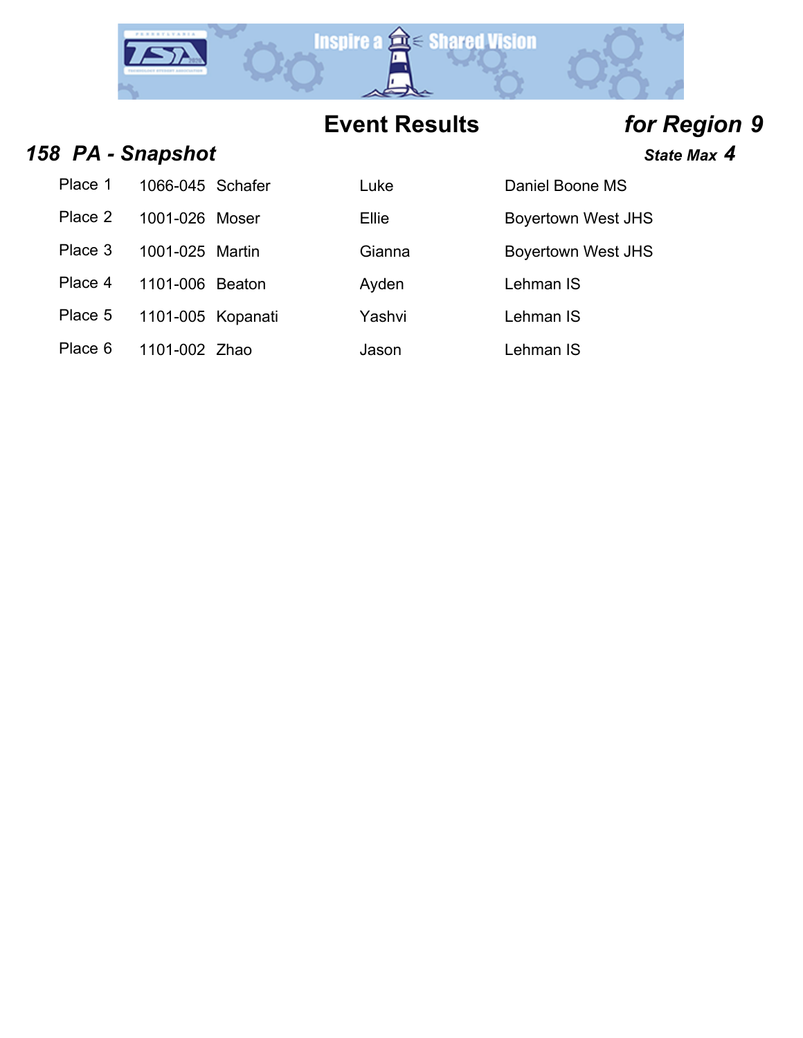# Event Results *for Region 9*

## *158 PA - Snapshot*

***State Max 4***

| Place | ID | Last Name | First Name | School |
|---|---|---|---|---|
| Place 1 | 1066-045 | Schafer | Luke | Daniel Boone MS |
| Place 2 | 1001-026 | Moser | Ellie | Boyertown West JHS |
| Place 3 | 1001-025 | Martin | Gianna | Boyertown West JHS |
| Place 4 | 1101-006 | Beaton | Ayden | Lehman IS |
| Place 5 | 1101-005 | Kopanati | Yashvi | Lehman IS |
| Place 6 | 1101-002 | Zhao | Jason | Lehman IS |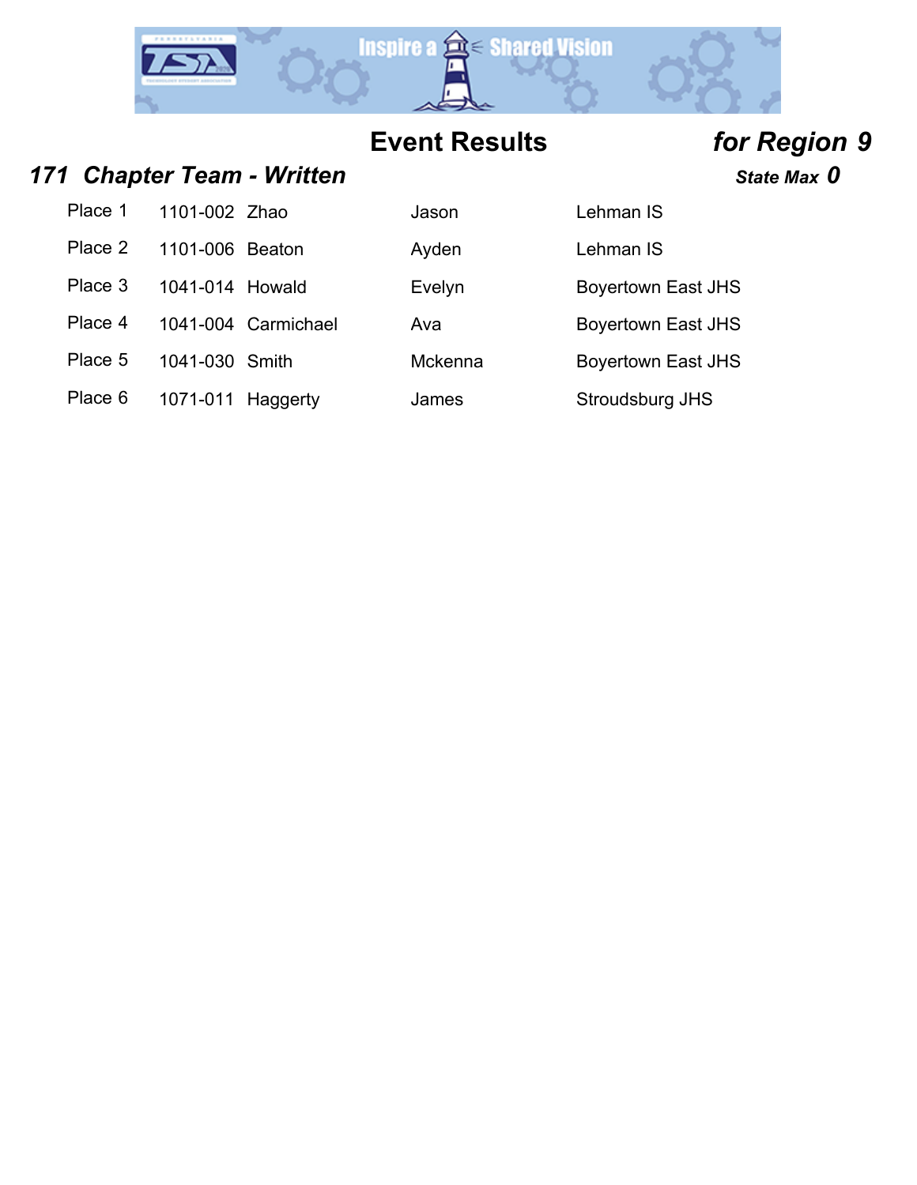## Event Results *for Region 9*

### *171 Chapter Team - Written*

***State Max 0***

| Place | ID | Last Name | First Name | School |
|---|---|---|---|---|
| Place 1 | 1101-002 | Zhao | Jason | Lehman IS |
| Place 2 | 1101-006 | Beaton | Ayden | Lehman IS |
| Place 3 | 1041-014 | Howald | Evelyn | Boyertown East JHS |
| Place 4 | 1041-004 | Carmichael | Ava | Boyertown East JHS |
| Place 5 | 1041-030 | Smith | Mckenna | Boyertown East JHS |
| Place 6 | 1071-011 | Haggerty | James | Stroudsburg JHS |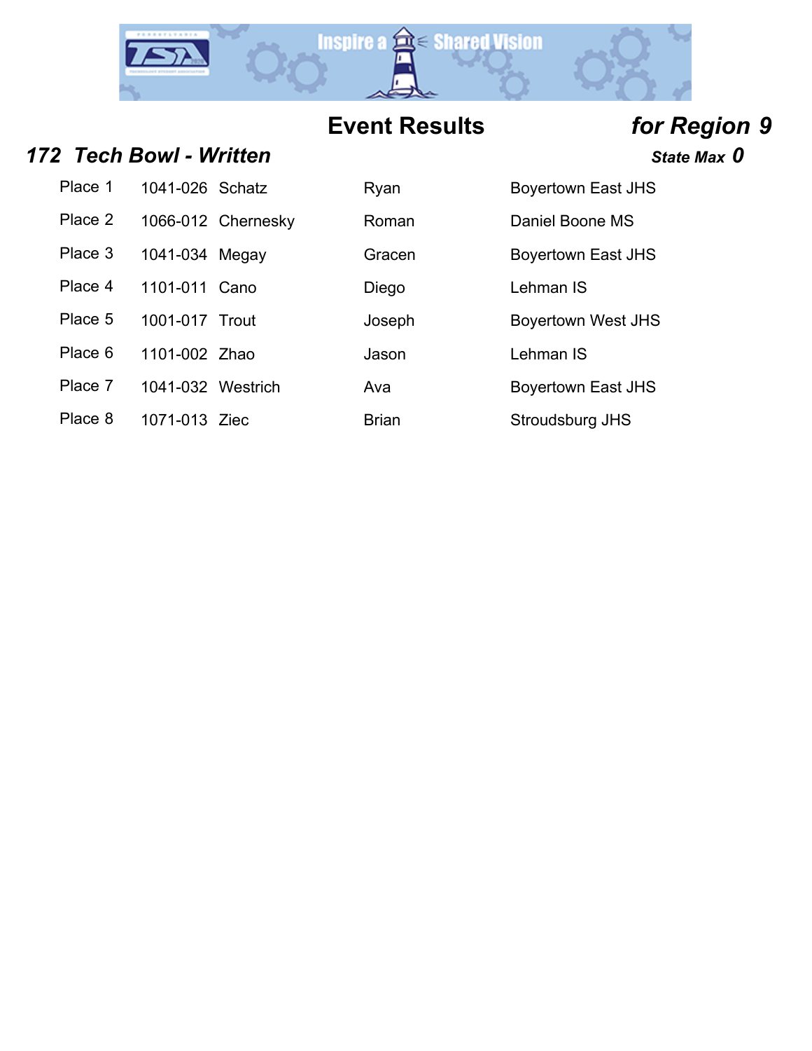# Event Results *for Region 9*

## *172 Tech Bowl - Written*

***State Max 0***

| Place | ID | Last Name | First Name | School |
|---|---|---|---|---|
| Place 1 | 1041-026 | Schatz | Ryan | Boyertown East JHS |
| Place 2 | 1066-012 | Chernesky | Roman | Daniel Boone MS |
| Place 3 | 1041-034 | Megay | Gracen | Boyertown East JHS |
| Place 4 | 1101-011 | Cano | Diego | Lehman IS |
| Place 5 | 1001-017 | Trout | Joseph | Boyertown West JHS |
| Place 6 | 1101-002 | Zhao | Jason | Lehman IS |
| Place 7 | 1041-032 | Westrich | Ava | Boyertown East JHS |
| Place 8 | 1071-013 | Ziec | Brian | Stroudsburg JHS |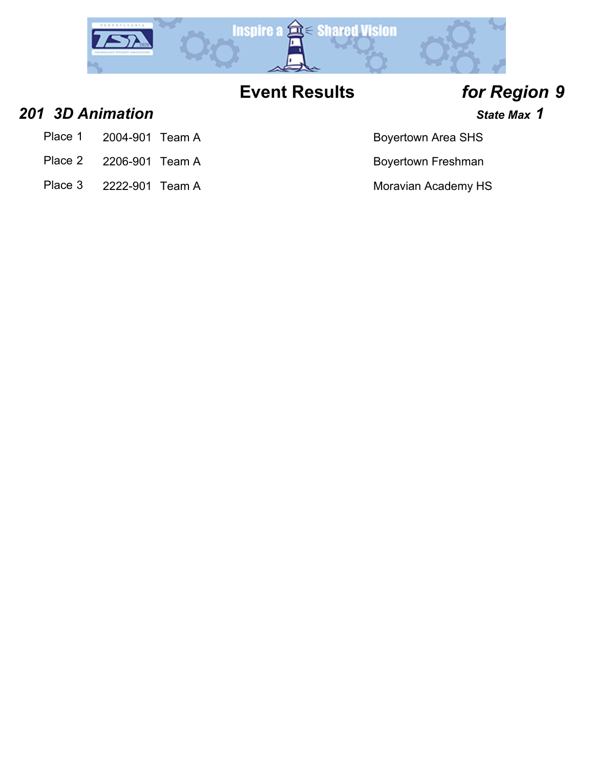# Event Results *for Region 9*

## *201 3D Animation*

***State Max 1***

| Place | ID | Team | School |
|---|---|---|---|
| Place 1 | 2004-901 | Team A | Boyertown Area SHS |
| Place 2 | 2206-901 | Team A | Boyertown Freshman |
| Place 3 | 2222-901 | Team A | Moravian Academy HS |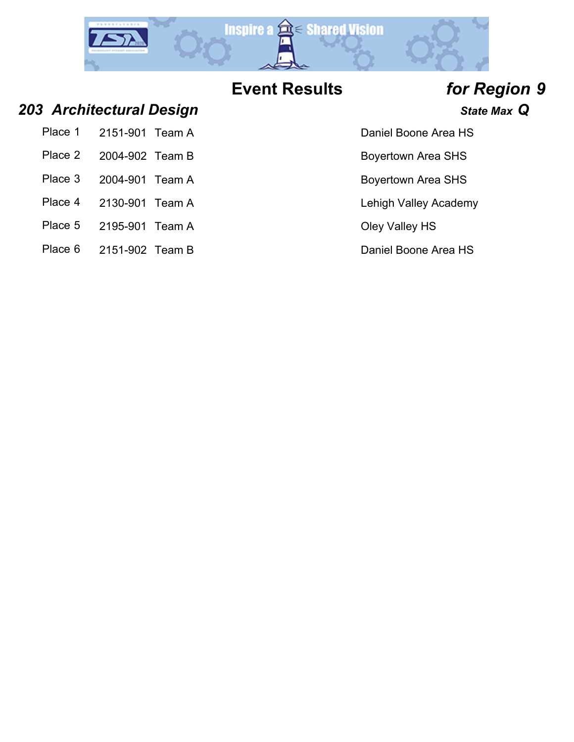## Event Results *for Region 9*

### *203 Architectural Design*

***State Max Q***

| | | | |
|---|---|---|---|
| Place 1 | 2151-901 | Team A | Daniel Boone Area HS |
| Place 2 | 2004-902 | Team B | Boyertown Area SHS |
| Place 3 | 2004-901 | Team A | Boyertown Area SHS |
| Place 4 | 2130-901 | Team A | Lehigh Valley Academy |
| Place 5 | 2195-901 | Team A | Oley Valley HS |
| Place 6 | 2151-902 | Team B | Daniel Boone Area HS |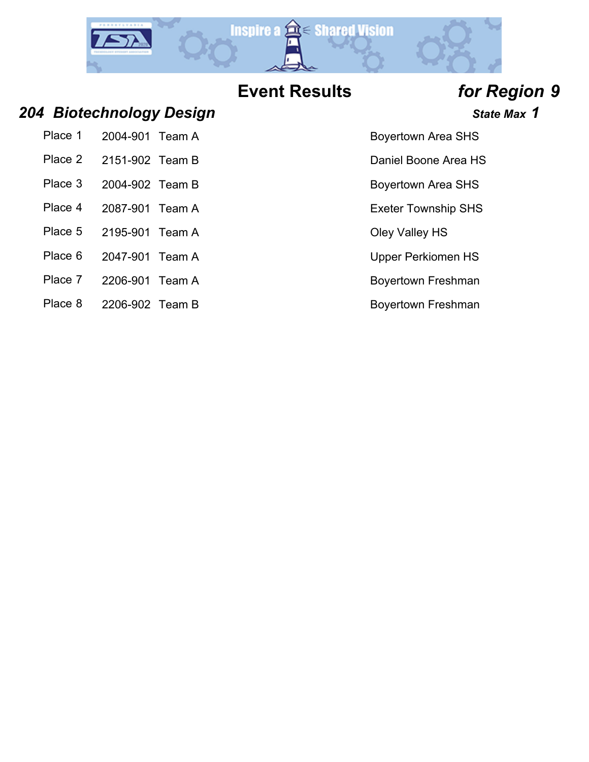# Event Results *for Region 9*

## *204 Biotechnology Design*

***State Max 1***

| Place | ID | Team | School |
|---|---|---|---|
| Place 1 | 2004-901 | Team A | Boyertown Area SHS |
| Place 2 | 2151-902 | Team B | Daniel Boone Area HS |
| Place 3 | 2004-902 | Team B | Boyertown Area SHS |
| Place 4 | 2087-901 | Team A | Exeter Township SHS |
| Place 5 | 2195-901 | Team A | Oley Valley HS |
| Place 6 | 2047-901 | Team A | Upper Perkiomen HS |
| Place 7 | 2206-901 | Team A | Boyertown Freshman |
| Place 8 | 2206-902 | Team B | Boyertown Freshman |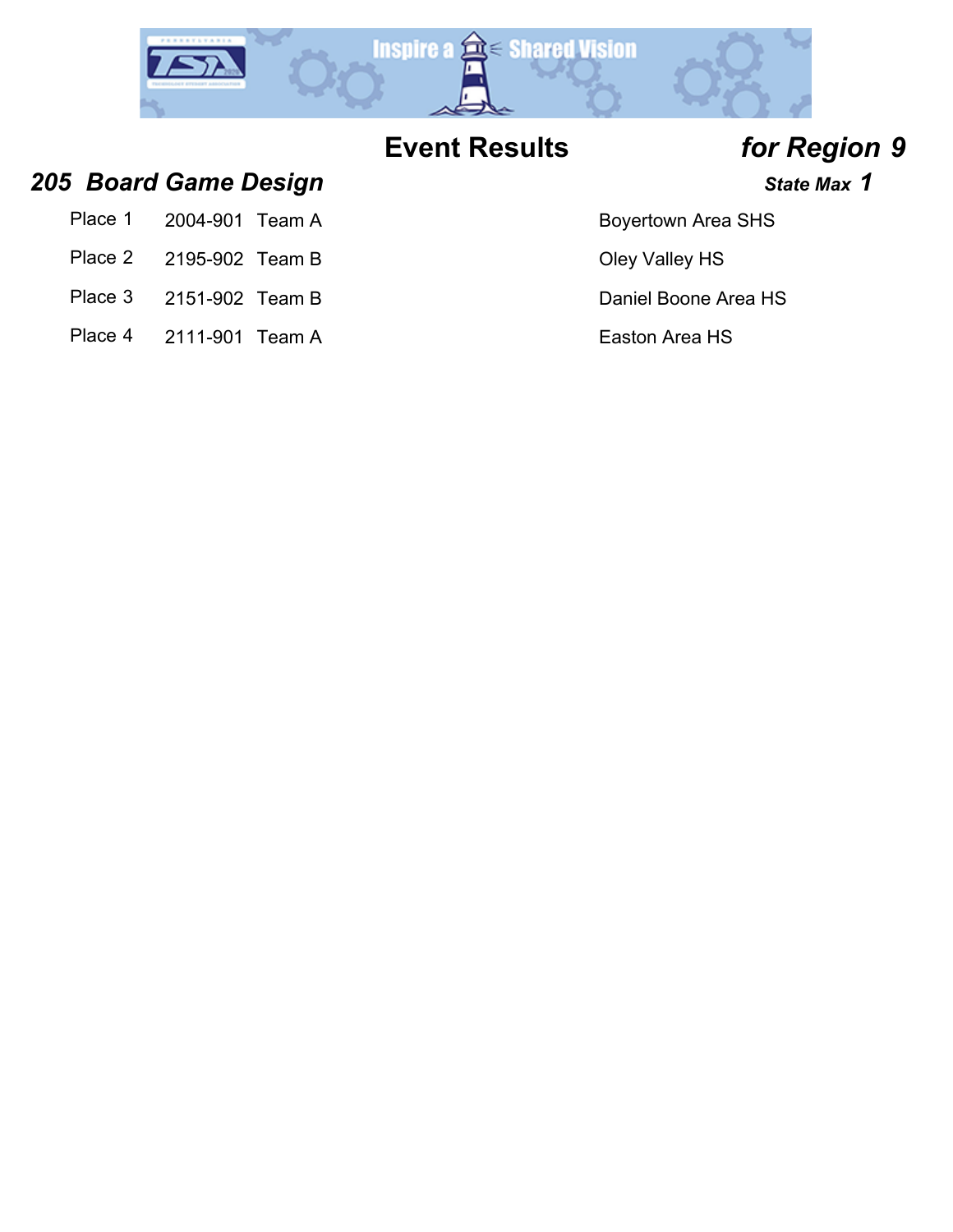# Event Results *for Region 9*

## *205 Board Game Design*

***State Max 1***

| Place | ID | Team | School |
|---|---|---|---|
| Place 1 | 2004-901 | Team A | Boyertown Area SHS |
| Place 2 | 2195-902 | Team B | Oley Valley HS |
| Place 3 | 2151-902 | Team B | Daniel Boone Area HS |
| Place 4 | 2111-901 | Team A | Easton Area HS |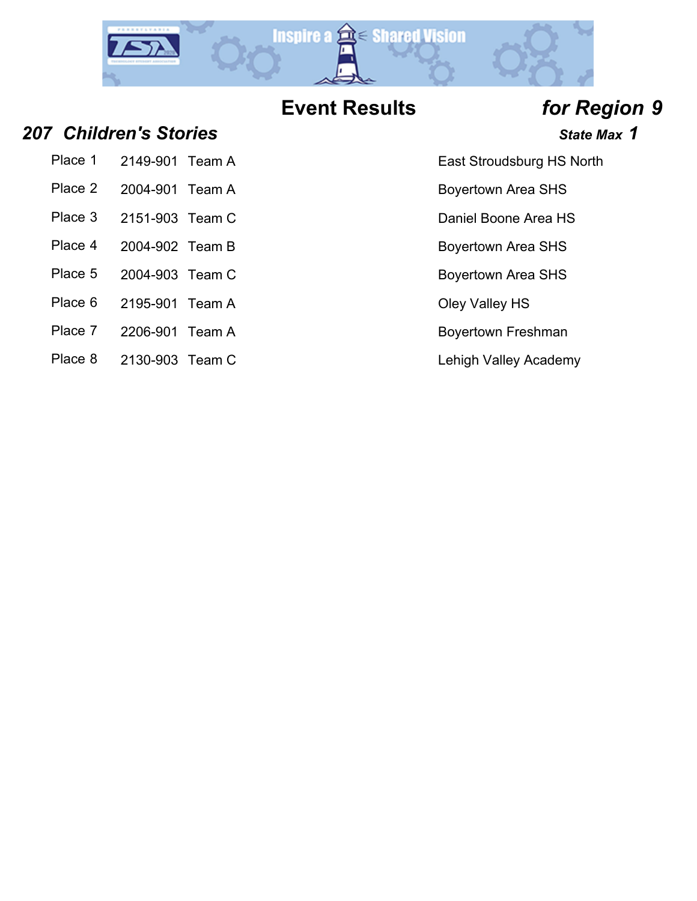# Event Results *for Region 9*

## *207 Children's Stories*

***State Max 1***

| Place | ID | Team | School |
|---|---|---|---|
| Place 1 | 2149-901 | Team A | East Stroudsburg HS North |
| Place 2 | 2004-901 | Team A | Boyertown Area SHS |
| Place 3 | 2151-903 | Team C | Daniel Boone Area HS |
| Place 4 | 2004-902 | Team B | Boyertown Area SHS |
| Place 5 | 2004-903 | Team C | Boyertown Area SHS |
| Place 6 | 2195-901 | Team A | Oley Valley HS |
| Place 7 | 2206-901 | Team A | Boyertown Freshman |
| Place 8 | 2130-903 | Team C | Lehigh Valley Academy |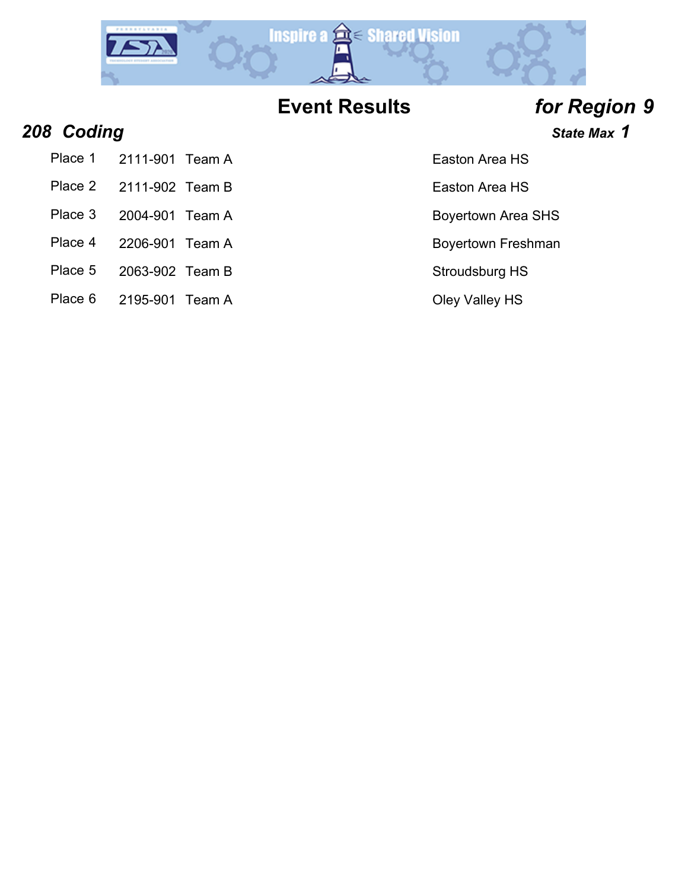# Event Results *for Region 9*

## *208 Coding*

***State Max 1***

| Place | ID | Team | School |
|---|---|---|---|
| Place 1 | 2111-901 | Team A | Easton Area HS |
| Place 2 | 2111-902 | Team B | Easton Area HS |
| Place 3 | 2004-901 | Team A | Boyertown Area SHS |
| Place 4 | 2206-901 | Team A | Boyertown Freshman |
| Place 5 | 2063-902 | Team B | Stroudsburg HS |
| Place 6 | 2195-901 | Team A | Oley Valley HS |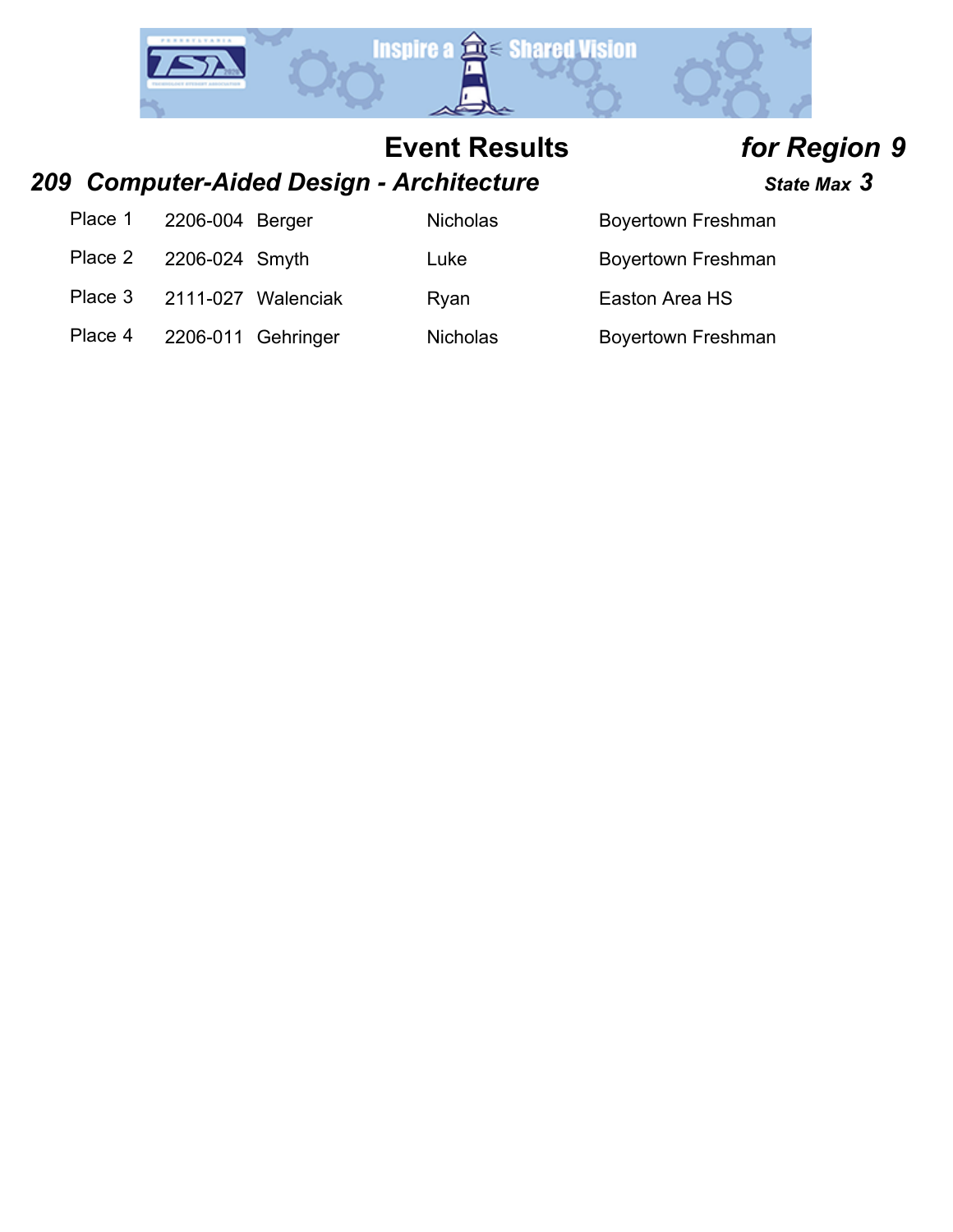## Event Results *for Region 9*

### *209 Computer-Aided Design - Architecture* *State Max 3*

| Place | ID | Last Name | First Name | School |
|---|---|---|---|---|
| Place 1 | 2206-004 | Berger | Nicholas | Boyertown Freshman |
| Place 2 | 2206-024 | Smyth | Luke | Boyertown Freshman |
| Place 3 | 2111-027 | Walenciak | Ryan | Easton Area HS |
| Place 4 | 2206-011 | Gehringer | Nicholas | Boyertown Freshman |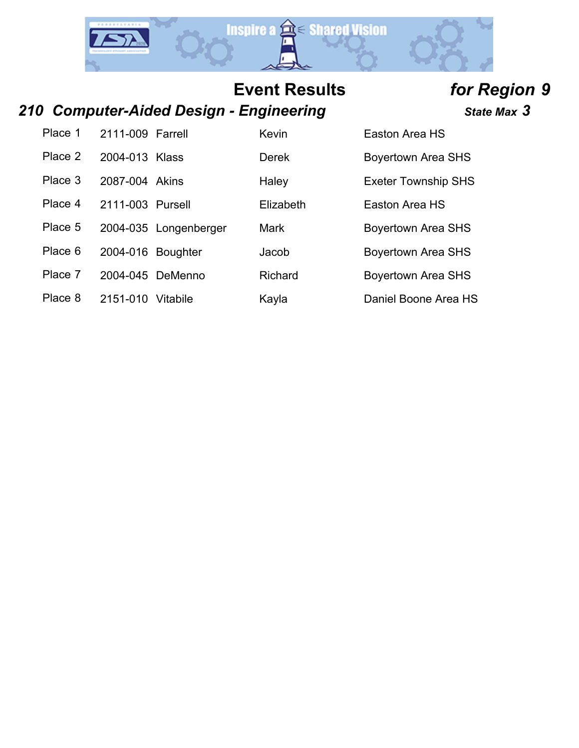# Event Results *for Region 9*

## *210 Computer-Aided Design - Engineering*

***State Max 3***

| Place | ID | Last Name | First Name | School |
|---|---|---|---|---|
| Place 1 | 2111-009 | Farrell | Kevin | Easton Area HS |
| Place 2 | 2004-013 | Klass | Derek | Boyertown Area SHS |
| Place 3 | 2087-004 | Akins | Haley | Exeter Township SHS |
| Place 4 | 2111-003 | Pursell | Elizabeth | Easton Area HS |
| Place 5 | 2004-035 | Longenberger | Mark | Boyertown Area SHS |
| Place 6 | 2004-016 | Boughter | Jacob | Boyertown Area SHS |
| Place 7 | 2004-045 | DeMenno | Richard | Boyertown Area SHS |
| Place 8 | 2151-010 | Vitabile | Kayla | Daniel Boone Area HS |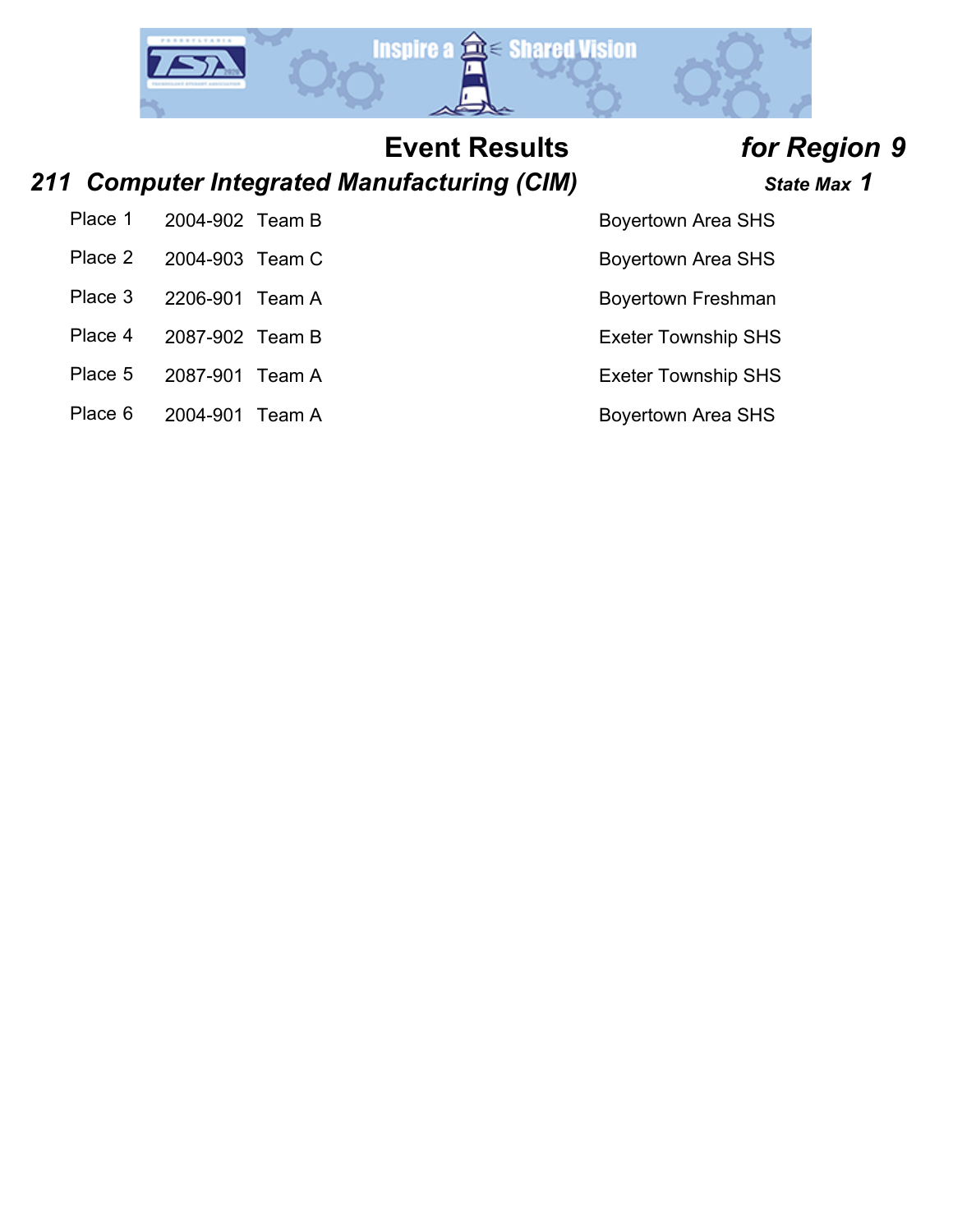# Event Results *for Region 9*

## *211 Computer Integrated Manufacturing (CIM)* — *State Max 1*

| Place | ID | Team | School |
|---|---|---|---|
| Place 1 | 2004-902 | Team B | Boyertown Area SHS |
| Place 2 | 2004-903 | Team C | Boyertown Area SHS |
| Place 3 | 2206-901 | Team A | Boyertown Freshman |
| Place 4 | 2087-902 | Team B | Exeter Township SHS |
| Place 5 | 2087-901 | Team A | Exeter Township SHS |
| Place 6 | 2004-901 | Team A | Boyertown Area SHS |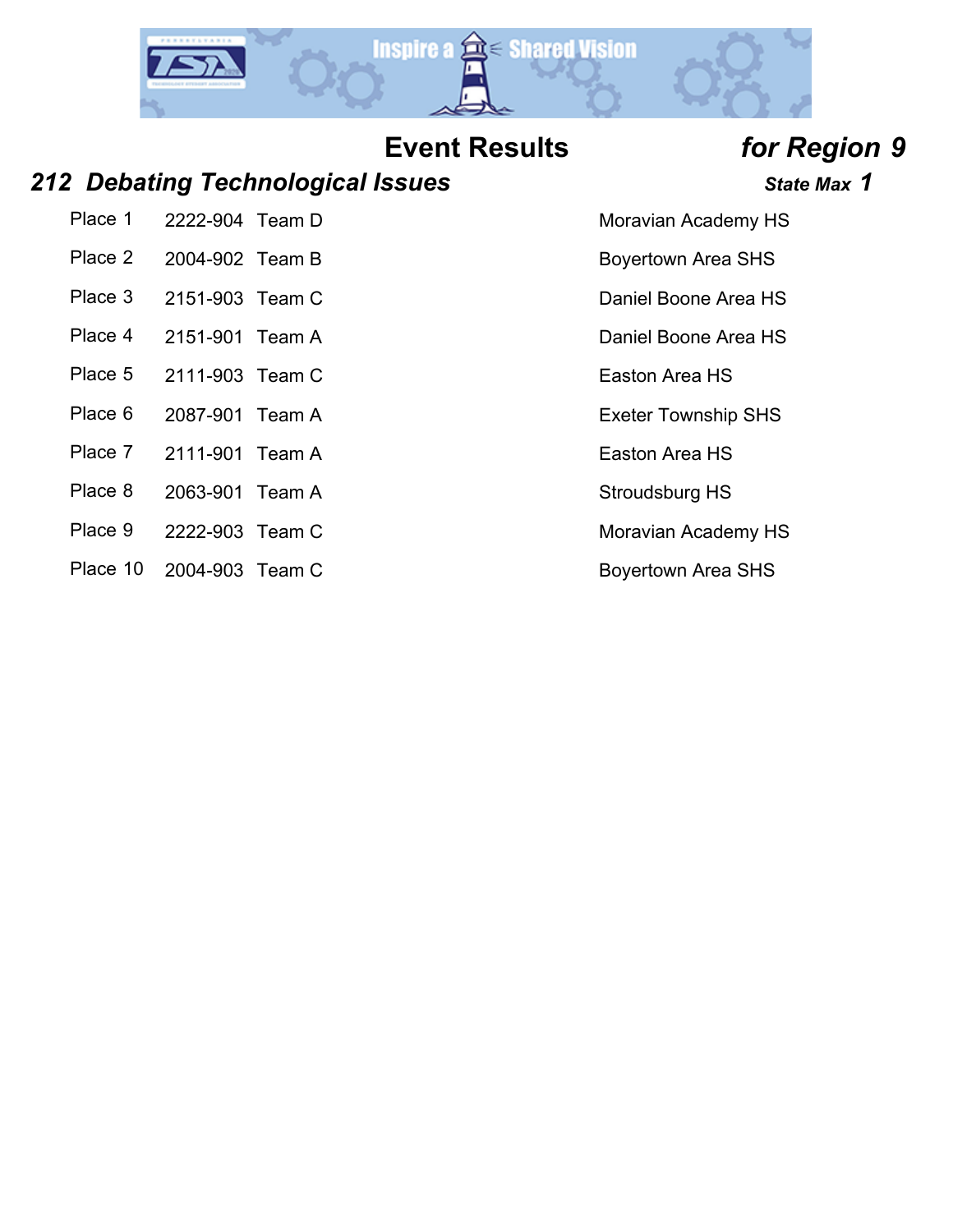## Event Results *for Region 9*

### *212 Debating Technological Issues* ***State Max 1***

| Place | ID | Team | School |
|---|---|---|---|
| Place 1 | 2222-904 | Team D | Moravian Academy HS |
| Place 2 | 2004-902 | Team B | Boyertown Area SHS |
| Place 3 | 2151-903 | Team C | Daniel Boone Area HS |
| Place 4 | 2151-901 | Team A | Daniel Boone Area HS |
| Place 5 | 2111-903 | Team C | Easton Area HS |
| Place 6 | 2087-901 | Team A | Exeter Township SHS |
| Place 7 | 2111-901 | Team A | Easton Area HS |
| Place 8 | 2063-901 | Team A | Stroudsburg HS |
| Place 9 | 2222-903 | Team C | Moravian Academy HS |
| Place 10 | 2004-903 | Team C | Boyertown Area SHS |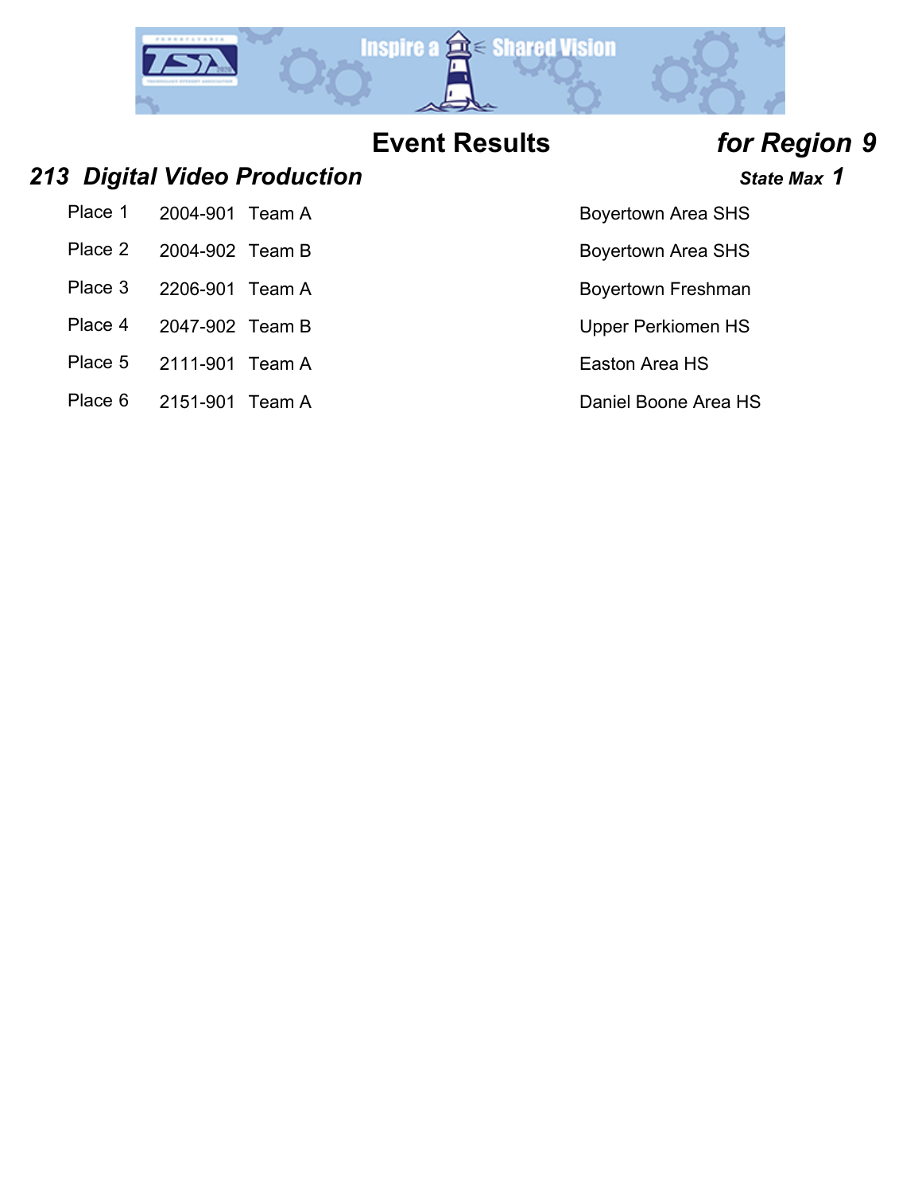# Event Results *for Region 9*

## *213 Digital Video Production* 

***State Max 1***

| Place | ID | Team | School |
|---|---|---|---|
| Place 1 | 2004-901 | Team A | Boyertown Area SHS |
| Place 2 | 2004-902 | Team B | Boyertown Area SHS |
| Place 3 | 2206-901 | Team A | Boyertown Freshman |
| Place 4 | 2047-902 | Team B | Upper Perkiomen HS |
| Place 5 | 2111-901 | Team A | Easton Area HS |
| Place 6 | 2151-901 | Team A | Daniel Boone Area HS |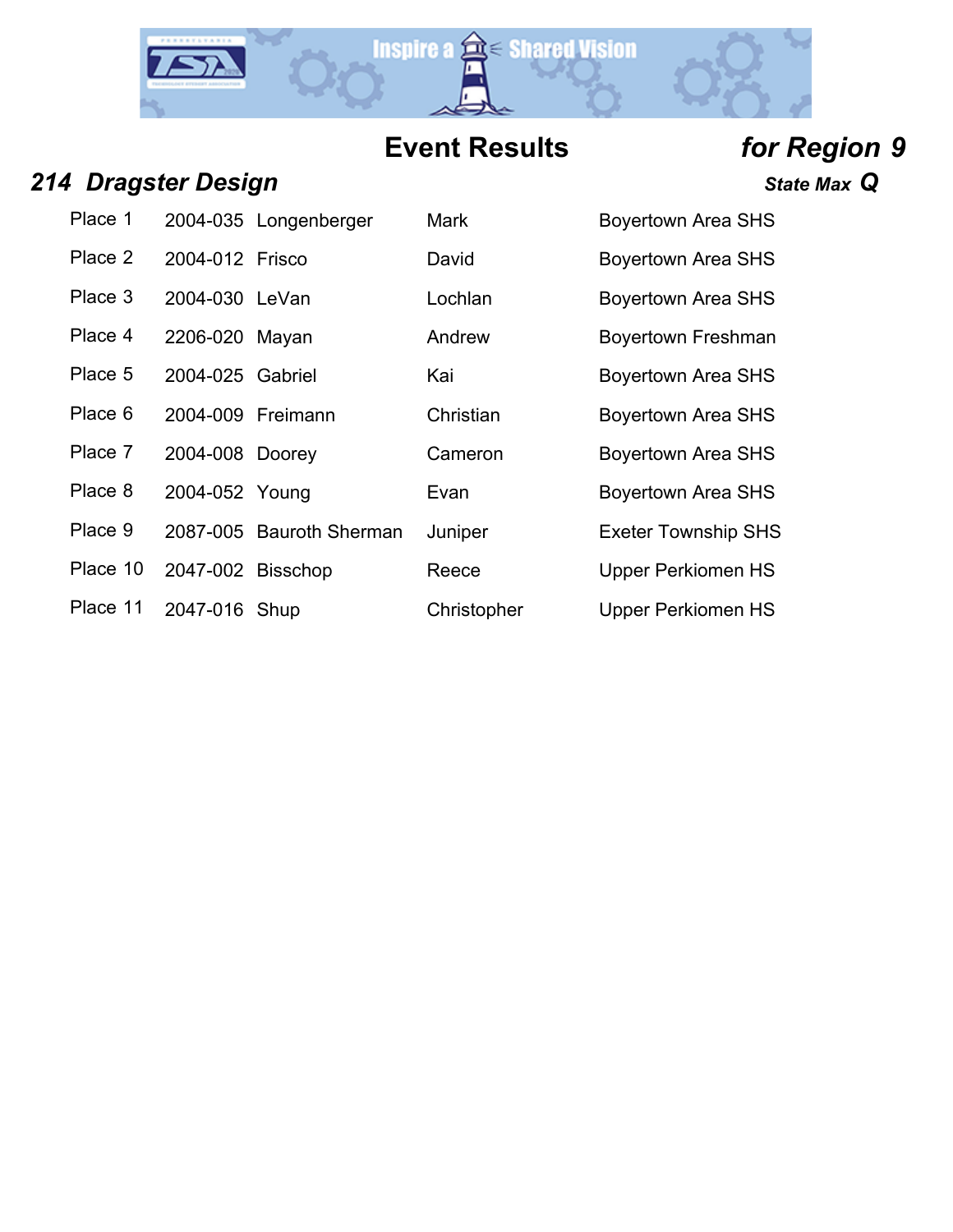# Event Results

***for Region 9***

## *214 Dragster Design*

***State Max Q***

| Place | ID | Last Name | First Name | School |
|---|---|---|---|---|
| Place 1 | 2004-035 | Longenberger | Mark | Boyertown Area SHS |
| Place 2 | 2004-012 | Frisco | David | Boyertown Area SHS |
| Place 3 | 2004-030 | LeVan | Lochlan | Boyertown Area SHS |
| Place 4 | 2206-020 | Mayan | Andrew | Boyertown Freshman |
| Place 5 | 2004-025 | Gabriel | Kai | Boyertown Area SHS |
| Place 6 | 2004-009 | Freimann | Christian | Boyertown Area SHS |
| Place 7 | 2004-008 | Doorey | Cameron | Boyertown Area SHS |
| Place 8 | 2004-052 | Young | Evan | Boyertown Area SHS |
| Place 9 | 2087-005 | Bauroth Sherman | Juniper | Exeter Township SHS |
| Place 10 | 2047-002 | Bisschop | Reece | Upper Perkiomen HS |
| Place 11 | 2047-016 | Shup | Christopher | Upper Perkiomen HS |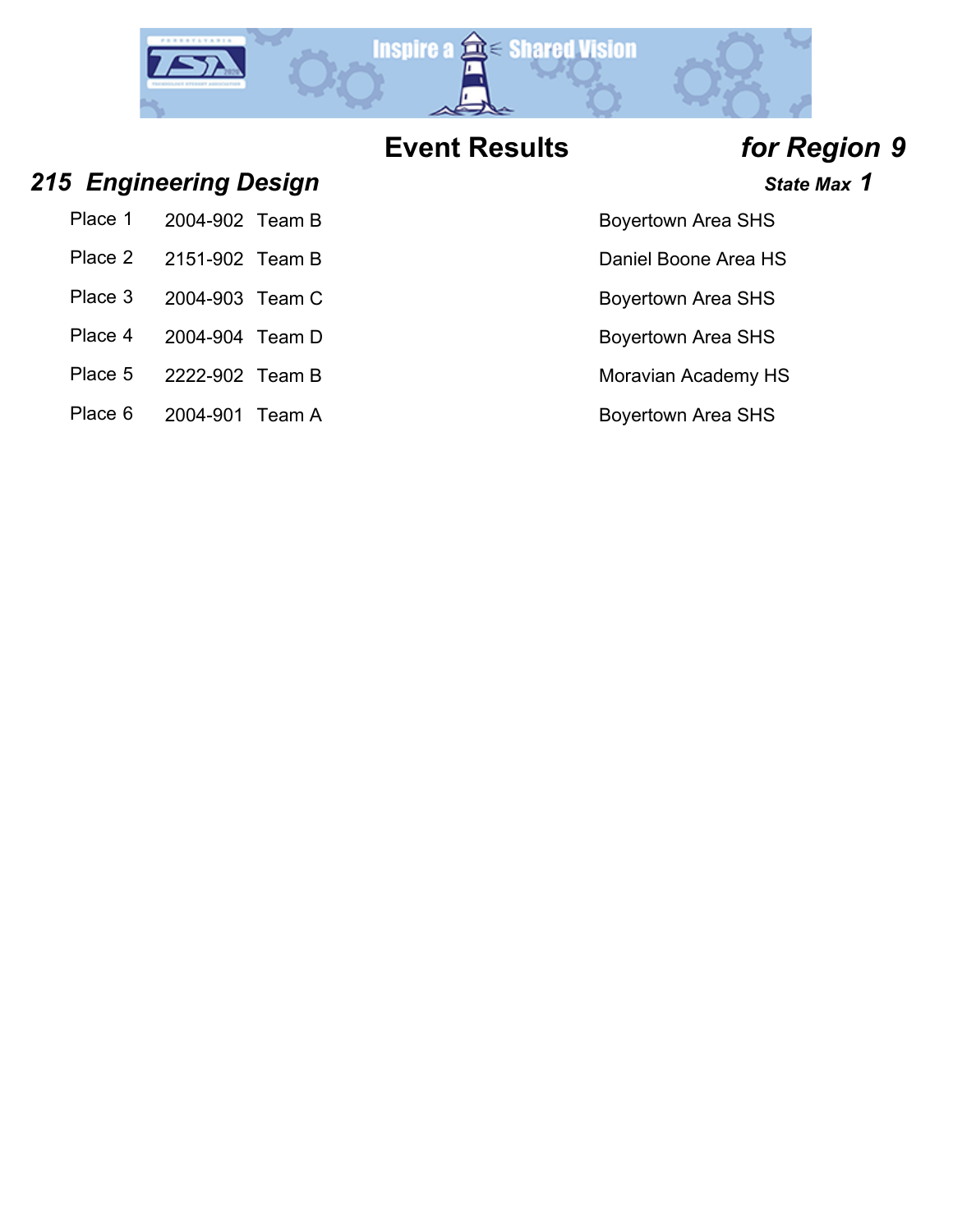# Event Results *for Region 9*

## *215 Engineering Design*

***State Max 1***

| Place | ID | Team | School |
|---|---|---|---|
| Place 1 | 2004-902 | Team B | Boyertown Area SHS |
| Place 2 | 2151-902 | Team B | Daniel Boone Area HS |
| Place 3 | 2004-903 | Team C | Boyertown Area SHS |
| Place 4 | 2004-904 | Team D | Boyertown Area SHS |
| Place 5 | 2222-902 | Team B | Moravian Academy HS |
| Place 6 | 2004-901 | Team A | Boyertown Area SHS |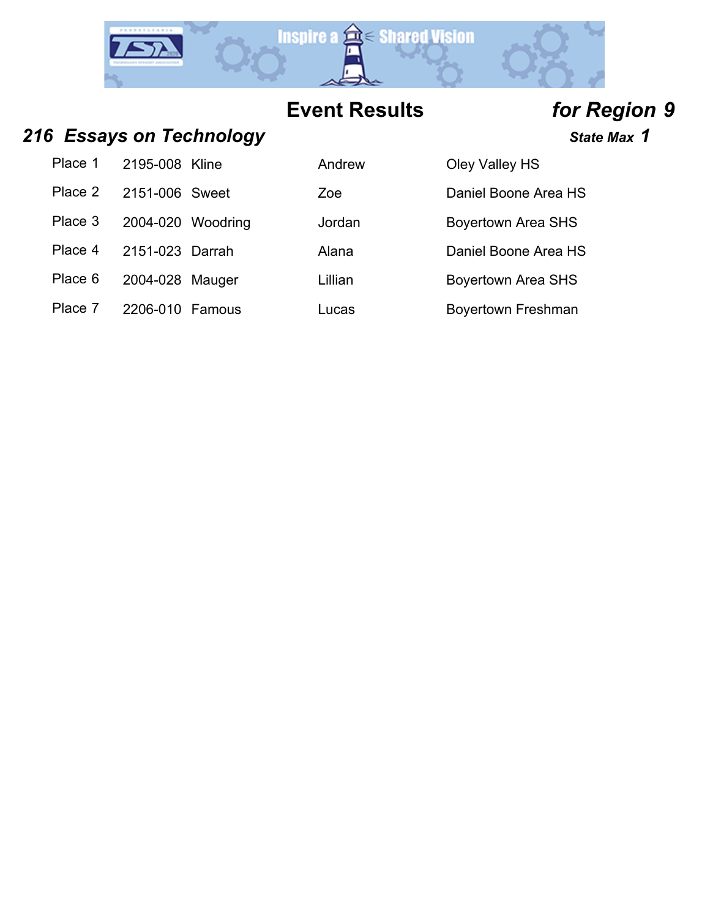# Event Results *for Region 9*

## *216 Essays on Technology* — *State Max 1*

| Place | ID | Last Name | First Name | School |
|---|---|---|---|---|
| Place 1 | 2195-008 | Kline | Andrew | Oley Valley HS |
| Place 2 | 2151-006 | Sweet | Zoe | Daniel Boone Area HS |
| Place 3 | 2004-020 | Woodring | Jordan | Boyertown Area SHS |
| Place 4 | 2151-023 | Darrah | Alana | Daniel Boone Area HS |
| Place 6 | 2004-028 | Mauger | Lillian | Boyertown Area SHS |
| Place 7 | 2206-010 | Famous | Lucas | Boyertown Freshman |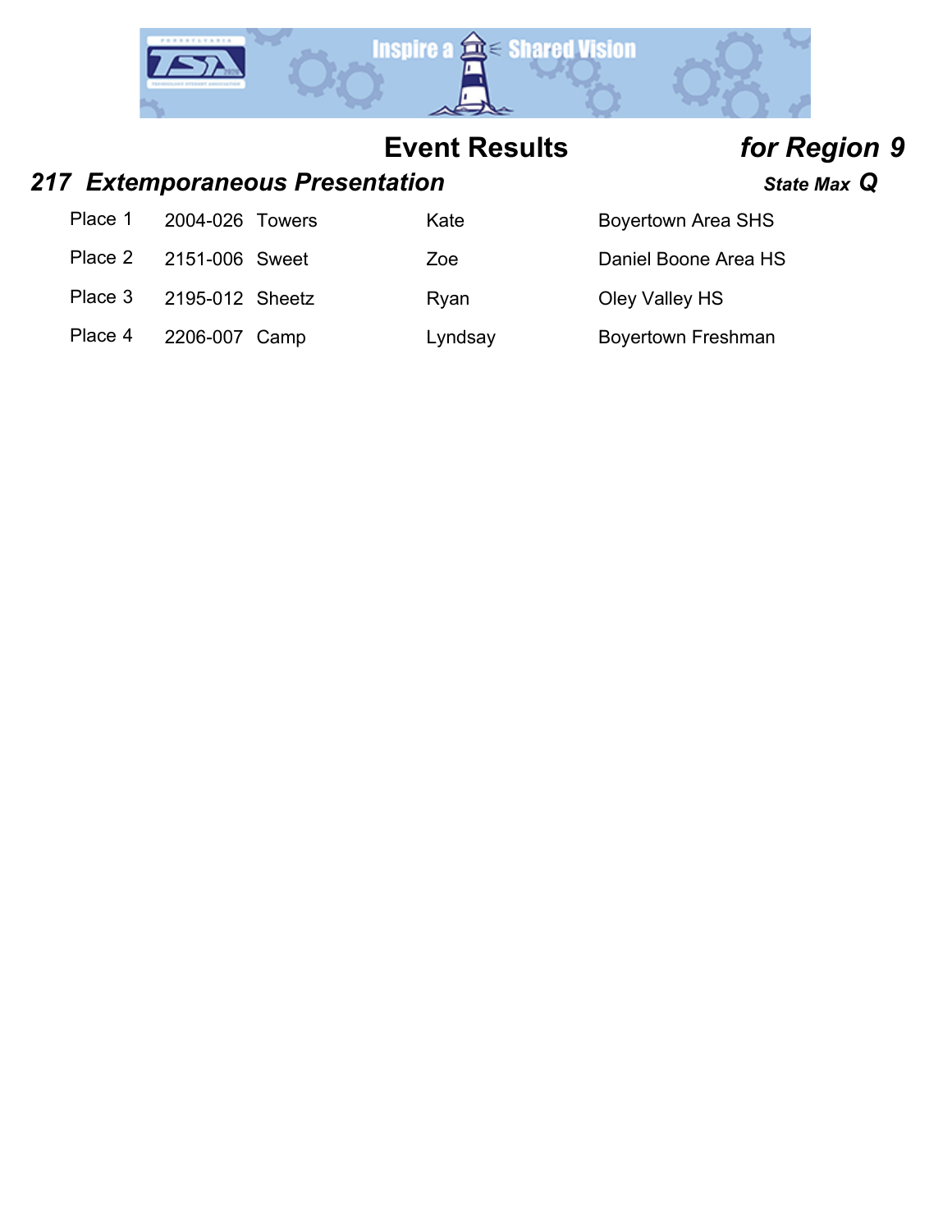# Event Results *for Region 9*

## *217 Extemporaneous Presentation*

***State Max Q***

| Place | ID | Last Name | First Name | School |
|---|---|---|---|---|
| Place 1 | 2004-026 | Towers | Kate | Boyertown Area SHS |
| Place 2 | 2151-006 | Sweet | Zoe | Daniel Boone Area HS |
| Place 3 | 2195-012 | Sheetz | Ryan | Oley Valley HS |
| Place 4 | 2206-007 | Camp | Lyndsay | Boyertown Freshman |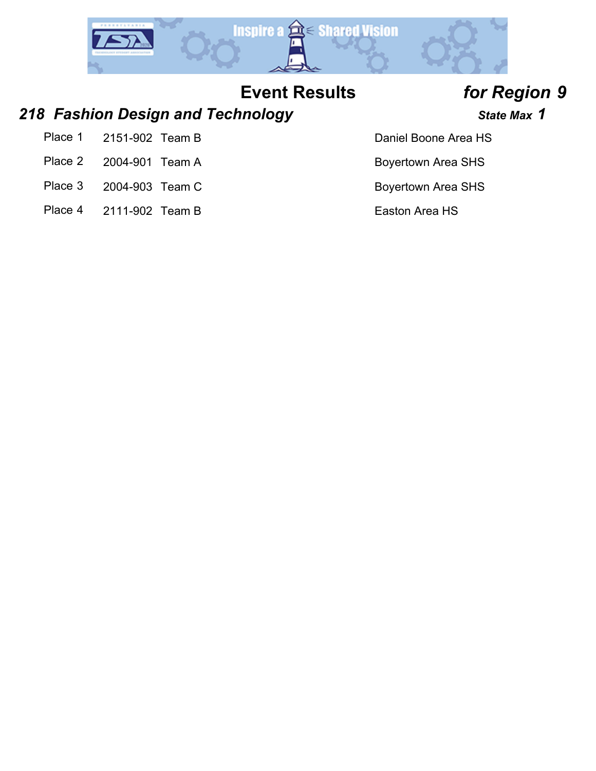# Event Results *for Region 9*

## *218 Fashion Design and Technology*

***State Max 1***

| Place | ID | Team | School |
|---|---|---|---|
| Place 1 | 2151-902 | Team B | Daniel Boone Area HS |
| Place 2 | 2004-901 | Team A | Boyertown Area SHS |
| Place 3 | 2004-903 | Team C | Boyertown Area SHS |
| Place 4 | 2111-902 | Team B | Easton Area HS |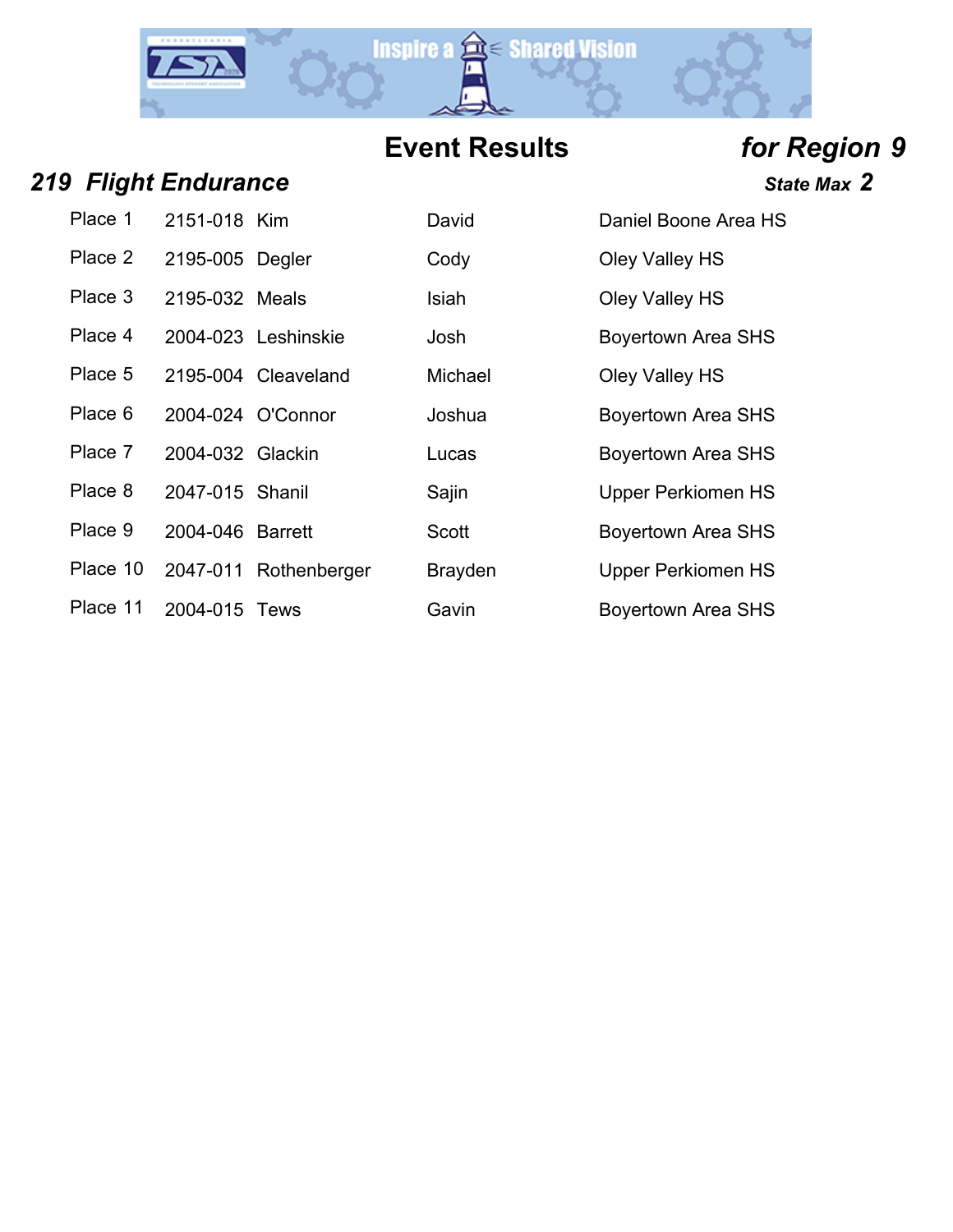# Event Results *for Region 9*

## *219 Flight Endurance*

***State Max 2***

| Place | ID | Last Name | First Name | School |
|---|---|---|---|---|
| Place 1 | 2151-018 | Kim | David | Daniel Boone Area HS |
| Place 2 | 2195-005 | Degler | Cody | Oley Valley HS |
| Place 3 | 2195-032 | Meals | Isiah | Oley Valley HS |
| Place 4 | 2004-023 | Leshinskie | Josh | Boyertown Area SHS |
| Place 5 | 2195-004 | Cleaveland | Michael | Oley Valley HS |
| Place 6 | 2004-024 | O'Connor | Joshua | Boyertown Area SHS |
| Place 7 | 2004-032 | Glackin | Lucas | Boyertown Area SHS |
| Place 8 | 2047-015 | Shanil | Sajin | Upper Perkiomen HS |
| Place 9 | 2004-046 | Barrett | Scott | Boyertown Area SHS |
| Place 10 | 2047-011 | Rothenberger | Brayden | Upper Perkiomen HS |
| Place 11 | 2004-015 | Tews | Gavin | Boyertown Area SHS |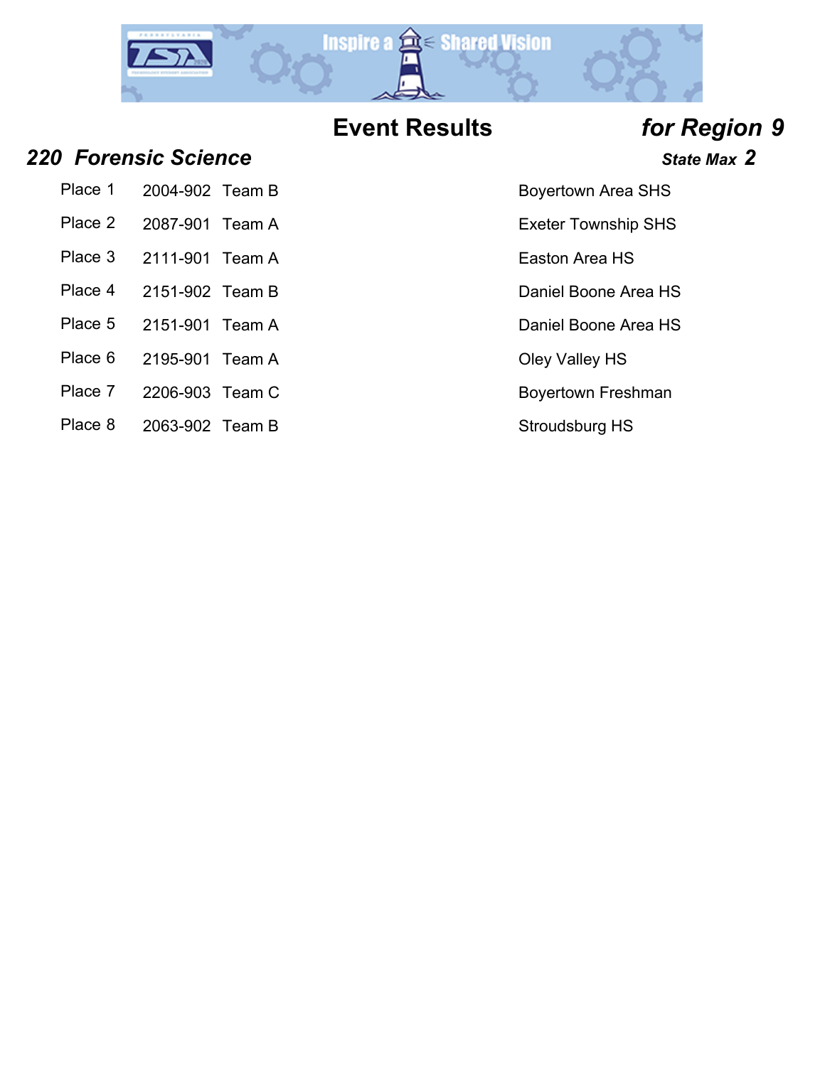# Event Results *for Region 9*

## *220 Forensic Science*

***State Max 2***

| Place | ID | Team | School |
|---|---|---|---|
| Place 1 | 2004-902 | Team B | Boyertown Area SHS |
| Place 2 | 2087-901 | Team A | Exeter Township SHS |
| Place 3 | 2111-901 | Team A | Easton Area HS |
| Place 4 | 2151-902 | Team B | Daniel Boone Area HS |
| Place 5 | 2151-901 | Team A | Daniel Boone Area HS |
| Place 6 | 2195-901 | Team A | Oley Valley HS |
| Place 7 | 2206-903 | Team C | Boyertown Freshman |
| Place 8 | 2063-902 | Team B | Stroudsburg HS |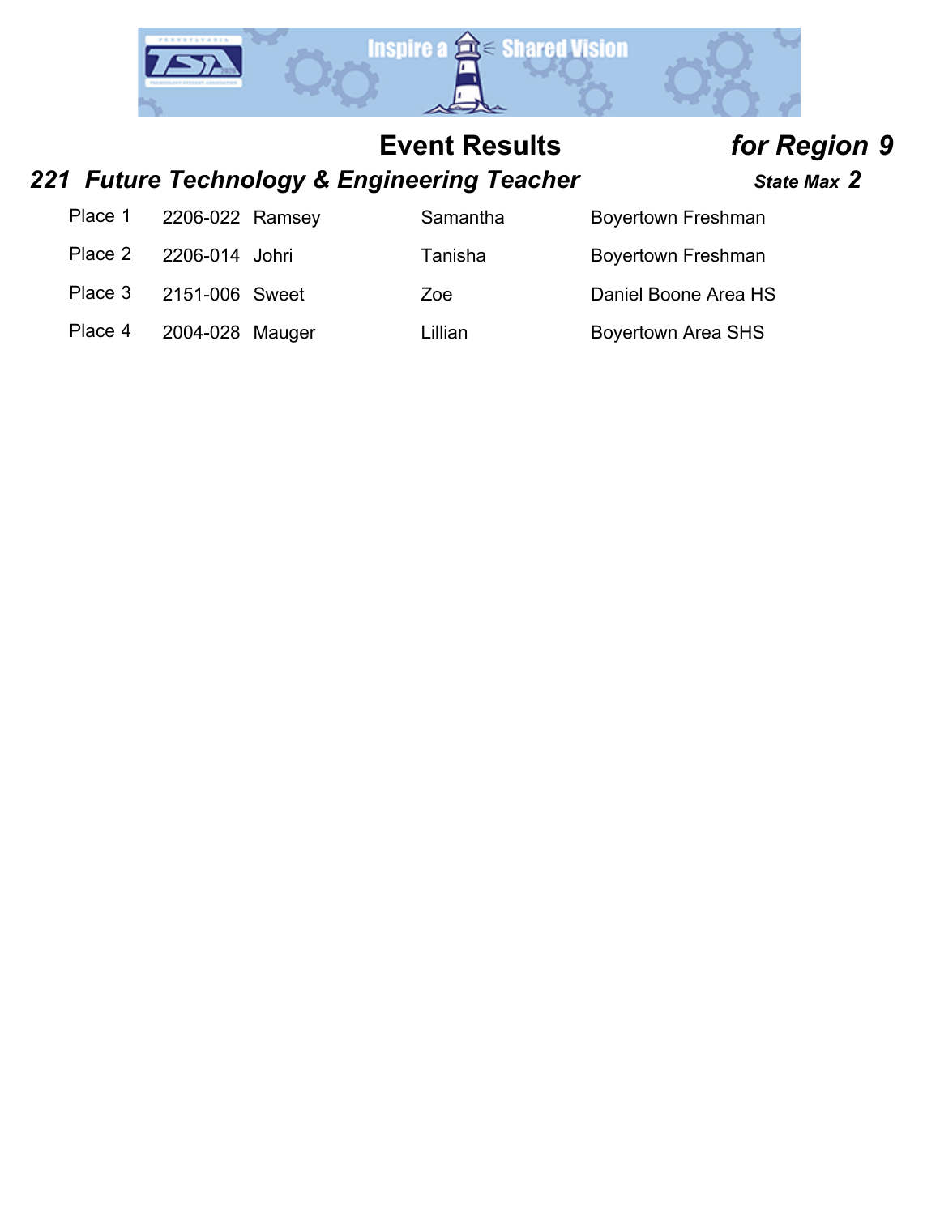# Event Results *for Region 9*

## *221 Future Technology & Engineering Teacher*

***State Max 2***

| Place | ID | Last Name | First Name | School |
|---|---|---|---|---|
| Place 1 | 2206-022 | Ramsey | Samantha | Boyertown Freshman |
| Place 2 | 2206-014 | Johri | Tanisha | Boyertown Freshman |
| Place 3 | 2151-006 | Sweet | Zoe | Daniel Boone Area HS |
| Place 4 | 2004-028 | Mauger | Lillian | Boyertown Area SHS |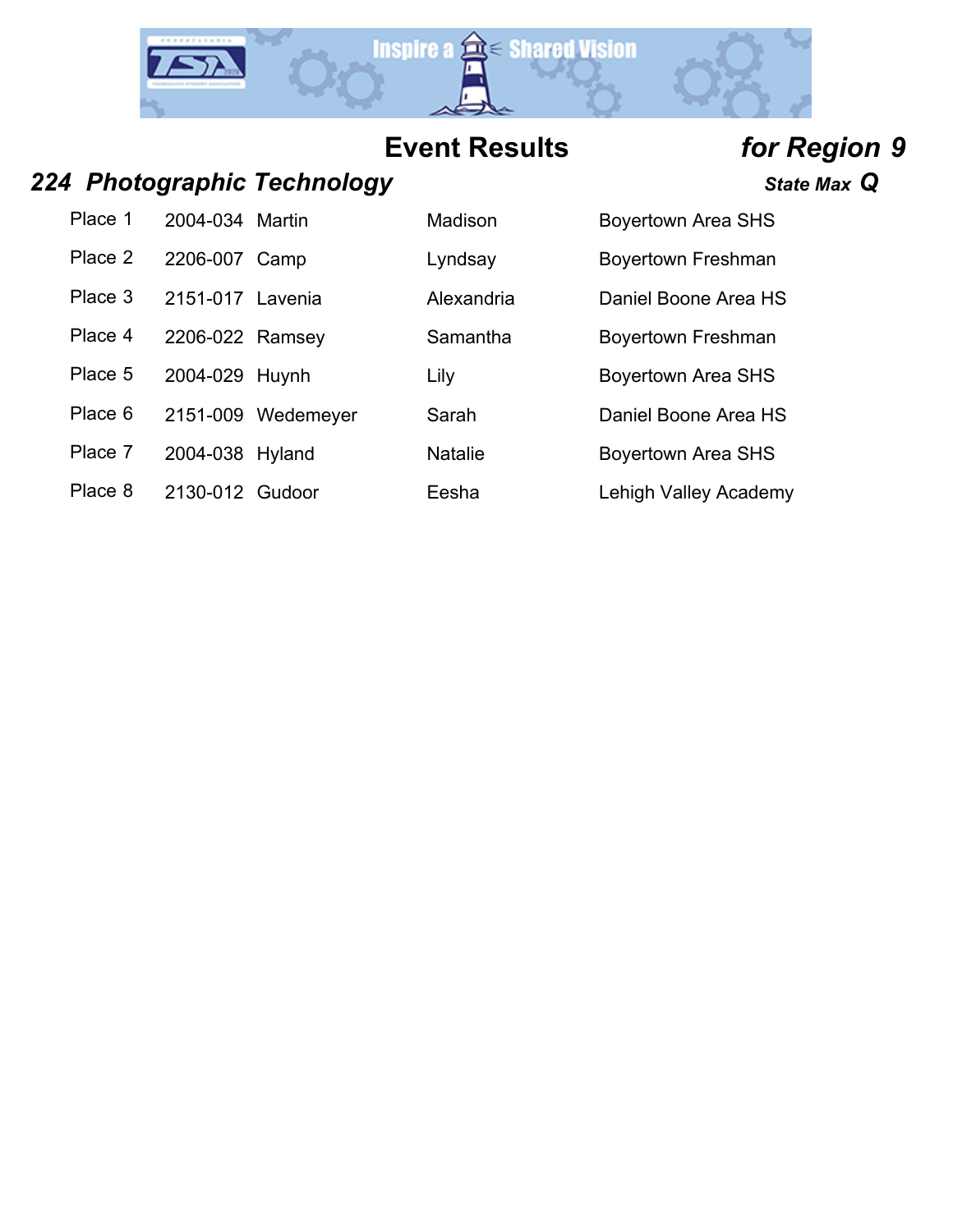# Event Results

***for Region 9***

## *224 Photographic Technology*

***State Max Q***

| Place | ID | Last Name | First Name | School |
|---|---|---|---|---|
| Place 1 | 2004-034 | Martin | Madison | Boyertown Area SHS |
| Place 2 | 2206-007 | Camp | Lyndsay | Boyertown Freshman |
| Place 3 | 2151-017 | Lavenia | Alexandria | Daniel Boone Area HS |
| Place 4 | 2206-022 | Ramsey | Samantha | Boyertown Freshman |
| Place 5 | 2004-029 | Huynh | Lily | Boyertown Area SHS |
| Place 6 | 2151-009 | Wedemeyer | Sarah | Daniel Boone Area HS |
| Place 7 | 2004-038 | Hyland | Natalie | Boyertown Area SHS |
| Place 8 | 2130-012 | Gudoor | Eesha | Lehigh Valley Academy |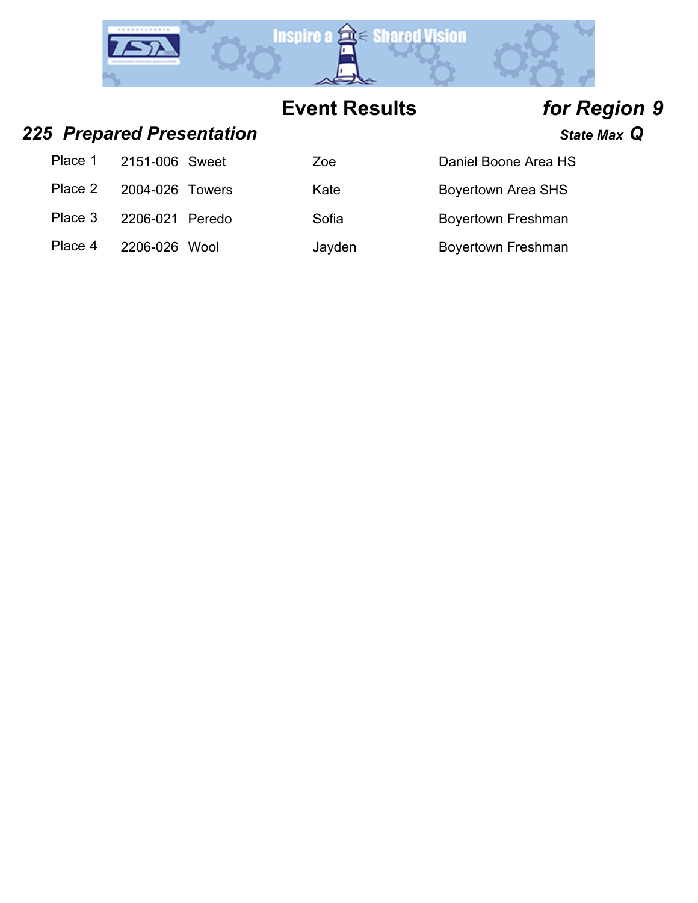# Event Results *for Region 9*

## *225 Prepared Presentation*

*State Max* ***Q***

| Place | ID | Last Name | First Name | School |
|---|---|---|---|---|
| Place 1 | 2151-006 | Sweet | Zoe | Daniel Boone Area HS |
| Place 2 | 2004-026 | Towers | Kate | Boyertown Area SHS |
| Place 3 | 2206-021 | Peredo | Sofia | Boyertown Freshman |
| Place 4 | 2206-026 | Wool | Jayden | Boyertown Freshman |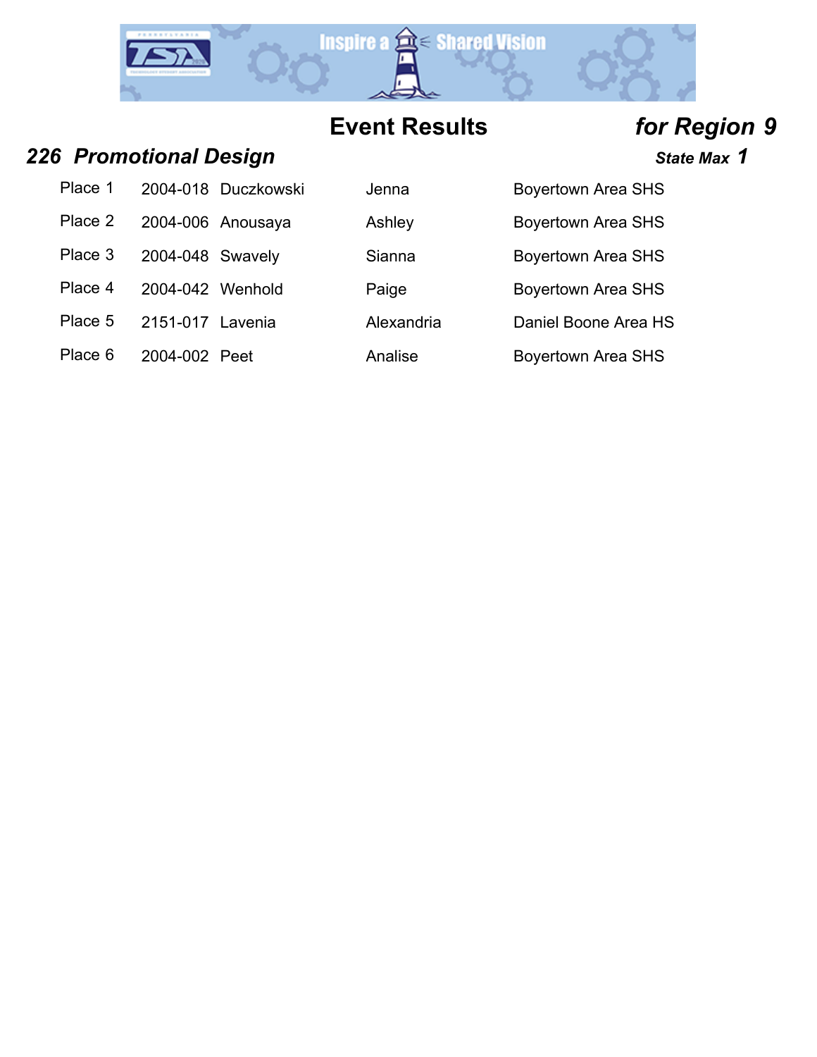## Event Results *for Region 9*

### *226 Promotional Design*

***State Max 1***

| Place | ID | Last Name | First Name | School |
|---|---|---|---|---|
| Place 1 | 2004-018 | Duczkowski | Jenna | Boyertown Area SHS |
| Place 2 | 2004-006 | Anousaya | Ashley | Boyertown Area SHS |
| Place 3 | 2004-048 | Swavely | Sianna | Boyertown Area SHS |
| Place 4 | 2004-042 | Wenhold | Paige | Boyertown Area SHS |
| Place 5 | 2151-017 | Lavenia | Alexandria | Daniel Boone Area HS |
| Place 6 | 2004-002 | Peet | Analise | Boyertown Area SHS |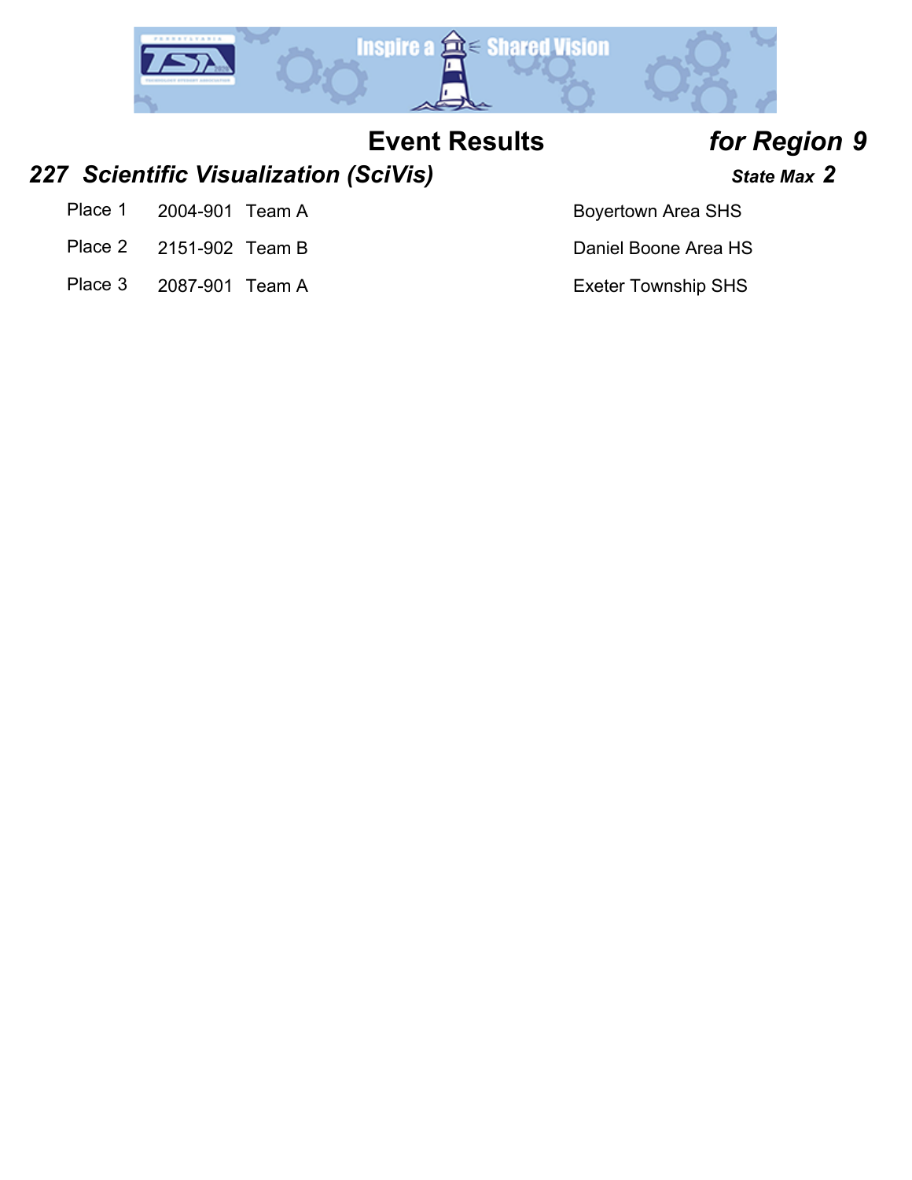# Event Results *for Region 9*

## *227 Scientific Visualization (SciVis)* — *State Max 2*

| Place | ID | Team | School |
|---|---|---|---|
| Place 1 | 2004-901 | Team A | Boyertown Area SHS |
| Place 2 | 2151-902 | Team B | Daniel Boone Area HS |
| Place 3 | 2087-901 | Team A | Exeter Township SHS |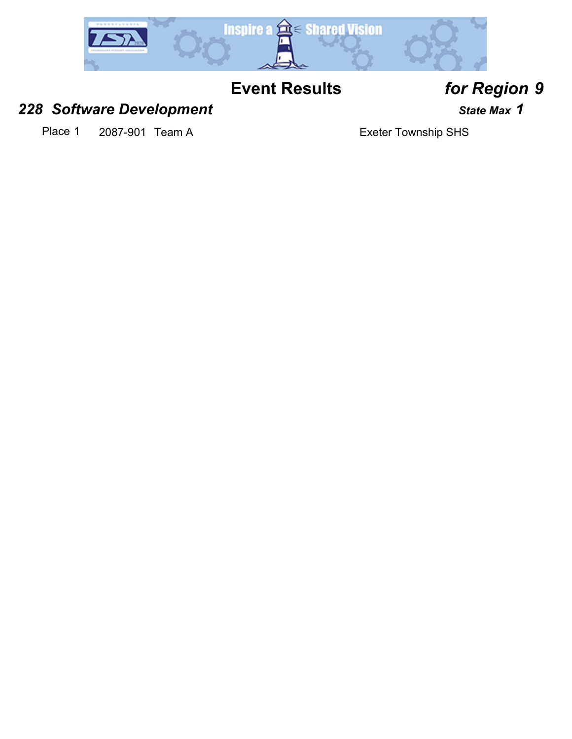# Event Results *for Region 9*

## *228 Software Development* *State Max 1*

| Place | ID | Team | School |
|---|---|---|---|
| Place 1 | 2087-901 | Team A | Exeter Township SHS |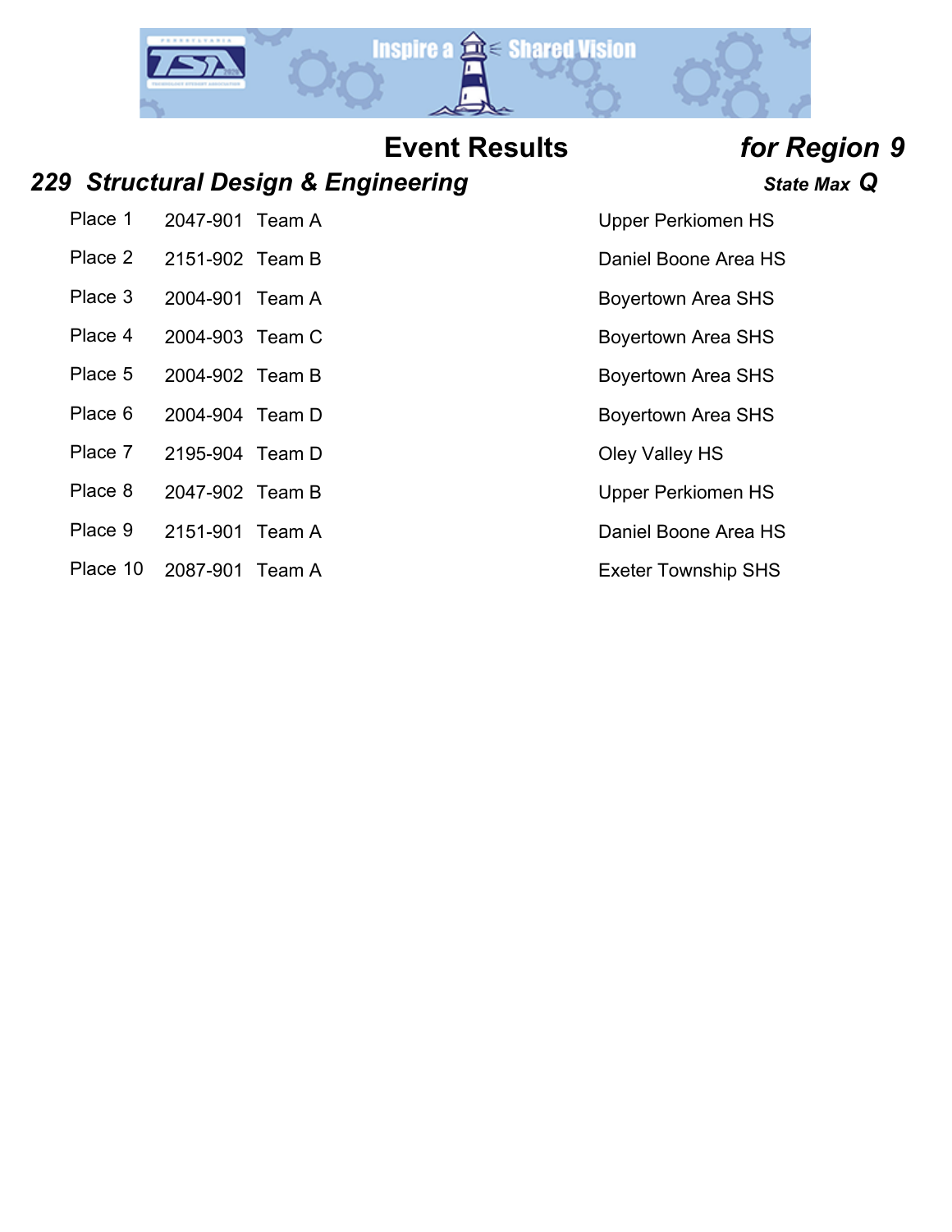# Event Results *for Region 9*

## *229 Structural Design & Engineering*

***State Max Q***

| Place | ID | Team | School |
|---|---|---|---|
| Place 1 | 2047-901 | Team A | Upper Perkiomen HS |
| Place 2 | 2151-902 | Team B | Daniel Boone Area HS |
| Place 3 | 2004-901 | Team A | Boyertown Area SHS |
| Place 4 | 2004-903 | Team C | Boyertown Area SHS |
| Place 5 | 2004-902 | Team B | Boyertown Area SHS |
| Place 6 | 2004-904 | Team D | Boyertown Area SHS |
| Place 7 | 2195-904 | Team D | Oley Valley HS |
| Place 8 | 2047-902 | Team B | Upper Perkiomen HS |
| Place 9 | 2151-901 | Team A | Daniel Boone Area HS |
| Place 10 | 2087-901 | Team A | Exeter Township SHS |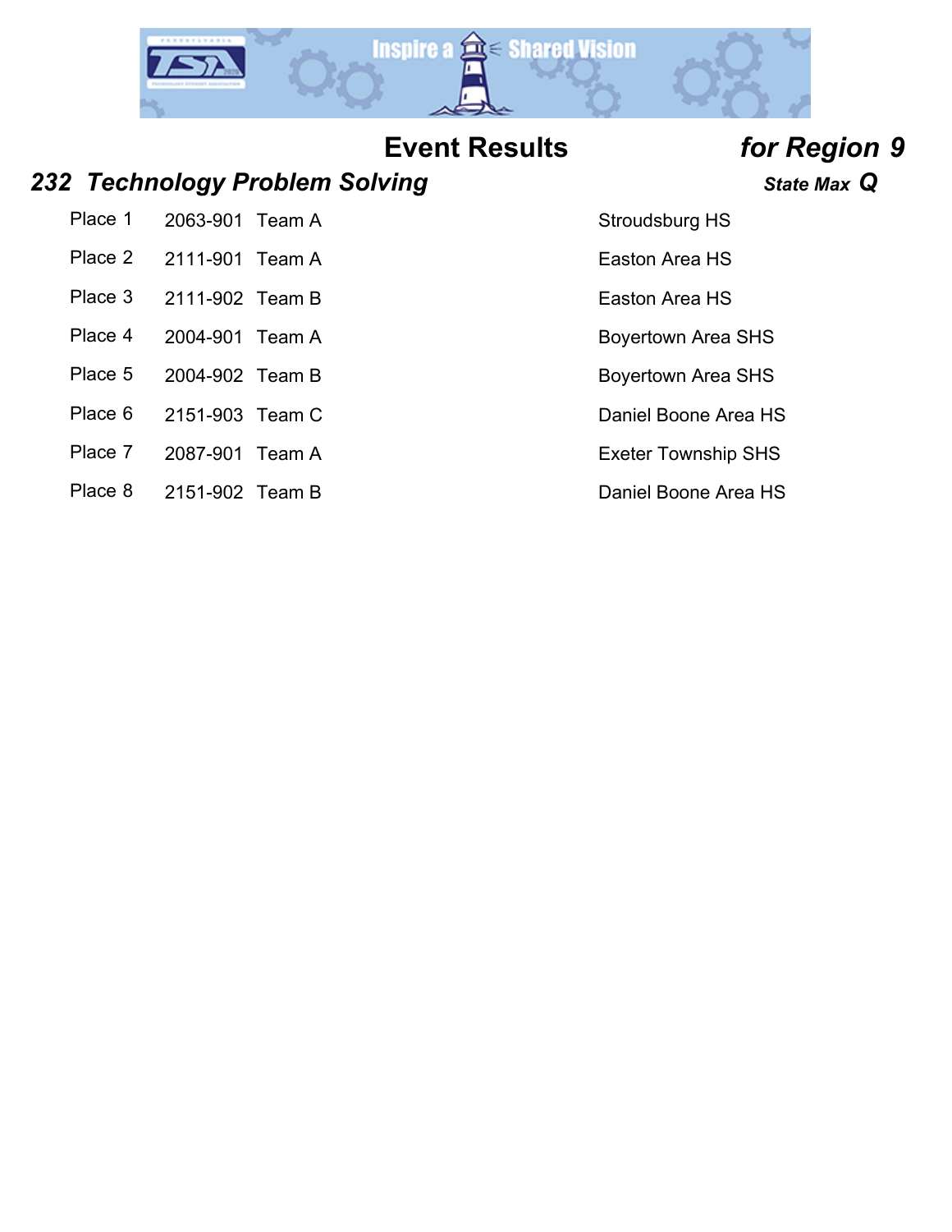# Event Results *for Region 9*

## *232 Technology Problem Solving*

***State Max Q***

| Place | ID | Team | School |
|---|---|---|---|
| Place 1 | 2063-901 | Team A | Stroudsburg HS |
| Place 2 | 2111-901 | Team A | Easton Area HS |
| Place 3 | 2111-902 | Team B | Easton Area HS |
| Place 4 | 2004-901 | Team A | Boyertown Area SHS |
| Place 5 | 2004-902 | Team B | Boyertown Area SHS |
| Place 6 | 2151-903 | Team C | Daniel Boone Area HS |
| Place 7 | 2087-901 | Team A | Exeter Township SHS |
| Place 8 | 2151-902 | Team B | Daniel Boone Area HS |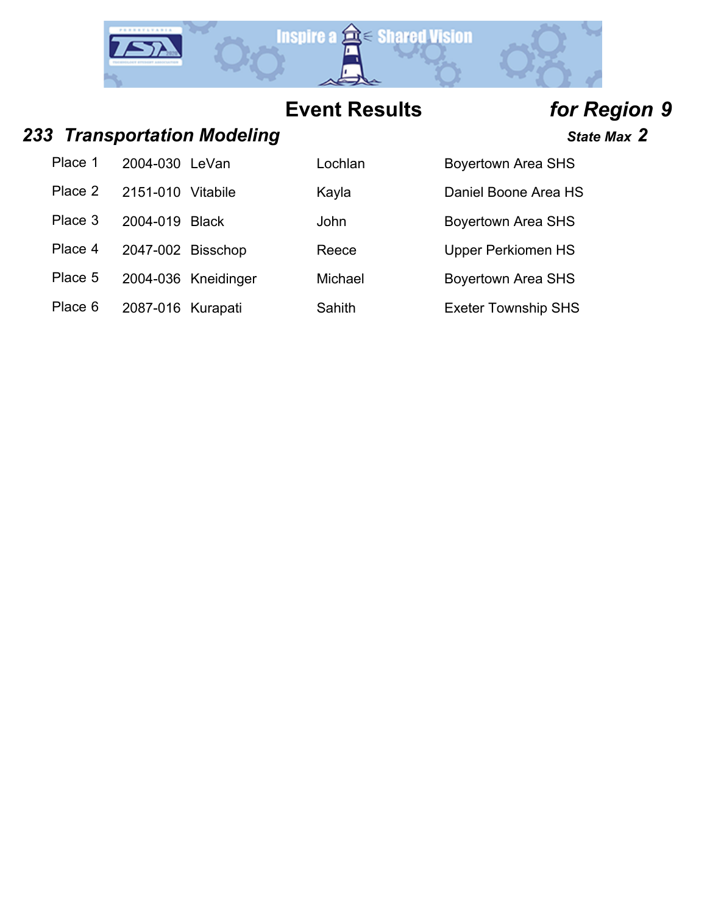# Event Results *for Region 9*

## *233 Transportation Modeling*

***State Max 2***

| Place | ID | Last Name | First Name | School |
|---|---|---|---|---|
| Place 1 | 2004-030 | LeVan | Lochlan | Boyertown Area SHS |
| Place 2 | 2151-010 | Vitabile | Kayla | Daniel Boone Area HS |
| Place 3 | 2004-019 | Black | John | Boyertown Area SHS |
| Place 4 | 2047-002 | Bisschop | Reece | Upper Perkiomen HS |
| Place 5 | 2004-036 | Kneidinger | Michael | Boyertown Area SHS |
| Place 6 | 2087-016 | Kurapati | Sahith | Exeter Township SHS |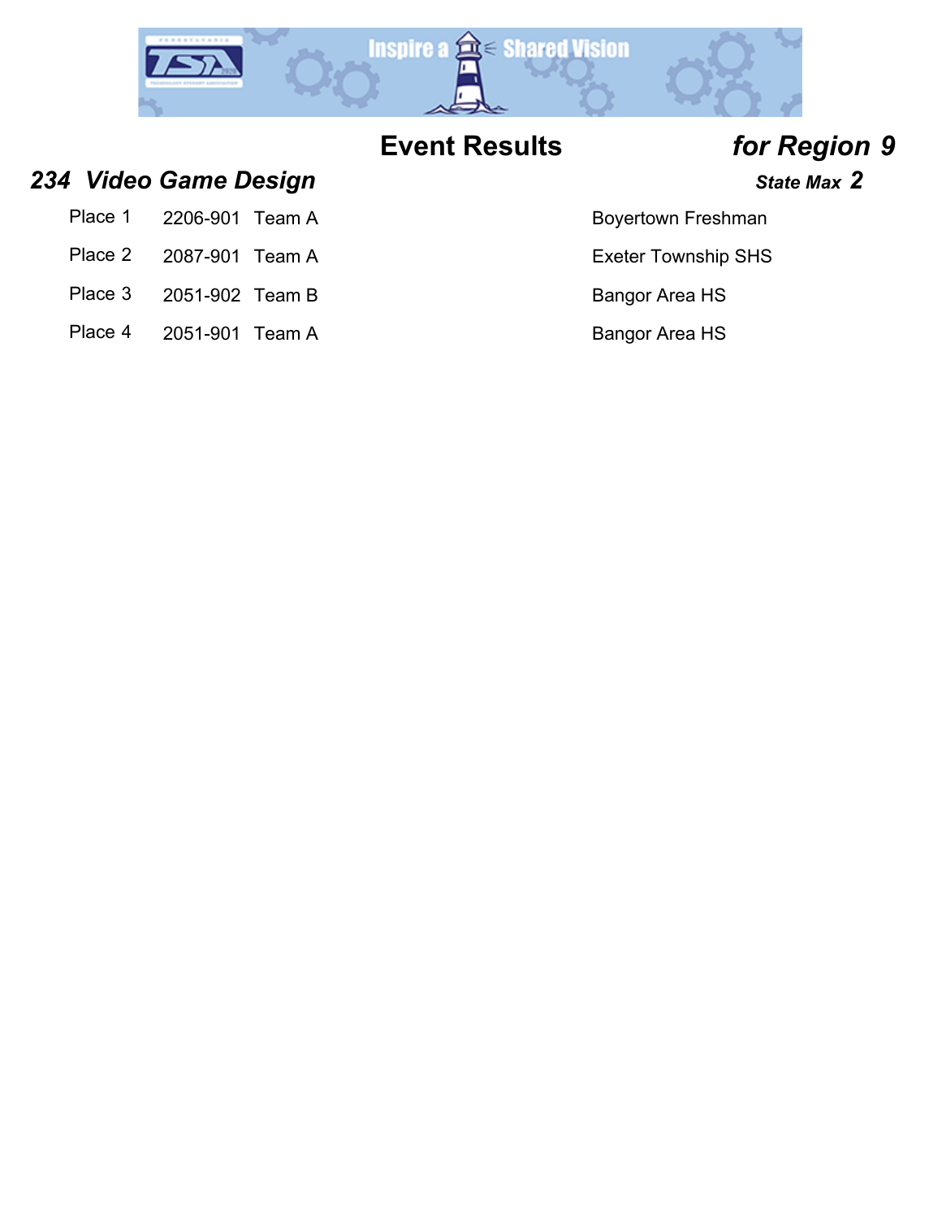# Event Results

***for Region 9***

## *234 Video Game Design*

***State Max 2***

| Place | ID | Team | School |
|---|---|---|---|
| Place 1 | 2206-901 | Team A | Boyertown Freshman |
| Place 2 | 2087-901 | Team A | Exeter Township SHS |
| Place 3 | 2051-902 | Team B | Bangor Area HS |
| Place 4 | 2051-901 | Team A | Bangor Area HS |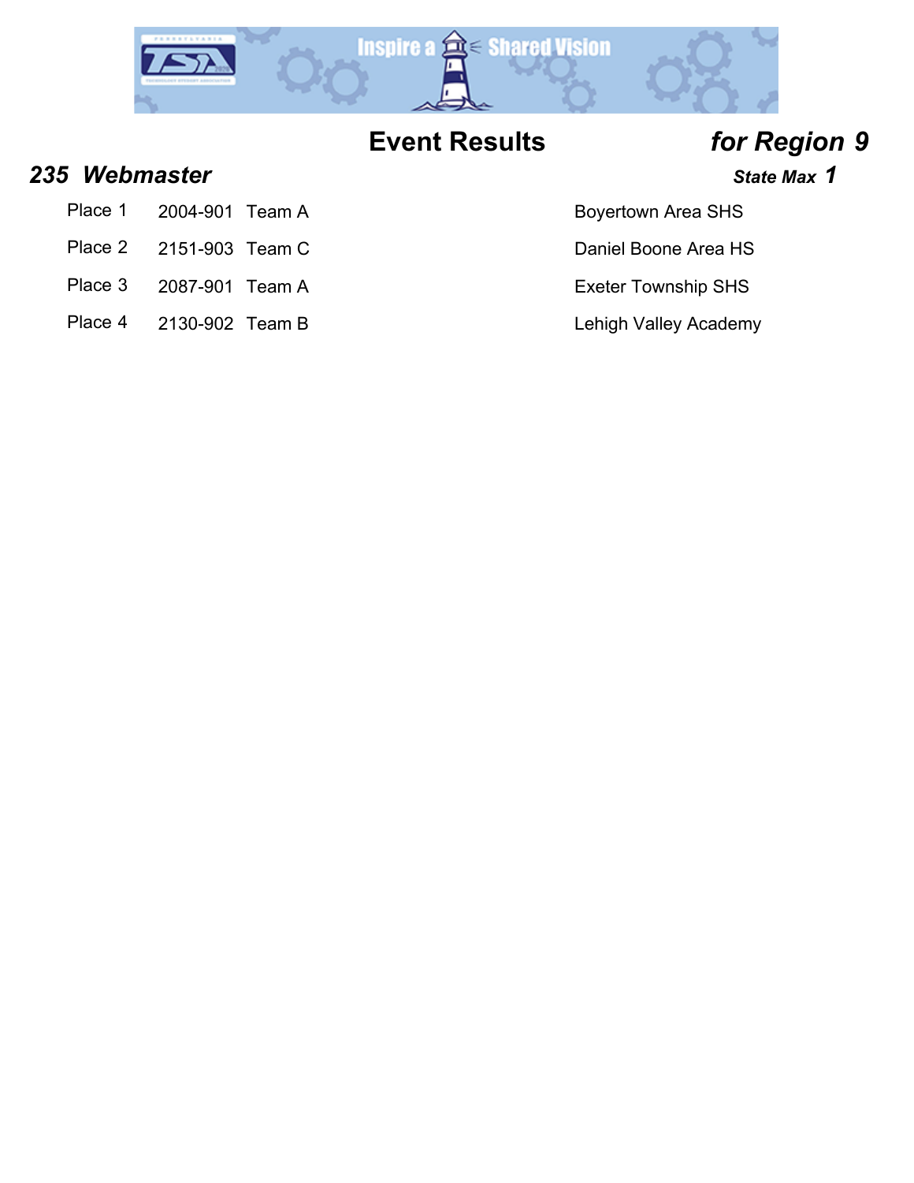# Event Results *for Region 9*

## *235 Webmaster*

***State Max 1***

| Place | ID | Team | School |
|---|---|---|---|
| Place 1 | 2004-901 | Team A | Boyertown Area SHS |
| Place 2 | 2151-903 | Team C | Daniel Boone Area HS |
| Place 3 | 2087-901 | Team A | Exeter Township SHS |
| Place 4 | 2130-902 | Team B | Lehigh Valley Academy |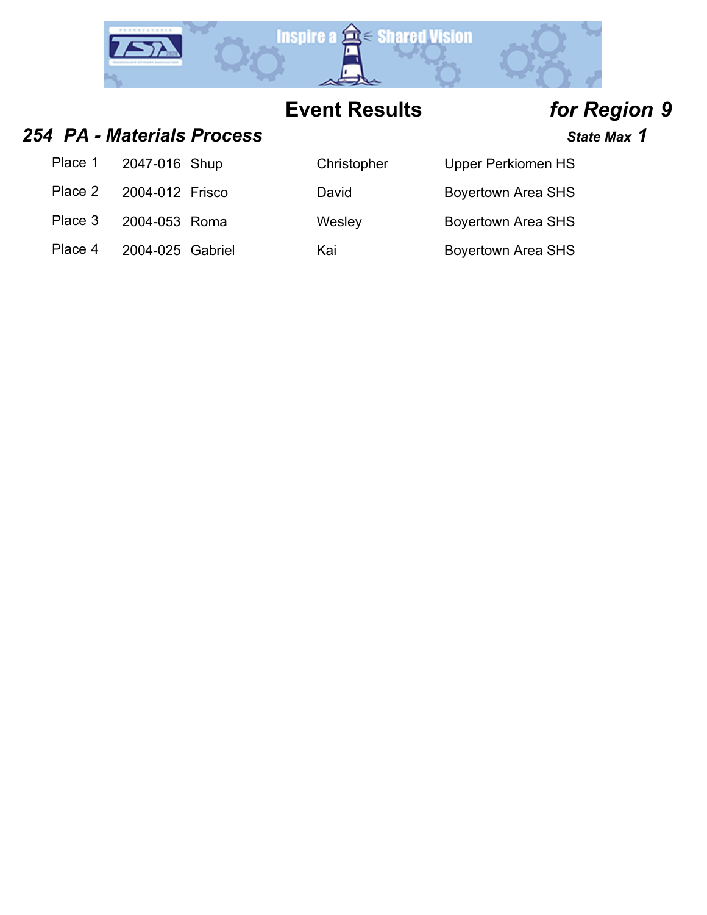# Event Results *for Region 9*

## *254 PA - Materials Process*

***State Max 1***

| Place | ID | Last Name | First Name | School |
|---|---|---|---|---|
| Place 1 | 2047-016 | Shup | Christopher | Upper Perkiomen HS |
| Place 2 | 2004-012 | Frisco | David | Boyertown Area SHS |
| Place 3 | 2004-053 | Roma | Wesley | Boyertown Area SHS |
| Place 4 | 2004-025 | Gabriel | Kai | Boyertown Area SHS |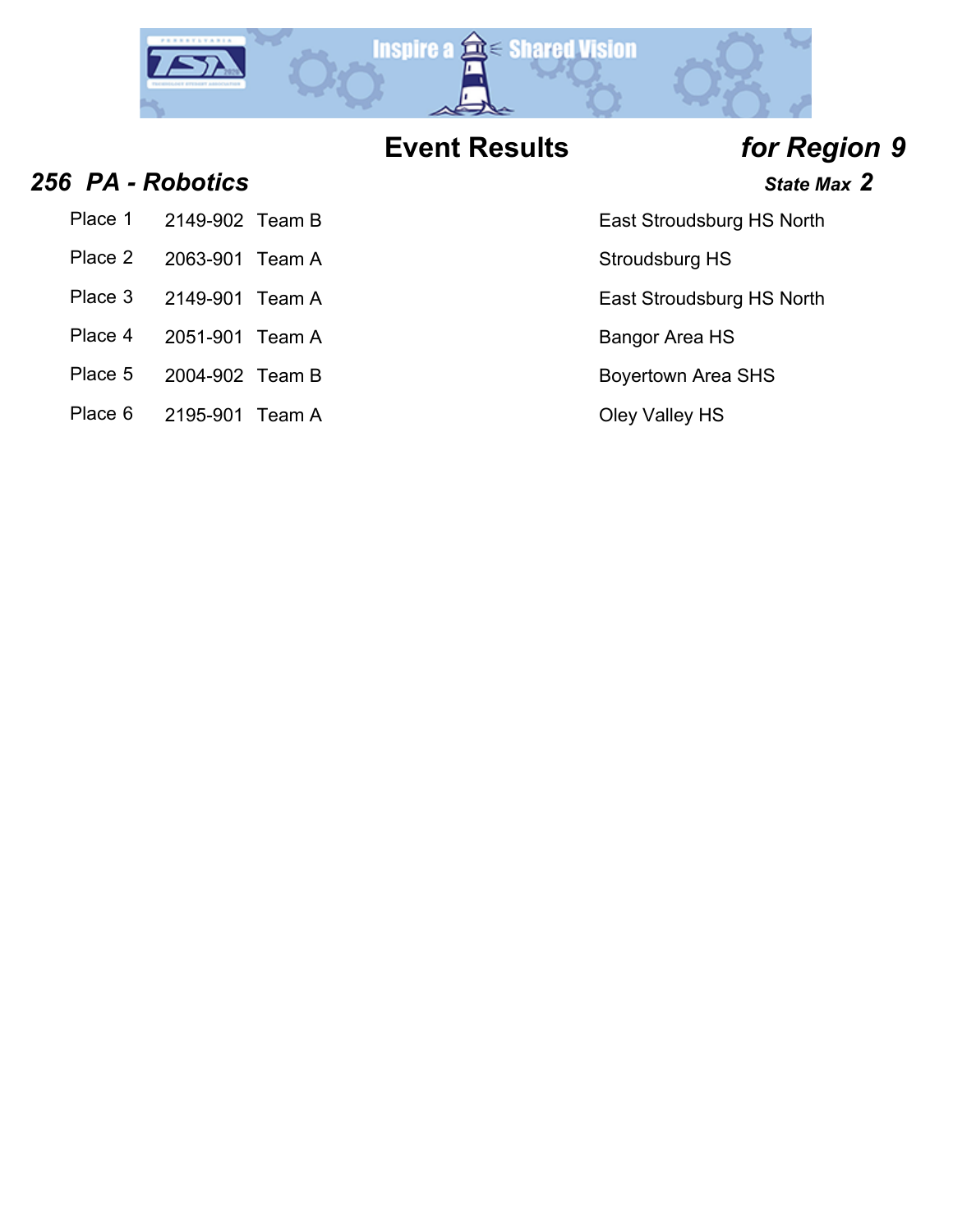# Event Results *for Region 9*

## *256 PA - Robotics*

***State Max 2***

| Place | ID | Team | School |
|---|---|---|---|
| Place 1 | 2149-902 | Team B | East Stroudsburg HS North |
| Place 2 | 2063-901 | Team A | Stroudsburg HS |
| Place 3 | 2149-901 | Team A | East Stroudsburg HS North |
| Place 4 | 2051-901 | Team A | Bangor Area HS |
| Place 5 | 2004-902 | Team B | Boyertown Area SHS |
| Place 6 | 2195-901 | Team A | Oley Valley HS |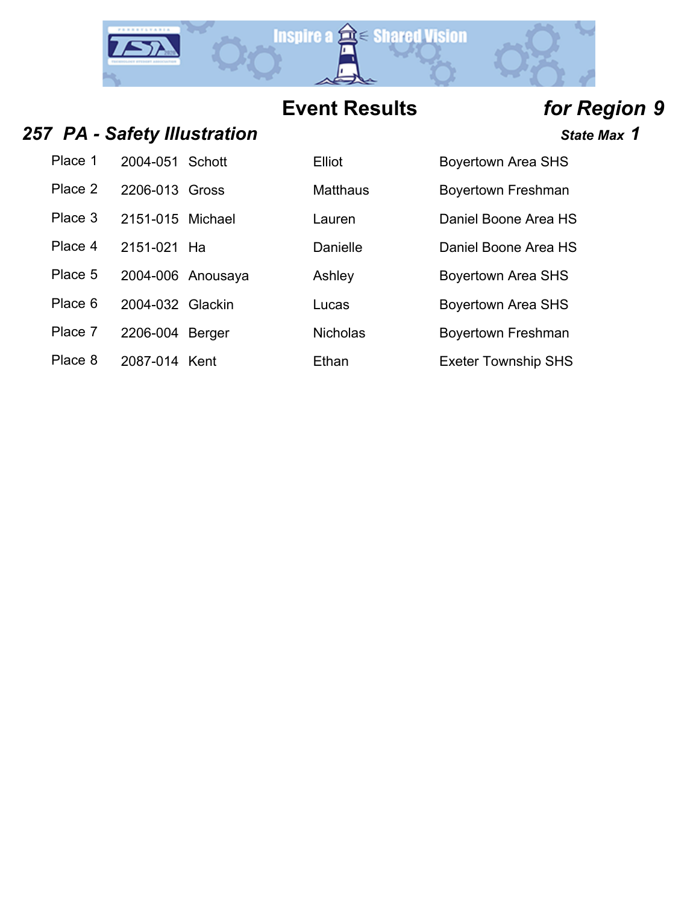## Event Results *for Region 9*

### *257 PA - Safety Illustration*

***State Max 1***

| Place | ID | Last Name | First Name | School |
|---|---|---|---|---|
| Place 1 | 2004-051 | Schott | Elliot | Boyertown Area SHS |
| Place 2 | 2206-013 | Gross | Matthaus | Boyertown Freshman |
| Place 3 | 2151-015 | Michael | Lauren | Daniel Boone Area HS |
| Place 4 | 2151-021 | Ha | Danielle | Daniel Boone Area HS |
| Place 5 | 2004-006 | Anousaya | Ashley | Boyertown Area SHS |
| Place 6 | 2004-032 | Glackin | Lucas | Boyertown Area SHS |
| Place 7 | 2206-004 | Berger | Nicholas | Boyertown Freshman |
| Place 8 | 2087-014 | Kent | Ethan | Exeter Township SHS |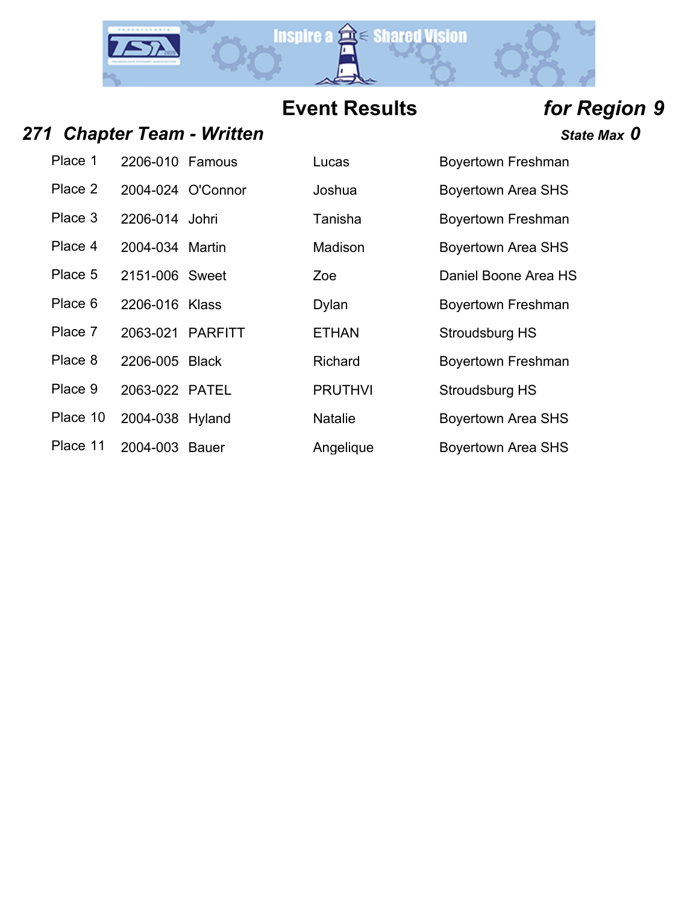## Event Results *for Region 9*

### *271 Chapter Team - Written*

***State Max 0***

| Place | ID | Last Name | First Name | School |
|---|---|---|---|---|
| Place 1 | 2206-010 | Famous | Lucas | Boyertown Freshman |
| Place 2 | 2004-024 | O'Connor | Joshua | Boyertown Area SHS |
| Place 3 | 2206-014 | Johri | Tanisha | Boyertown Freshman |
| Place 4 | 2004-034 | Martin | Madison | Boyertown Area SHS |
| Place 5 | 2151-006 | Sweet | Zoe | Daniel Boone Area HS |
| Place 6 | 2206-016 | Klass | Dylan | Boyertown Freshman |
| Place 7 | 2063-021 | PARFITT | ETHAN | Stroudsburg HS |
| Place 8 | 2206-005 | Black | Richard | Boyertown Freshman |
| Place 9 | 2063-022 | PATEL | PRUTHVI | Stroudsburg HS |
| Place 10 | 2004-038 | Hyland | Natalie | Boyertown Area SHS |
| Place 11 | 2004-003 | Bauer | Angelique | Boyertown Area SHS |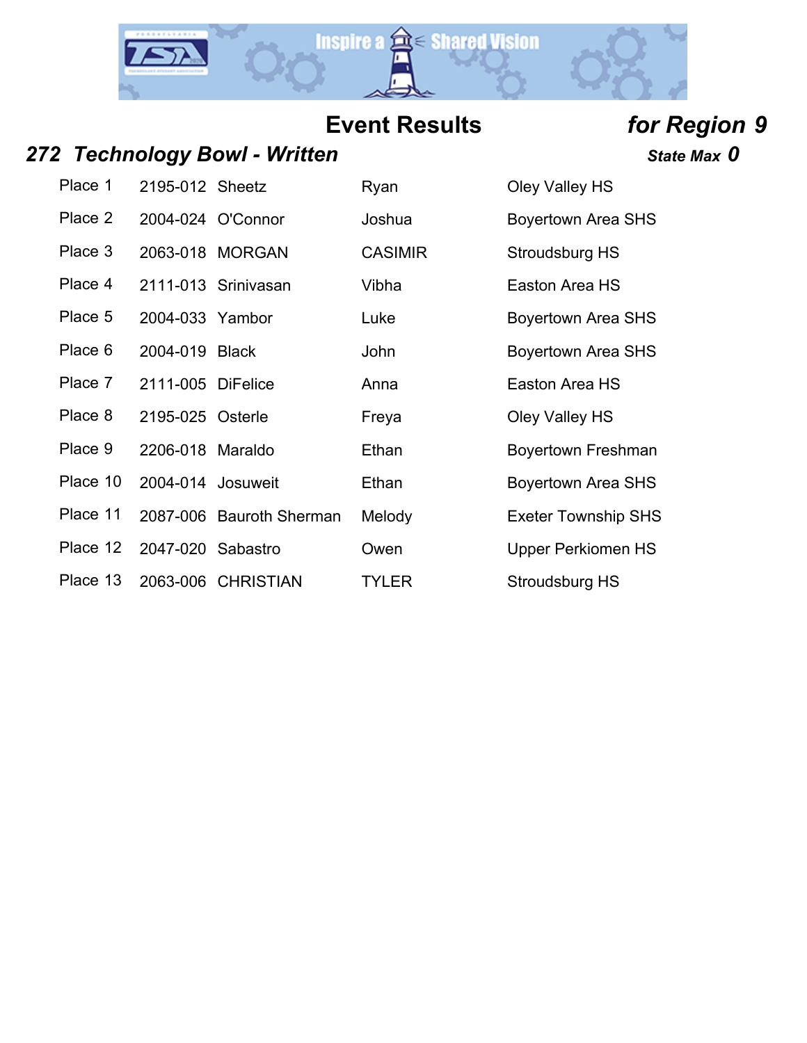# Event Results *for Region 9*

## *272 Technology Bowl - Written*

***State Max 0***

| | | | | |
|---|---|---|---|---|
| Place 1 | 2195-012 | Sheetz | Ryan | Oley Valley HS |
| Place 2 | 2004-024 | O'Connor | Joshua | Boyertown Area SHS |
| Place 3 | 2063-018 | MORGAN | CASIMIR | Stroudsburg HS |
| Place 4 | 2111-013 | Srinivasan | Vibha | Easton Area HS |
| Place 5 | 2004-033 | Yambor | Luke | Boyertown Area SHS |
| Place 6 | 2004-019 | Black | John | Boyertown Area SHS |
| Place 7 | 2111-005 | DiFelice | Anna | Easton Area HS |
| Place 8 | 2195-025 | Osterle | Freya | Oley Valley HS |
| Place 9 | 2206-018 | Maraldo | Ethan | Boyertown Freshman |
| Place 10 | 2004-014 | Josuweit | Ethan | Boyertown Area SHS |
| Place 11 | 2087-006 | Bauroth Sherman | Melody | Exeter Township SHS |
| Place 12 | 2047-020 | Sabastro | Owen | Upper Perkiomen HS |
| Place 13 | 2063-006 | CHRISTIAN | TYLER | Stroudsburg HS |